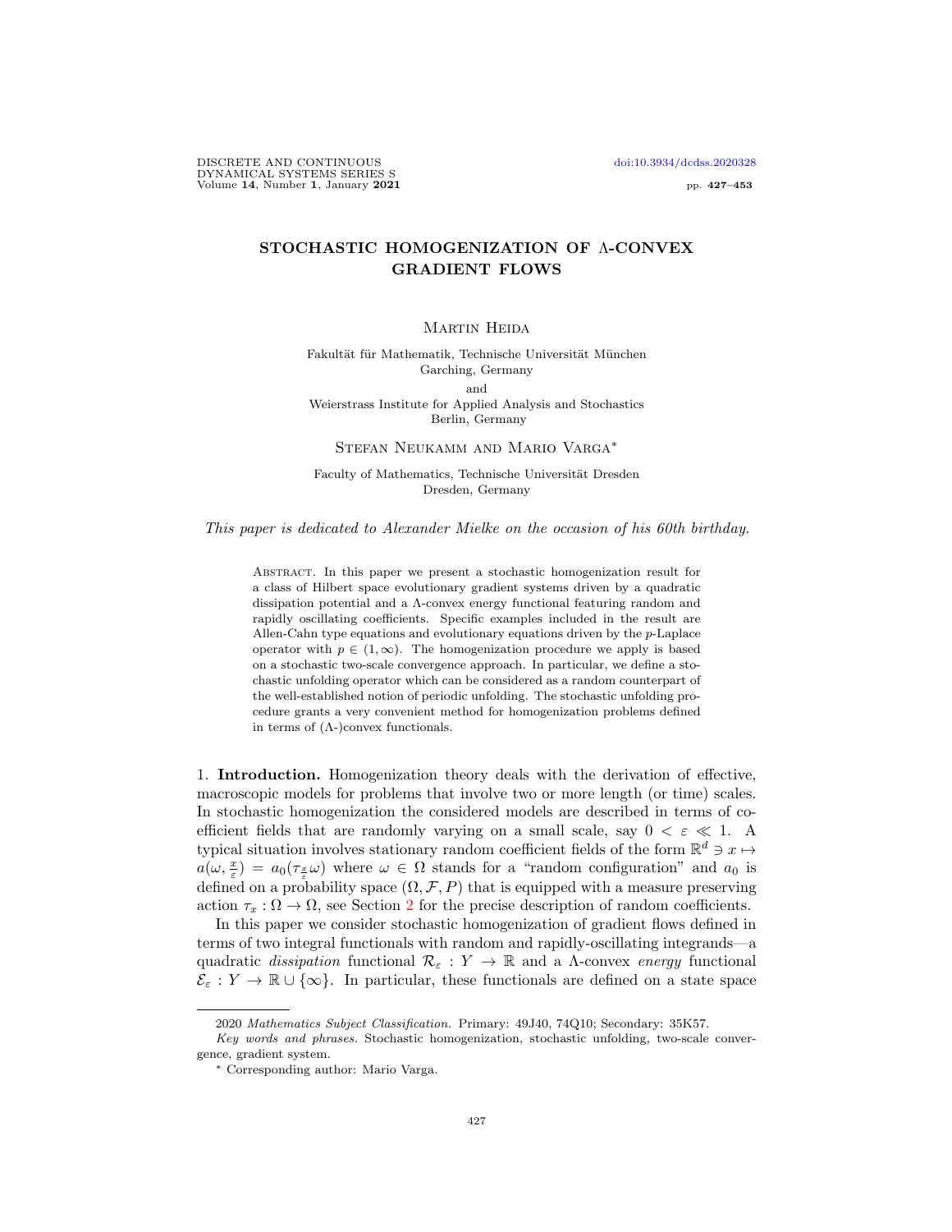# STOCHASTIC HOMOGENIZATION OF Λ-CONVEX GRADIENT FLOWS

Martin Heida

Fakultät für Mathematik, Technische Universität München
Garching, Germany

and

Weierstrass Institute for Applied Analysis and Stochastics
Berlin, Germany

Stefan Neukamm and Mario Varga*

Faculty of Mathematics, Technische Universität Dresden
Dresden, Germany

*This paper is dedicated to Alexander Mielke on the occasion of his 60th birthday.*

Abstract. In this paper we present a stochastic homogenization result for a class of Hilbert space evolutionary gradient systems driven by a quadratic dissipation potential and a Λ-convex energy functional featuring random and rapidly oscillating coefficients. Specific examples included in the result are Allen-Cahn type equations and evolutionary equations driven by the $p$-Laplace operator with $p \in (1, \infty)$. The homogenization procedure we apply is based on a stochastic two-scale convergence approach. In particular, we define a stochastic unfolding operator which can be considered as a random counterpart of the well-established notion of periodic unfolding. The stochastic unfolding procedure grants a very convenient method for homogenization problems defined in terms of (Λ-)convex functionals.

1. **Introduction.** Homogenization theory deals with the derivation of effective, macroscopic models for problems that involve two or more length (or time) scales. In stochastic homogenization the considered models are described in terms of coefficient fields that are randomly varying on a small scale, say $0 < \varepsilon \ll 1$. A typical situation involves stationary random coefficient fields of the form $\mathbb{R}^d \ni x \mapsto a(\omega, \frac{x}{\varepsilon}) = a_0(\tau_{\frac{x}{\varepsilon}}\omega)$ where $\omega \in \Omega$ stands for a "random configuration" and $a_0$ is defined on a probability space $(\Omega, \mathcal{F}, P)$ that is equipped with a measure preserving action $\tau_x : \Omega \to \Omega$, see Section 2 for the precise description of random coefficients.

In this paper we consider stochastic homogenization of gradient flows defined in terms of two integral functionals with random and rapidly-oscillating integrands—a quadratic *dissipation* functional $\mathcal{R}_\varepsilon : Y \to \mathbb{R}$ and a Λ-convex *energy* functional $\mathcal{E}_\varepsilon : Y \to \mathbb{R} \cup \{\infty\}$. In particular, these functionals are defined on a state space

---

2020 *Mathematics Subject Classification.* Primary: 49J40, 74Q10; Secondary: 35K57.

*Key words and phrases.* Stochastic homogenization, stochastic unfolding, two-scale convergence, gradient system.

* Corresponding author: Mario Varga.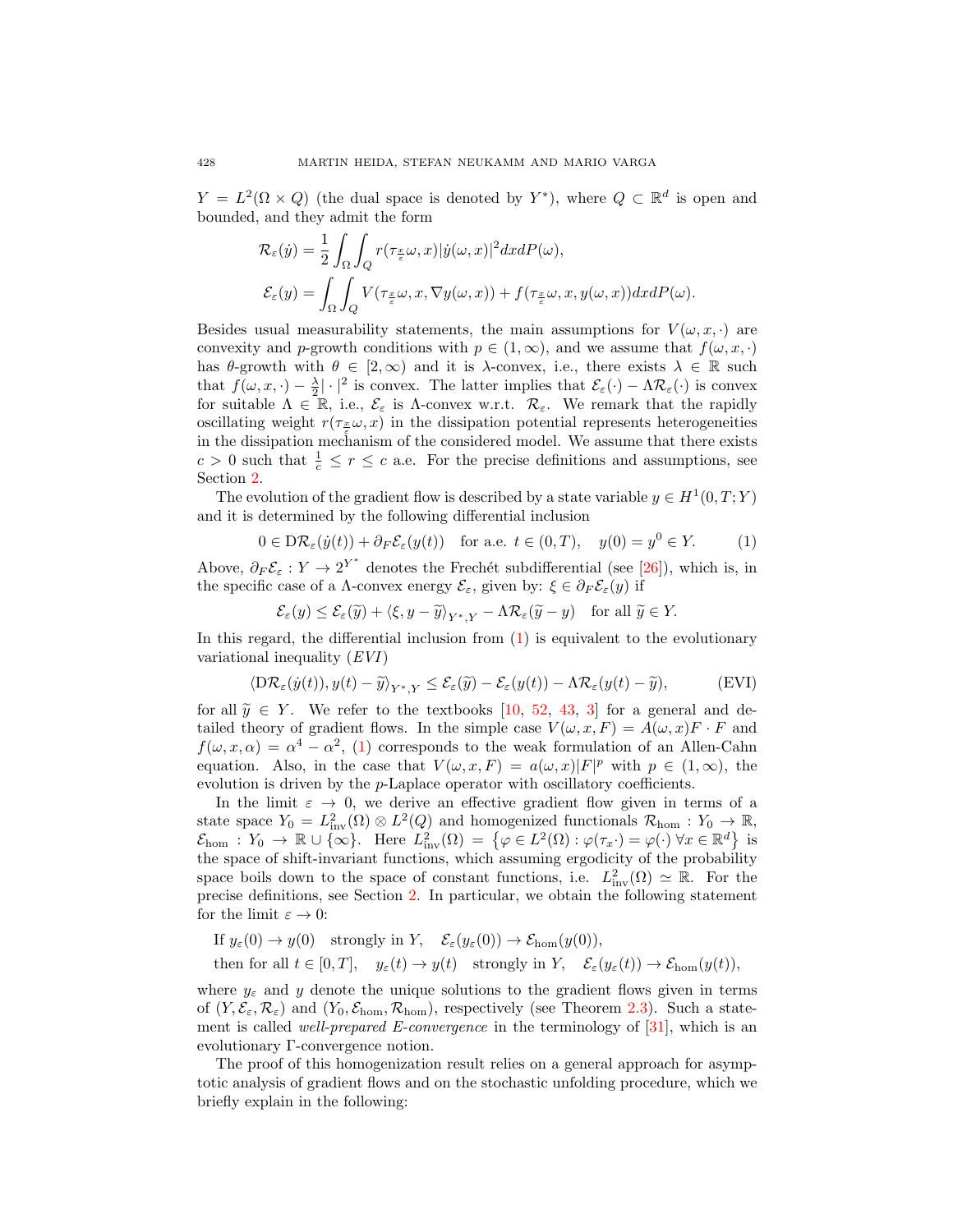$Y = L^2(\Omega \times Q)$ (the dual space is denoted by $Y^*$), where $Q \subset \mathbb{R}^d$ is open and bounded, and they admit the form

$$\mathcal{R}_\varepsilon(\dot{y}) = \frac{1}{2}\int_\Omega \int_Q r(\tau_{\frac{x}{\varepsilon}}\omega, x)|\dot{y}(\omega,x)|^2 dx dP(\omega),$$

$$\mathcal{E}_\varepsilon(y) = \int_\Omega \int_Q V(\tau_{\frac{x}{\varepsilon}}\omega, x, \nabla y(\omega,x)) + f(\tau_{\frac{x}{\varepsilon}}\omega, x, y(\omega,x)) dx dP(\omega).$$

Besides usual measurability statements, the main assumptions for $V(\omega, x, \cdot)$ are convexity and $p$-growth conditions with $p \in (1,\infty)$, and we assume that $f(\omega,x,\cdot)$ has $\theta$-growth with $\theta \in [2,\infty)$ and it is $\lambda$-convex, i.e., there exists $\lambda \in \mathbb{R}$ such that $f(\omega,x,\cdot) - \frac{\lambda}{2}|\cdot|^2$ is convex. The latter implies that $\mathcal{E}_\varepsilon(\cdot) - \Lambda\mathcal{R}_\varepsilon(\cdot)$ is convex for suitable $\Lambda \in \mathbb{R}$, i.e., $\mathcal{E}_\varepsilon$ is $\Lambda$-convex w.r.t. $\mathcal{R}_\varepsilon$. We remark that the rapidly oscillating weight $r(\tau_{\frac{x}{\varepsilon}}\omega, x)$ in the dissipation potential represents heterogeneities in the dissipation mechanism of the considered model. We assume that there exists $c > 0$ such that $\frac{1}{c} \leq r \leq c$ a.e. For the precise definitions and assumptions, see Section 2.

The evolution of the gradient flow is described by a state variable $y \in H^1(0,T;Y)$ and it is determined by the following differential inclusion

$$0 \in \mathrm{D}\mathcal{R}_\varepsilon(\dot{y}(t)) + \partial_F \mathcal{E}_\varepsilon(y(t)) \quad \text{for a.e. } t \in (0,T), \quad y(0) = y^0 \in Y. \tag{1}$$

Above, $\partial_F\mathcal{E}_\varepsilon : Y \to 2^{Y^*}$ denotes the Fréchet subdifferential (see [26]), which is, in the specific case of a $\Lambda$-convex energy $\mathcal{E}_\varepsilon$, given by: $\xi \in \partial_F \mathcal{E}_\varepsilon(y)$ if

$$\mathcal{E}_\varepsilon(y) \leq \mathcal{E}_\varepsilon(\widetilde{y}) + \langle \xi, y - \widetilde{y}\rangle_{Y^*,Y} - \Lambda\mathcal{R}_\varepsilon(\widetilde{y} - y) \quad \text{for all } \widetilde{y} \in Y.$$

In this regard, the differential inclusion from (1) is equivalent to the evolutionary variational inequality ($EVI$)

$$\langle \mathrm{D}\mathcal{R}_\varepsilon(\dot{y}(t)), y(t) - \widetilde{y}\rangle_{Y^*,Y} \leq \mathcal{E}_\varepsilon(\widetilde{y}) - \mathcal{E}_\varepsilon(y(t)) - \Lambda\mathcal{R}_\varepsilon(y(t) - \widetilde{y}), \tag{EVI}$$

for all $\widetilde{y} \in Y$. We refer to the textbooks [10, 52, 43, 3] for a general and detailed theory of gradient flows. In the simple case $V(\omega,x,F) = A(\omega,x)F \cdot F$ and $f(\omega,x,\alpha) = \alpha^4 - \alpha^2$, (1) corresponds to the weak formulation of an Allen-Cahn equation. Also, in the case that $V(\omega,x,F) = a(\omega,x)|F|^p$ with $p \in (1,\infty)$, the evolution is driven by the $p$-Laplace operator with oscillatory coefficients.

In the limit $\varepsilon \to 0$, we derive an effective gradient flow given in terms of a state space $Y_0 = L^2_{\mathrm{inv}}(\Omega) \otimes L^2(Q)$ and homogenized functionals $\mathcal{R}_{\mathrm{hom}} : Y_0 \to \mathbb{R}$, $\mathcal{E}_{\mathrm{hom}} : Y_0 \to \mathbb{R} \cup \{\infty\}$. Here $L^2_{\mathrm{inv}}(\Omega) = \{\varphi \in L^2(\Omega) : \varphi(\tau_x \cdot) = \varphi(\cdot)\ \forall x \in \mathbb{R}^d\}$ is the space of shift-invariant functions, which assuming ergodicity of the probability space boils down to the space of constant functions, i.e. $L^2_{\mathrm{inv}}(\Omega) \simeq \mathbb{R}$. For the precise definitions, see Section 2. In particular, we obtain the following statement for the limit $\varepsilon \to 0$:

$$\begin{aligned}
&\text{If } y_\varepsilon(0) \to y(0) \quad \text{strongly in } Y, \quad \mathcal{E}_\varepsilon(y_\varepsilon(0)) \to \mathcal{E}_{\mathrm{hom}}(y(0)),\\
&\text{then for all } t \in [0,T], \quad y_\varepsilon(t) \to y(t) \quad \text{strongly in } Y, \quad \mathcal{E}_\varepsilon(y_\varepsilon(t)) \to \mathcal{E}_{\mathrm{hom}}(y(t)),
\end{aligned}$$

where $y_\varepsilon$ and $y$ denote the unique solutions to the gradient flows given in terms of $(Y, \mathcal{E}_\varepsilon, \mathcal{R}_\varepsilon)$ and $(Y_0, \mathcal{E}_{\mathrm{hom}}, \mathcal{R}_{\mathrm{hom}})$, respectively (see Theorem 2.3). Such a statement is called *well-prepared E-convergence* in the terminology of [31], which is an evolutionary $\Gamma$-convergence notion.

The proof of this homogenization result relies on a general approach for asymptotic analysis of gradient flows and on the stochastic unfolding procedure, which we briefly explain in the following: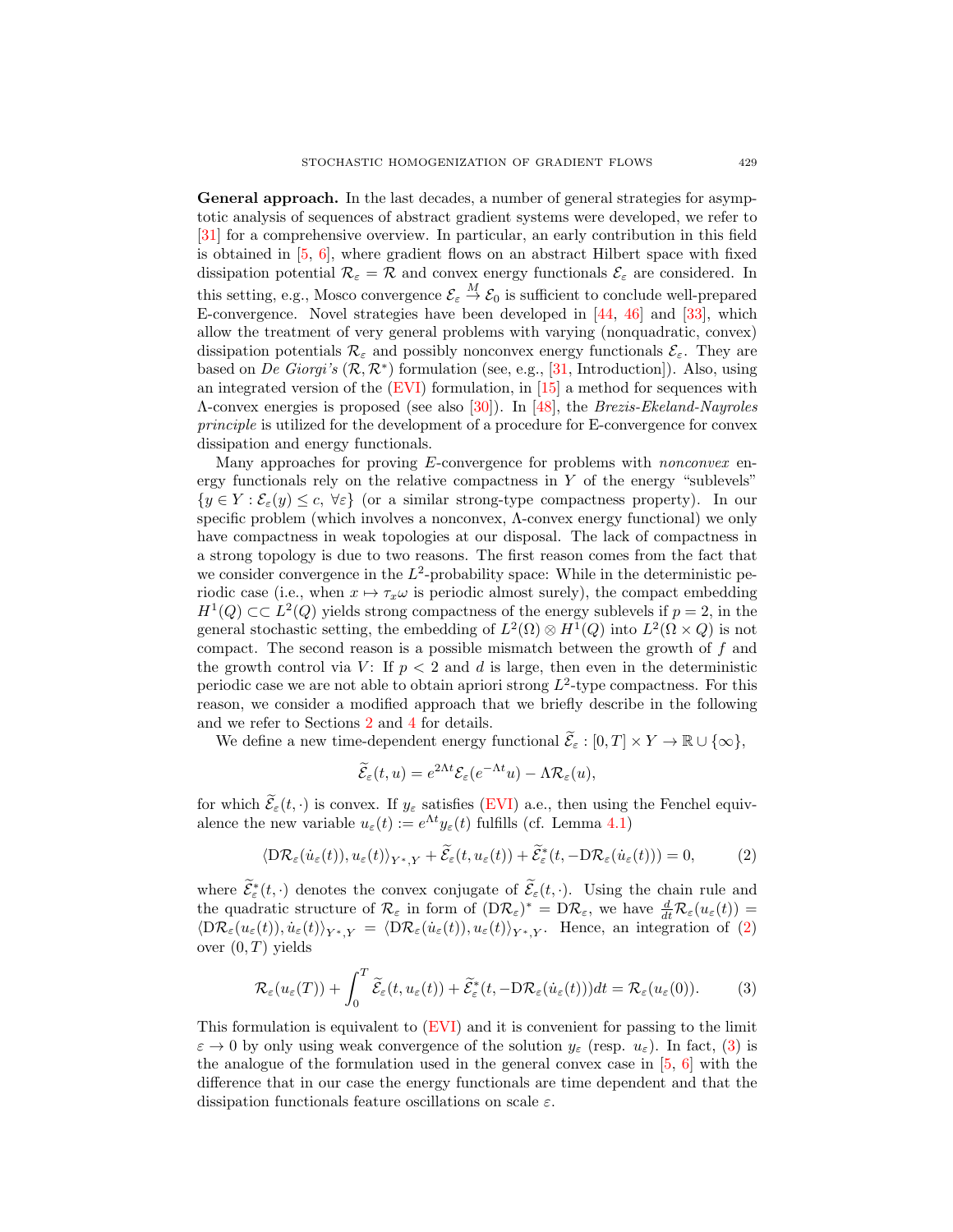**General approach.** In the last decades, a number of general strategies for asymptotic analysis of sequences of abstract gradient systems were developed, we refer to [31] for a comprehensive overview. In particular, an early contribution in this field is obtained in [5, 6], where gradient flows on an abstract Hilbert space with fixed dissipation potential $\mathcal{R}_\varepsilon = \mathcal{R}$ and convex energy functionals $\mathcal{E}_\varepsilon$ are considered. In this setting, e.g., Mosco convergence $\mathcal{E}_\varepsilon \overset{M}{\to} \mathcal{E}_0$ is sufficient to conclude well-prepared E-convergence. Novel strategies have been developed in [44, 46] and [33], which allow the treatment of very general problems with varying (nonquadratic, convex) dissipation potentials $\mathcal{R}_\varepsilon$ and possibly nonconvex energy functionals $\mathcal{E}_\varepsilon$. They are based on *De Giorgi's* $(\mathcal{R}, \mathcal{R}^*)$ formulation (see, e.g., [31, Introduction]). Also, using an integrated version of the (EVI) formulation, in [15] a method for sequences with $\Lambda$-convex energies is proposed (see also [30]). In [48], the *Brezis-Ekeland-Nayroles principle* is utilized for the development of a procedure for E-convergence for convex dissipation and energy functionals.

Many approaches for proving *E*-convergence for problems with *nonconvex* energy functionals rely on the relative compactness in $Y$ of the energy "sublevels" $\{y \in Y : \mathcal{E}_\varepsilon(y) \leq c, \ \forall \varepsilon\}$ (or a similar strong-type compactness property). In our specific problem (which involves a nonconvex, $\Lambda$-convex energy functional) we only have compactness in weak topologies at our disposal. The lack of compactness in a strong topology is due to two reasons. The first reason comes from the fact that we consider convergence in the $L^2$-probability space: While in the deterministic periodic case (i.e., when $x \mapsto \tau_x\omega$ is periodic almost surely), the compact embedding $H^1(Q) \subset\subset L^2(Q)$ yields strong compactness of the energy sublevels if $p = 2$, in the general stochastic setting, the embedding of $L^2(\Omega) \otimes H^1(Q)$ into $L^2(\Omega \times Q)$ is not compact. The second reason is a possible mismatch between the growth of $f$ and the growth control via $V$: If $p < 2$ and $d$ is large, then even in the deterministic periodic case we are not able to obtain apriori strong $L^2$-type compactness. For this reason, we consider a modified approach that we briefly describe in the following and we refer to Sections 2 and 4 for details.

We define a new time-dependent energy functional $\widetilde{\mathcal{E}}_\varepsilon : [0, T] \times Y \to \mathbb{R} \cup \{\infty\}$,

$$\widetilde{\mathcal{E}}_\varepsilon(t, u) = e^{2\Lambda t} \mathcal{E}_\varepsilon(e^{-\Lambda t} u) - \Lambda \mathcal{R}_\varepsilon(u),$$

for which $\widetilde{\mathcal{E}}_\varepsilon(t, \cdot)$ is convex. If $y_\varepsilon$ satisfies (EVI) a.e., then using the Fenchel equivalence the new variable $u_\varepsilon(t) := e^{\Lambda t} y_\varepsilon(t)$ fulfills (cf. Lemma 4.1)

$$\langle \mathrm{D}\mathcal{R}_\varepsilon(\dot{u}_\varepsilon(t)), u_\varepsilon(t) \rangle_{Y^*, Y} + \widetilde{\mathcal{E}}_\varepsilon(t, u_\varepsilon(t)) + \widetilde{\mathcal{E}}_\varepsilon^*(t, -\mathrm{D}\mathcal{R}_\varepsilon(\dot{u}_\varepsilon(t))) = 0, \tag{2}$$

where $\widetilde{\mathcal{E}}_\varepsilon^*(t, \cdot)$ denotes the convex conjugate of $\widetilde{\mathcal{E}}_\varepsilon(t, \cdot)$. Using the chain rule and the quadratic structure of $\mathcal{R}_\varepsilon$ in form of $(\mathrm{D}\mathcal{R}_\varepsilon)^* = \mathrm{D}\mathcal{R}_\varepsilon$, we have $\frac{d}{dt}\mathcal{R}_\varepsilon(u_\varepsilon(t)) = \langle \mathrm{D}\mathcal{R}_\varepsilon(u_\varepsilon(t)), \dot{u}_\varepsilon(t) \rangle_{Y^*, Y} = \langle \mathrm{D}\mathcal{R}_\varepsilon(\dot{u}_\varepsilon(t)), u_\varepsilon(t) \rangle_{Y^*, Y}$. Hence, an integration of (2) over $(0, T)$ yields

$$\mathcal{R}_\varepsilon(u_\varepsilon(T)) + \int_0^T \widetilde{\mathcal{E}}_\varepsilon(t, u_\varepsilon(t)) + \widetilde{\mathcal{E}}_\varepsilon^*(t, -\mathrm{D}\mathcal{R}_\varepsilon(\dot{u}_\varepsilon(t))) dt = \mathcal{R}_\varepsilon(u_\varepsilon(0)). \tag{3}$$

This formulation is equivalent to (EVI) and it is convenient for passing to the limit $\varepsilon \to 0$ by only using weak convergence of the solution $y_\varepsilon$ (resp. $u_\varepsilon$). In fact, (3) is the analogue of the formulation used in the general convex case in [5, 6] with the difference that in our case the energy functionals are time dependent and that the dissipation functionals feature oscillations on scale $\varepsilon$.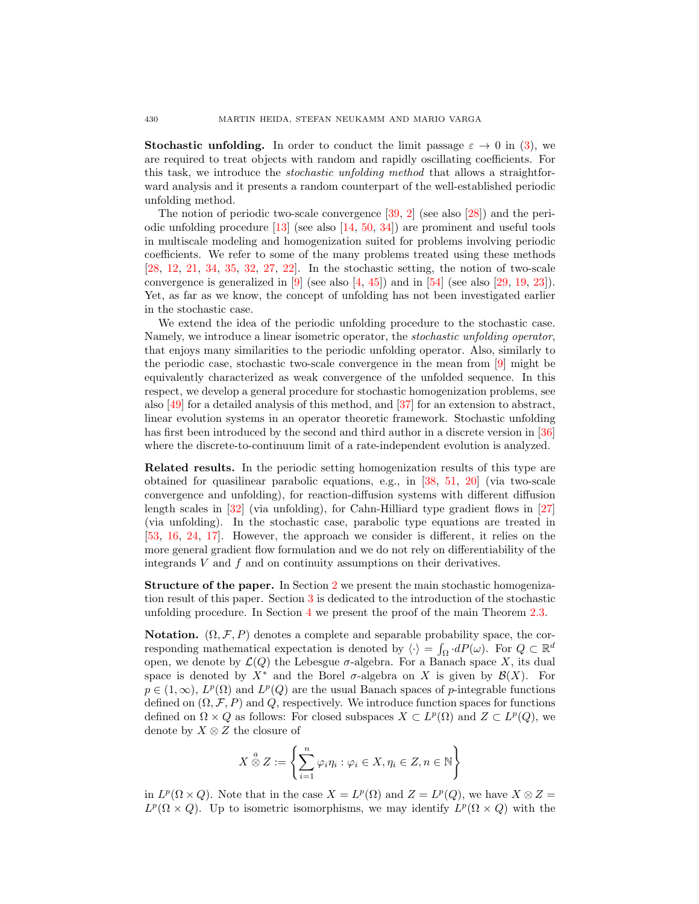**Stochastic unfolding.** In order to conduct the limit passage $\varepsilon \to 0$ in (3), we are required to treat objects with random and rapidly oscillating coefficients. For this task, we introduce the *stochastic unfolding method* that allows a straightforward analysis and it presents a random counterpart of the well-established periodic unfolding method.

The notion of periodic two-scale convergence [39, 2] (see also [28]) and the periodic unfolding procedure [13] (see also [14, 50, 34]) are prominent and useful tools in multiscale modeling and homogenization suited for problems involving periodic coefficients. We refer to some of the many problems treated using these methods [28, 12, 21, 34, 35, 32, 27, 22]. In the stochastic setting, the notion of two-scale convergence is generalized in [9] (see also [4, 45]) and in [54] (see also [29, 19, 23]). Yet, as far as we know, the concept of unfolding has not been investigated earlier in the stochastic case.

We extend the idea of the periodic unfolding procedure to the stochastic case. Namely, we introduce a linear isometric operator, the *stochastic unfolding operator*, that enjoys many similarities to the periodic unfolding operator. Also, similarly to the periodic case, stochastic two-scale convergence in the mean from [9] might be equivalently characterized as weak convergence of the unfolded sequence. In this respect, we develop a general procedure for stochastic homogenization problems, see also [49] for a detailed analysis of this method, and [37] for an extension to abstract, linear evolution systems in an operator theoretic framework. Stochastic unfolding has first been introduced by the second and third author in a discrete version in [36] where the discrete-to-continuum limit of a rate-independent evolution is analyzed.

**Related results.** In the periodic setting homogenization results of this type are obtained for quasilinear parabolic equations, e.g., in [38, 51, 20] (via two-scale convergence and unfolding), for reaction-diffusion systems with different diffusion length scales in [32] (via unfolding), for Cahn-Hilliard type gradient flows in [27] (via unfolding). In the stochastic case, parabolic type equations are treated in [53, 16, 24, 17]. However, the approach we consider is different, it relies on the more general gradient flow formulation and we do not rely on differentiability of the integrands $V$ and $f$ and on continuity assumptions on their derivatives.

**Structure of the paper.** In Section 2 we present the main stochastic homogenization result of this paper. Section 3 is dedicated to the introduction of the stochastic unfolding procedure. In Section 4 we present the proof of the main Theorem 2.3.

**Notation.** $(\Omega, \mathcal{F}, P)$ denotes a complete and separable probability space, the corresponding mathematical expectation is denoted by $\langle \cdot \rangle = \int_\Omega \cdot dP(\omega)$. For $Q \subset \mathbb{R}^d$ open, we denote by $\mathcal{L}(Q)$ the Lebesgue $\sigma$-algebra. For a Banach space $X$, its dual space is denoted by $X^*$ and the Borel $\sigma$-algebra on $X$ is given by $\mathcal{B}(X)$. For $p \in (1, \infty)$, $L^p(\Omega)$ and $L^p(Q)$ are the usual Banach spaces of $p$-integrable functions defined on $(\Omega, \mathcal{F}, P)$ and $Q$, respectively. We introduce function spaces for functions defined on $\Omega \times Q$ as follows: For closed subspaces $X \subset L^p(\Omega)$ and $Z \subset L^p(Q)$, we denote by $X \otimes Z$ the closure of

$$X \overset{a}{\otimes} Z := \left\{ \sum_{i=1}^{n} \varphi_i \eta_i : \varphi_i \in X, \eta_i \in Z, n \in \mathbb{N} \right\}$$

in $L^p(\Omega \times Q)$. Note that in the case $X = L^p(\Omega)$ and $Z = L^p(Q)$, we have $X \otimes Z = L^p(\Omega \times Q)$. Up to isometric isomorphisms, we may identify $L^p(\Omega \times Q)$ with the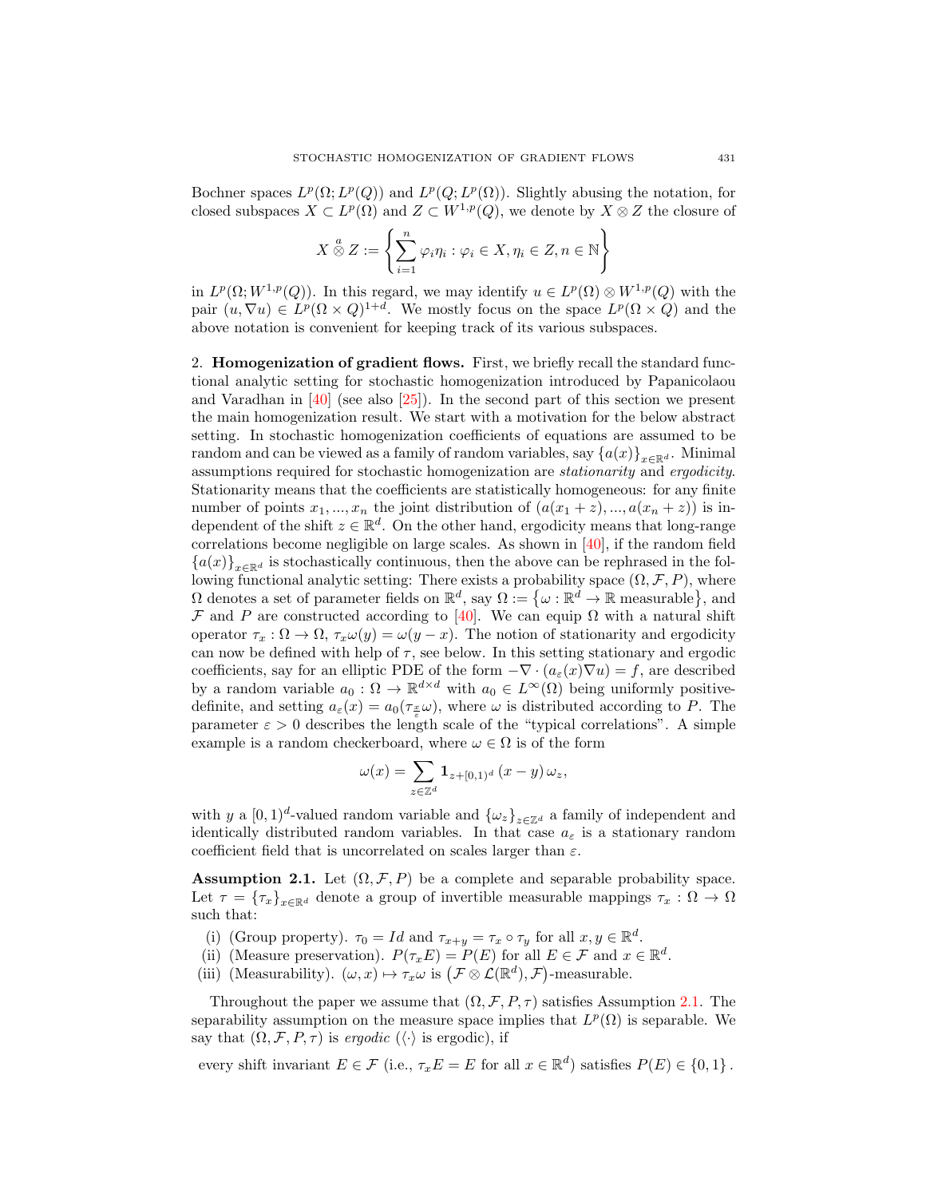Bochner spaces $L^p(\Omega; L^p(Q))$ and $L^p(Q; L^p(\Omega))$. Slightly abusing the notation, for closed subspaces $X \subset L^p(\Omega)$ and $Z \subset W^{1,p}(Q)$, we denote by $X \otimes Z$ the closure of

$$X \overset{a}{\otimes} Z := \left\{ \sum_{i=1}^{n} \varphi_i \eta_i : \varphi_i \in X, \eta_i \in Z, n \in \mathbb{N} \right\}$$

in $L^p(\Omega; W^{1,p}(Q))$. In this regard, we may identify $u \in L^p(\Omega) \otimes W^{1,p}(Q)$ with the pair $(u, \nabla u) \in L^p(\Omega \times Q)^{1+d}$. We mostly focus on the space $L^p(\Omega \times Q)$ and the above notation is convenient for keeping track of its various subspaces.

## 2. Homogenization of gradient flows.

First, we briefly recall the standard functional analytic setting for stochastic homogenization introduced by Papanicolaou and Varadhan in [40] (see also [25]). In the second part of this section we present the main homogenization result. We start with a motivation for the below abstract setting. In stochastic homogenization coefficients of equations are assumed to be random and can be viewed as a family of random variables, say $\{a(x)\}_{x \in \mathbb{R}^d}$. Minimal assumptions required for stochastic homogenization are *stationarity* and *ergodicity*. Stationarity means that the coefficients are statistically homogeneous: for any finite number of points $x_1, ..., x_n$ the joint distribution of $(a(x_1 + z), ..., a(x_n + z))$ is independent of the shift $z \in \mathbb{R}^d$. On the other hand, ergodicity means that long-range correlations become negligible on large scales. As shown in [40], if the random field $\{a(x)\}_{x \in \mathbb{R}^d}$ is stochastically continuous, then the above can be rephrased in the following functional analytic setting: There exists a probability space $(\Omega, \mathcal{F}, P)$, where $\Omega$ denotes a set of parameter fields on $\mathbb{R}^d$, say $\Omega := \{\omega : \mathbb{R}^d \to \mathbb{R} \text{ measurable}\}$, and $\mathcal{F}$ and $P$ are constructed according to [40]. We can equip $\Omega$ with a natural shift operator $\tau_x : \Omega \to \Omega$, $\tau_x \omega(y) = \omega(y - x)$. The notion of stationarity and ergodicity can now be defined with help of $\tau$, see below. In this setting stationary and ergodic coefficients, say for an elliptic PDE of the form $-\nabla \cdot (a_\varepsilon(x) \nabla u) = f$, are described by a random variable $a_0 : \Omega \to \mathbb{R}^{d \times d}$ with $a_0 \in L^\infty(\Omega)$ being uniformly positive-definite, and setting $a_\varepsilon(x) = a_0(\tau_{\frac{x}{\varepsilon}} \omega)$, where $\omega$ is distributed according to $P$. The parameter $\varepsilon > 0$ describes the length scale of the "typical correlations". A simple example is a random checkerboard, where $\omega \in \Omega$ is of the form

$$\omega(x) = \sum_{z \in \mathbb{Z}^d} \mathbf{1}_{z + [0,1)^d}(x - y)\, \omega_z,$$

with $y$ a $[0,1)^d$-valued random variable and $\{\omega_z\}_{z \in \mathbb{Z}^d}$ a family of independent and identically distributed random variables. In that case $a_\varepsilon$ is a stationary random coefficient field that is uncorrelated on scales larger than $\varepsilon$.

**Assumption 2.1.** Let $(\Omega, \mathcal{F}, P)$ be a complete and separable probability space. Let $\tau = \{\tau_x\}_{x \in \mathbb{R}^d}$ denote a group of invertible measurable mappings $\tau_x : \Omega \to \Omega$ such that:

(i) (Group property). $\tau_0 = Id$ and $\tau_{x+y} = \tau_x \circ \tau_y$ for all $x, y \in \mathbb{R}^d$.
(ii) (Measure preservation). $P(\tau_x E) = P(E)$ for all $E \in \mathcal{F}$ and $x \in \mathbb{R}^d$.
(iii) (Measurability). $(\omega, x) \mapsto \tau_x \omega$ is $(\mathcal{F} \otimes \mathcal{L}(\mathbb{R}^d), \mathcal{F})$-measurable.

Throughout the paper we assume that $(\Omega, \mathcal{F}, P, \tau)$ satisfies Assumption 2.1. The separability assumption on the measure space implies that $L^p(\Omega)$ is separable. We say that $(\Omega, \mathcal{F}, P, \tau)$ is *ergodic* ($\langle \cdot \rangle$ is ergodic), if

$$\text{every shift invariant } E \in \mathcal{F} \text{ (i.e., } \tau_x E = E \text{ for all } x \in \mathbb{R}^d\text{) satisfies } P(E) \in \{0, 1\}.$$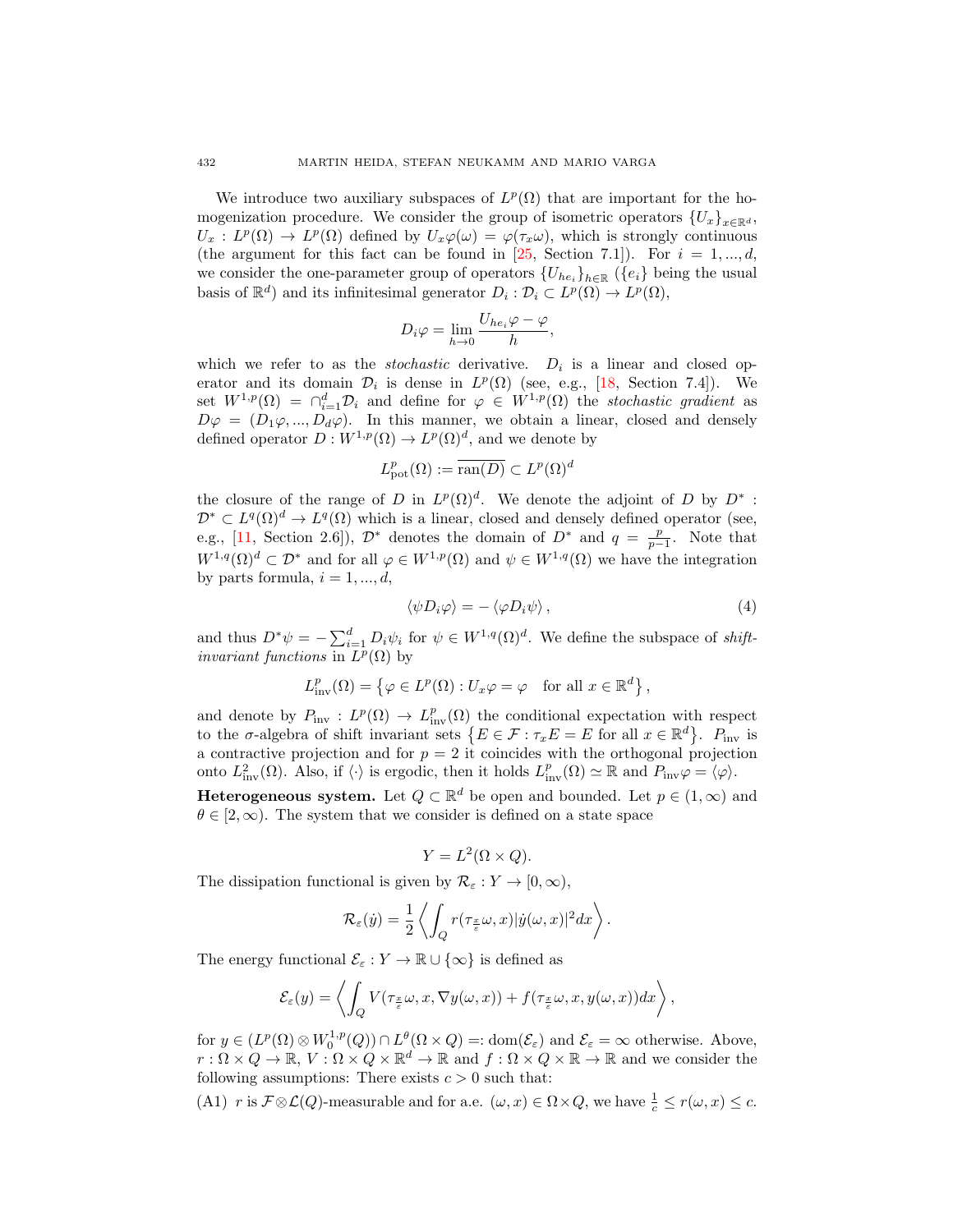We introduce two auxiliary subspaces of $L^p(\Omega)$ that are important for the homogenization procedure. We consider the group of isometric operators $\{U_x\}_{x\in\mathbb{R}^d}$, $U_x : L^p(\Omega) \to L^p(\Omega)$ defined by $U_x\varphi(\omega) = \varphi(\tau_x\omega)$, which is strongly continuous (the argument for this fact can be found in [25, Section 7.1]). For $i = 1, ..., d$, we consider the one-parameter group of operators $\{U_{he_i}\}_{h\in\mathbb{R}}$ ($\{e_i\}$ being the usual basis of $\mathbb{R}^d$) and its infinitesimal generator $D_i : \mathcal{D}_i \subset L^p(\Omega) \to L^p(\Omega)$,

$$D_i\varphi = \lim_{h\to 0} \frac{U_{he_i}\varphi - \varphi}{h},$$

which we refer to as the *stochastic* derivative. $D_i$ is a linear and closed operator and its domain $\mathcal{D}_i$ is dense in $L^p(\Omega)$ (see, e.g., [18, Section 7.4]). We set $W^{1,p}(\Omega) = \cap_{i=1}^d \mathcal{D}_i$ and define for $\varphi \in W^{1,p}(\Omega)$ the *stochastic gradient* as $D\varphi = (D_1\varphi, ..., D_d\varphi)$. In this manner, we obtain a linear, closed and densely defined operator $D : W^{1,p}(\Omega) \to L^p(\Omega)^d$, and we denote by

$$L^p_{\mathrm{pot}}(\Omega) := \overline{\mathrm{ran}(D)} \subset L^p(\Omega)^d$$

the closure of the range of $D$ in $L^p(\Omega)^d$. We denote the adjoint of $D$ by $D^* : \mathcal{D}^* \subset L^q(\Omega)^d \to L^q(\Omega)$ which is a linear, closed and densely defined operator (see, e.g., [11, Section 2.6]), $\mathcal{D}^*$ denotes the domain of $D^*$ and $q = \frac{p}{p-1}$. Note that $W^{1,q}(\Omega)^d \subset \mathcal{D}^*$ and for all $\varphi \in W^{1,p}(\Omega)$ and $\psi \in W^{1,q}(\Omega)$ we have the integration by parts formula, $i = 1, ..., d$,

$$\langle \psi D_i\varphi\rangle = -\langle \varphi D_i\psi\rangle, \tag{4}$$

and thus $D^*\psi = -\sum_{i=1}^d D_i\psi_i$ for $\psi \in W^{1,q}(\Omega)^d$. We define the subspace of *shift-invariant functions* in $L^p(\Omega)$ by

$$L^p_{\mathrm{inv}}(\Omega) = \left\{\varphi \in L^p(\Omega) : U_x\varphi = \varphi \quad \text{for all } x \in \mathbb{R}^d\right\},$$

and denote by $P_{\mathrm{inv}} : L^p(\Omega) \to L^p_{\mathrm{inv}}(\Omega)$ the conditional expectation with respect to the $\sigma$-algebra of shift invariant sets $\left\{E \in \mathcal{F} : \tau_x E = E \text{ for all } x \in \mathbb{R}^d\right\}$. $P_{\mathrm{inv}}$ is a contractive projection and for $p = 2$ it coincides with the orthogonal projection onto $L^2_{\mathrm{inv}}(\Omega)$. Also, if $\langle\cdot\rangle$ is ergodic, then it holds $L^p_{\mathrm{inv}}(\Omega) \simeq \mathbb{R}$ and $P_{\mathrm{inv}}\varphi = \langle\varphi\rangle$.

**Heterogeneous system.** Let $Q \subset \mathbb{R}^d$ be open and bounded. Let $p \in (1, \infty)$ and $\theta \in [2, \infty)$. The system that we consider is defined on a state space

$$Y = L^2(\Omega \times Q).$$

The dissipation functional is given by $\mathcal{R}_\varepsilon : Y \to [0, \infty)$,

$$\mathcal{R}_\varepsilon(\dot{y}) = \frac{1}{2}\left\langle \int_Q r(\tau_{\frac{x}{\varepsilon}}\omega, x)|\dot{y}(\omega, x)|^2 dx\right\rangle.$$

The energy functional $\mathcal{E}_\varepsilon : Y \to \mathbb{R} \cup \{\infty\}$ is defined as

$$\mathcal{E}_\varepsilon(y) = \left\langle \int_Q V(\tau_{\frac{x}{\varepsilon}}\omega, x, \nabla y(\omega, x)) + f(\tau_{\frac{x}{\varepsilon}}\omega, x, y(\omega, x))dx\right\rangle,$$

for $y \in (L^p(\Omega) \otimes W^{1,p}_0(Q)) \cap L^\theta(\Omega \times Q) =: \mathrm{dom}(\mathcal{E}_\varepsilon)$ and $\mathcal{E}_\varepsilon = \infty$ otherwise. Above, $r : \Omega \times Q \to \mathbb{R}$, $V : \Omega \times Q \times \mathbb{R}^d \to \mathbb{R}$ and $f : \Omega \times Q \times \mathbb{R} \to \mathbb{R}$ and we consider the following assumptions: There exists $c > 0$ such that:

(A1) $r$ is $\mathcal{F}\otimes\mathcal{L}(Q)$-measurable and for a.e. $(\omega, x) \in \Omega\times Q$, we have $\frac{1}{c} \leq r(\omega, x) \leq c$.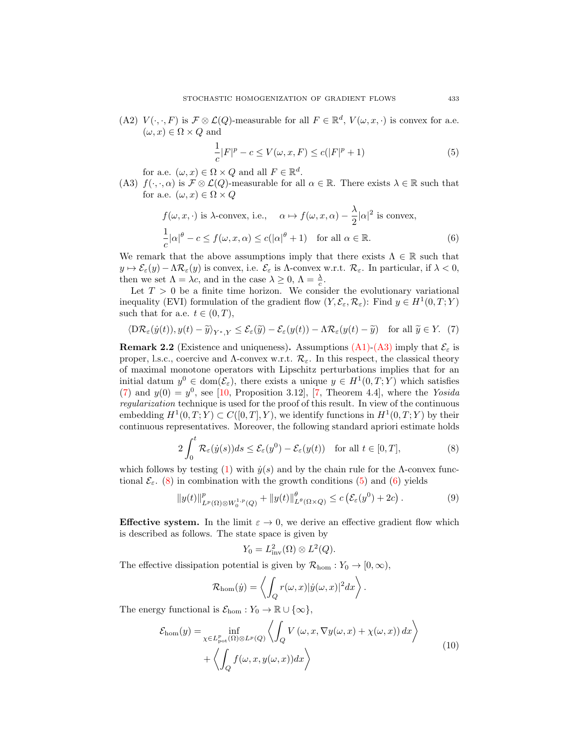(A2) $V(\cdot,\cdot,F)$ is $\mathcal{F}\otimes\mathcal{L}(Q)$-measurable for all $F\in\mathbb{R}^d$, $V(\omega,x,\cdot)$ is convex for a.e. $(\omega,x)\in\Omega\times Q$ and

$$\frac{1}{c}|F|^p - c \le V(\omega,x,F) \le c(|F|^p+1) \tag{5}$$

for a.e. $(\omega,x)\in\Omega\times Q$ and all $F\in\mathbb{R}^d$.

(A3) $f(\cdot,\cdot,\alpha)$ is $\mathcal{F}\otimes\mathcal{L}(Q)$-measurable for all $\alpha\in\mathbb{R}$. There exists $\lambda\in\mathbb{R}$ such that for a.e. $(\omega,x)\in\Omega\times Q$

$$\begin{aligned}
&f(\omega,x,\cdot)\text{ is }\lambda\text{-convex, i.e.,}\quad \alpha\mapsto f(\omega,x,\alpha)-\frac{\lambda}{2}|\alpha|^2\text{ is convex,}\\
&\frac{1}{c}|\alpha|^\theta - c \le f(\omega,x,\alpha)\le c(|\alpha|^\theta+1)\quad\text{for all }\alpha\in\mathbb{R}.
\end{aligned}\tag{6}$$

We remark that the above assumptions imply that there exists $\Lambda\in\mathbb{R}$ such that $y\mapsto\mathcal{E}_\varepsilon(y)-\Lambda\mathcal{R}_\varepsilon(y)$ is convex, i.e. $\mathcal{E}_\varepsilon$ is $\Lambda$-convex w.r.t. $\mathcal{R}_\varepsilon$. In particular, if $\lambda<0$, then we set $\Lambda=\lambda c$, and in the case $\lambda\ge 0$, $\Lambda=\frac{\lambda}{c}$.

Let $T>0$ be a finite time horizon. We consider the evolutionary variational inequality (EVI) formulation of the gradient flow $(Y,\mathcal{E}_\varepsilon,\mathcal{R}_\varepsilon)$: Find $y\in H^1(0,T;Y)$ such that for a.e. $t\in(0,T)$,

$$\langle \mathrm{D}\mathcal{R}_\varepsilon(\dot y(t)), y(t)-\widetilde y\rangle_{Y^*,Y}\le \mathcal{E}_\varepsilon(\widetilde y)-\mathcal{E}_\varepsilon(y(t))-\Lambda\mathcal{R}_\varepsilon(y(t)-\widetilde y)\quad\text{for all }\widetilde y\in Y. \tag{7}$$

**Remark 2.2** (Existence and uniqueness). Assumptions (A1)-(A3) imply that $\mathcal{E}_\varepsilon$ is proper, l.s.c., coercive and $\Lambda$-convex w.r.t. $\mathcal{R}_\varepsilon$. In this respect, the classical theory of maximal monotone operators with Lipschitz perturbations implies that for an initial datum $y^0\in\mathrm{dom}(\mathcal{E}_\varepsilon)$, there exists a unique $y\in H^1(0,T;Y)$ which satisfies (7) and $y(0)=y^0$, see [10, Proposition 3.12], [7, Theorem 4.4], where the *Yosida regularization* technique is used for the proof of this result. In view of the continuous embedding $H^1(0,T;Y)\subset C([0,T],Y)$, we identify functions in $H^1(0,T;Y)$ by their continuous representatives. Moreover, the following standard apriori estimate holds

$$2\int_0^t \mathcal{R}_\varepsilon(\dot y(s))ds\le \mathcal{E}_\varepsilon(y^0)-\mathcal{E}_\varepsilon(y(t))\quad\text{for all }t\in[0,T], \tag{8}$$

which follows by testing (1) with $\dot y(s)$ and by the chain rule for the $\Lambda$-convex functional $\mathcal{E}_\varepsilon$. (8) in combination with the growth conditions (5) and (6) yields

$$\|y(t)\|^p_{L^p(\Omega)\otimes W^{1,p}_0(Q)}+\|y(t)\|^\theta_{L^\theta(\Omega\times Q)}\le c\left(\mathcal{E}_\varepsilon(y^0)+2c\right). \tag{9}$$

**Effective system.** In the limit $\varepsilon\to 0$, we derive an effective gradient flow which is described as follows. The state space is given by

$$Y_0=L^2_{\mathrm{inv}}(\Omega)\otimes L^2(Q).$$

The effective dissipation potential is given by $\mathcal{R}_{\mathrm{hom}}:Y_0\to[0,\infty)$,

$$\mathcal{R}_{\mathrm{hom}}(\dot y)=\left\langle\int_Q r(\omega,x)|\dot y(\omega,x)|^2dx\right\rangle.$$

The energy functional is $\mathcal{E}_{\mathrm{hom}}:Y_0\to\mathbb{R}\cup\{\infty\}$,

$$\begin{aligned}
\mathcal{E}_{\mathrm{hom}}(y)=&\inf_{\chi\in L^p_{\mathrm{pot}}(\Omega)\otimes L^p(Q)}\left\langle\int_Q V\left(\omega,x,\nabla y(\omega,x)+\chi(\omega,x)\right)dx\right\rangle\\
&+\left\langle\int_Q f(\omega,x,y(\omega,x))dx\right\rangle
\end{aligned}\tag{10}$$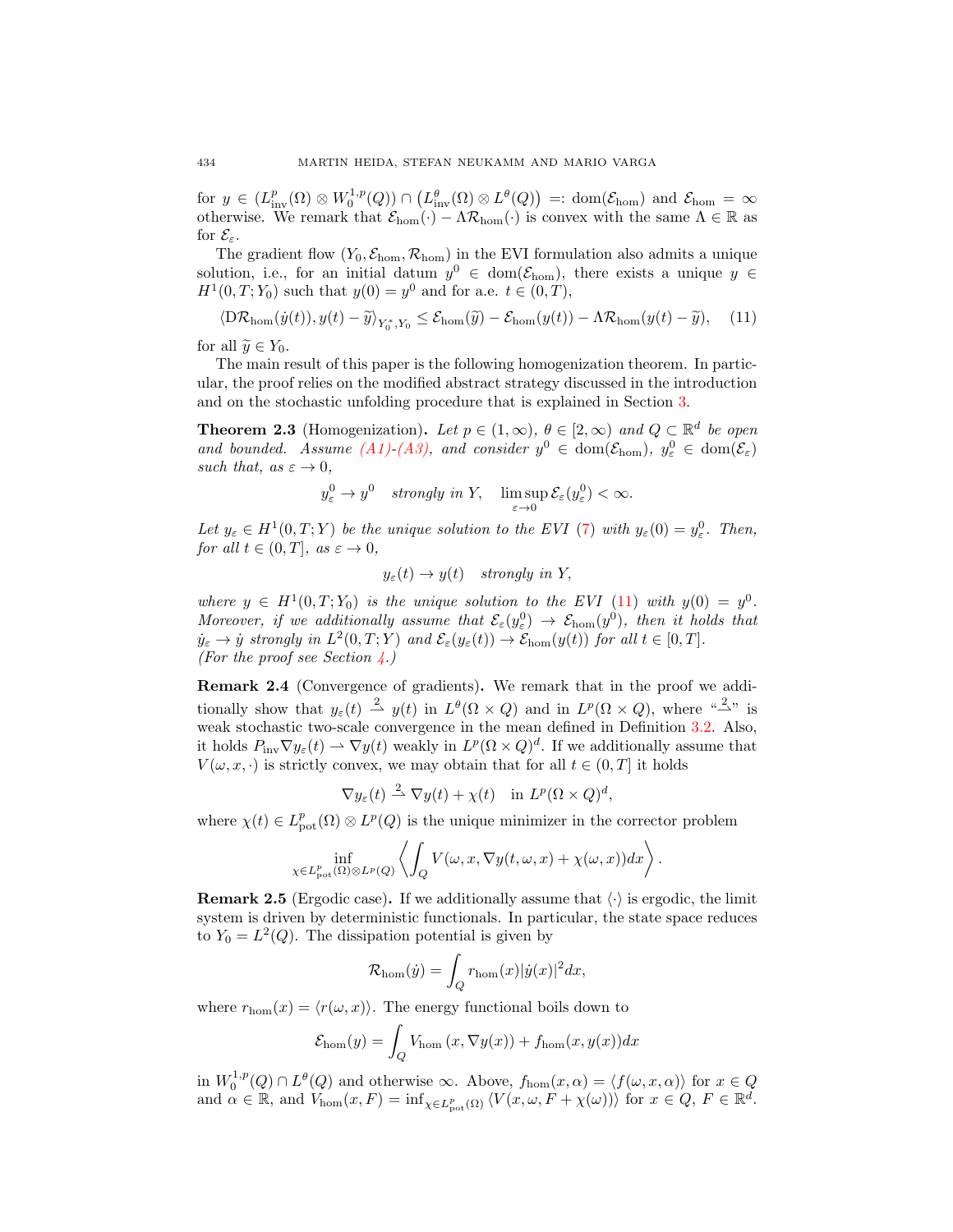for $y \in (L^p_{\text{inv}}(\Omega) \otimes W^{1,p}_0(Q)) \cap \left(L^\theta_{\text{inv}}(\Omega) \otimes L^\theta(Q)\right) =: \text{dom}(\mathcal{E}_{\text{hom}})$ and $\mathcal{E}_{\text{hom}} = \infty$ otherwise. We remark that $\mathcal{E}_{\text{hom}}(\cdot) - \Lambda \mathcal{R}_{\text{hom}}(\cdot)$ is convex with the same $\Lambda \in \mathbb{R}$ as for $\mathcal{E}_\varepsilon$.

The gradient flow $(Y_0, \mathcal{E}_{\text{hom}}, \mathcal{R}_{\text{hom}})$ in the EVI formulation also admits a unique solution, i.e., for an initial datum $y^0 \in \text{dom}(\mathcal{E}_{\text{hom}})$, there exists a unique $y \in H^1(0,T;Y_0)$ such that $y(0) = y^0$ and for a.e. $t \in (0,T)$,

$$\langle \mathrm{D}\mathcal{R}_{\text{hom}}(\dot{y}(t)), y(t) - \widetilde{y}\rangle_{Y_0^*, Y_0} \leq \mathcal{E}_{\text{hom}}(\widetilde{y}) - \mathcal{E}_{\text{hom}}(y(t)) - \Lambda \mathcal{R}_{\text{hom}}(y(t) - \widetilde{y}), \quad (11)$$

for all $\widetilde{y} \in Y_0$.

The main result of this paper is the following homogenization theorem. In particular, the proof relies on the modified abstract strategy discussed in the introduction and on the stochastic unfolding procedure that is explained in Section 3.

**Theorem 2.3** (Homogenization)**.** *Let $p \in (1,\infty)$, $\theta \in [2,\infty)$ and $Q \subset \mathbb{R}^d$ be open and bounded. Assume (A1)-(A3), and consider $y^0 \in \text{dom}(\mathcal{E}_{\text{hom}})$, $y^0_\varepsilon \in \text{dom}(\mathcal{E}_\varepsilon)$ such that, as $\varepsilon \to 0$,*

$$y^0_\varepsilon \to y^0 \quad \text{strongly in } Y, \quad \limsup_{\varepsilon \to 0} \mathcal{E}_\varepsilon(y^0_\varepsilon) < \infty.$$

*Let $y_\varepsilon \in H^1(0,T;Y)$ be the unique solution to the EVI (7) with $y_\varepsilon(0) = y^0_\varepsilon$. Then, for all $t \in (0,T]$, as $\varepsilon \to 0$,*

$$y_\varepsilon(t) \to y(t) \quad \text{strongly in } Y,$$

*where $y \in H^1(0,T;Y_0)$ is the unique solution to the EVI (11) with $y(0) = y^0$. Moreover, if we additionally assume that $\mathcal{E}_\varepsilon(y^0_\varepsilon) \to \mathcal{E}_{\text{hom}}(y^0)$, then it holds that $\dot{y}_\varepsilon \to \dot{y}$ strongly in $L^2(0,T;Y)$ and $\mathcal{E}_\varepsilon(y_\varepsilon(t)) \to \mathcal{E}_{\text{hom}}(y(t))$ for all $t \in [0,T]$.*
*(For the proof see Section 4.)*

**Remark 2.4** (Convergence of gradients)**.** We remark that in the proof we additionally show that $y_\varepsilon(t) \overset{2}{\rightharpoonup} y(t)$ in $L^\theta(\Omega \times Q)$ and in $L^p(\Omega \times Q)$, where "$\overset{2}{\rightharpoonup}$" is weak stochastic two-scale convergence in the mean defined in Definition 3.2. Also, it holds $P_{\text{inv}} \nabla y_\varepsilon(t) \rightharpoonup \nabla y(t)$ weakly in $L^p(\Omega \times Q)^d$. If we additionally assume that $V(\omega, x, \cdot)$ is strictly convex, we may obtain that for all $t \in (0,T]$ it holds

$$\nabla y_\varepsilon(t) \overset{2}{\rightharpoonup} \nabla y(t) + \chi(t) \quad \text{in } L^p(\Omega \times Q)^d,$$

where $\chi(t) \in L^p_{\text{pot}}(\Omega) \otimes L^p(Q)$ is the unique minimizer in the corrector problem

$$\inf_{\chi \in L^p_{\text{pot}}(\Omega) \otimes L^p(Q)} \left\langle \int_Q V(\omega, x, \nabla y(t,\omega,x) + \chi(\omega,x)) dx \right\rangle.$$

**Remark 2.5** (Ergodic case)**.** If we additionally assume that $\langle \cdot \rangle$ is ergodic, the limit system is driven by deterministic functionals. In particular, the state space reduces to $Y_0 = L^2(Q)$. The dissipation potential is given by

$$\mathcal{R}_{\text{hom}}(\dot{y}) = \int_Q r_{\text{hom}}(x) |\dot{y}(x)|^2 dx,$$

where $r_{\text{hom}}(x) = \langle r(\omega, x) \rangle$. The energy functional boils down to

$$\mathcal{E}_{\text{hom}}(y) = \int_Q V_{\text{hom}}(x, \nabla y(x)) + f_{\text{hom}}(x, y(x)) dx$$

in $W^{1,p}_0(Q) \cap L^\theta(Q)$ and otherwise $\infty$. Above, $f_{\text{hom}}(x,\alpha) = \langle f(\omega,x,\alpha) \rangle$ for $x \in Q$ and $\alpha \in \mathbb{R}$, and $V_{\text{hom}}(x,F) = \inf_{\chi \in L^p_{\text{pot}}(\Omega)} \langle V(x,\omega, F + \chi(\omega)) \rangle$ for $x \in Q$, $F \in \mathbb{R}^d$.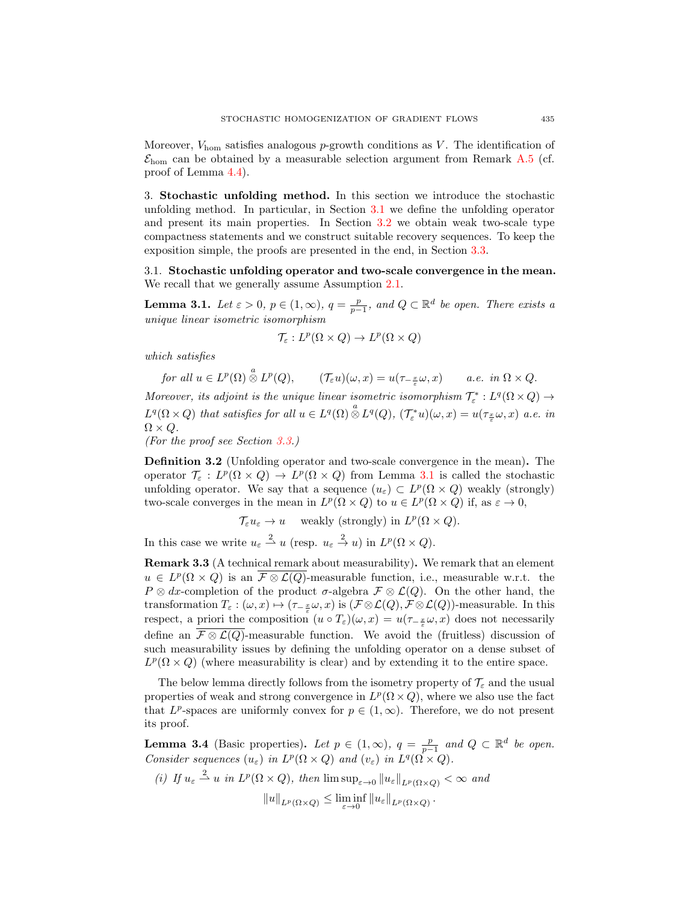Moreover, $V_{\text{hom}}$ satisfies analogous $p$-growth conditions as $V$. The identification of $\mathcal{E}_{\text{hom}}$ can be obtained by a measurable selection argument from Remark A.5 (cf. proof of Lemma 4.4).

## 3. Stochastic unfolding method.

In this section we introduce the stochastic unfolding method. In particular, in Section 3.1 we define the unfolding operator and present its main properties. In Section 3.2 we obtain weak two-scale type compactness statements and we construct suitable recovery sequences. To keep the exposition simple, the proofs are presented in the end, in Section 3.3.

### 3.1. Stochastic unfolding operator and two-scale convergence in the mean.

We recall that we generally assume Assumption 2.1.

**Lemma 3.1.** *Let $\varepsilon > 0$, $p \in (1, \infty)$, $q = \frac{p}{p-1}$, and $Q \subset \mathbb{R}^d$ be open. There exists a unique linear isometric isomorphism*

$$\mathcal{T}_\varepsilon : L^p(\Omega \times Q) \to L^p(\Omega \times Q)$$

*which satisfies*

$$\text{for all } u \in L^p(\Omega) \overset{a}{\otimes} L^p(Q), \qquad (\mathcal{T}_\varepsilon u)(\omega, x) = u(\tau_{-\frac{x}{\varepsilon}}\omega, x) \qquad \text{a.e. in } \Omega \times Q.$$

*Moreover, its adjoint is the unique linear isometric isomorphism $\mathcal{T}_\varepsilon^* : L^q(\Omega \times Q) \to L^q(\Omega \times Q)$ that satisfies for all $u \in L^q(\Omega) \overset{a}{\otimes} L^q(Q)$, $(\mathcal{T}_\varepsilon^* u)(\omega, x) = u(\tau_{\frac{x}{\varepsilon}}\omega, x)$ a.e. in $\Omega \times Q$.*
*(For the proof see Section 3.3.)*

**Definition 3.2** (Unfolding operator and two-scale convergence in the mean)**.** The operator $\mathcal{T}_\varepsilon : L^p(\Omega \times Q) \to L^p(\Omega \times Q)$ from Lemma 3.1 is called the stochastic unfolding operator. We say that a sequence $(u_\varepsilon) \subset L^p(\Omega \times Q)$ weakly (strongly) two-scale converges in the mean in $L^p(\Omega \times Q)$ to $u \in L^p(\Omega \times Q)$ if, as $\varepsilon \to 0$,

$$\mathcal{T}_\varepsilon u_\varepsilon \to u \quad \text{ weakly (strongly) in } L^p(\Omega \times Q).$$

In this case we write $u_\varepsilon \overset{2}{\rightharpoonup} u$ (resp. $u_\varepsilon \overset{2}{\to} u$) in $L^p(\Omega \times Q)$.

**Remark 3.3** (A technical remark about measurability)**.** We remark that an element $u \in L^p(\Omega \times Q)$ is an $\overline{\mathcal{F} \otimes \mathcal{L}(Q)}$-measurable function, i.e., measurable w.r.t. the $P \otimes dx$-completion of the product $\sigma$-algebra $\mathcal{F} \otimes \mathcal{L}(Q)$. On the other hand, the transformation $T_\varepsilon : (\omega, x) \mapsto (\tau_{-\frac{x}{\varepsilon}}\omega, x)$ is $(\mathcal{F} \otimes \mathcal{L}(Q), \mathcal{F} \otimes \mathcal{L}(Q))$-measurable. In this respect, a priori the composition $(u \circ T_\varepsilon)(\omega, x) = u(\tau_{-\frac{x}{\varepsilon}}\omega, x)$ does not necessarily define an $\overline{\mathcal{F} \otimes \mathcal{L}(Q)}$-measurable function. We avoid the (fruitless) discussion of such measurability issues by defining the unfolding operator on a dense subset of $L^p(\Omega \times Q)$ (where measurability is clear) and by extending it to the entire space.

The below lemma directly follows from the isometry property of $\mathcal{T}_\varepsilon$ and the usual properties of weak and strong convergence in $L^p(\Omega \times Q)$, where we also use the fact that $L^p$-spaces are uniformly convex for $p \in (1, \infty)$. Therefore, we do not present its proof.

**Lemma 3.4** (Basic properties)**.** *Let $p \in (1, \infty)$, $q = \frac{p}{p-1}$ and $Q \subset \mathbb{R}^d$ be open. Consider sequences $(u_\varepsilon)$ in $L^p(\Omega \times Q)$ and $(v_\varepsilon)$ in $L^q(\Omega \times Q)$.*

*(i) If $u_\varepsilon \overset{2}{\rightharpoonup} u$ in $L^p(\Omega \times Q)$, then $\limsup_{\varepsilon \to 0} \|u_\varepsilon\|_{L^p(\Omega \times Q)} < \infty$ and*

$$\|u\|_{L^p(\Omega \times Q)} \leq \liminf_{\varepsilon \to 0} \|u_\varepsilon\|_{L^p(\Omega \times Q)}.$$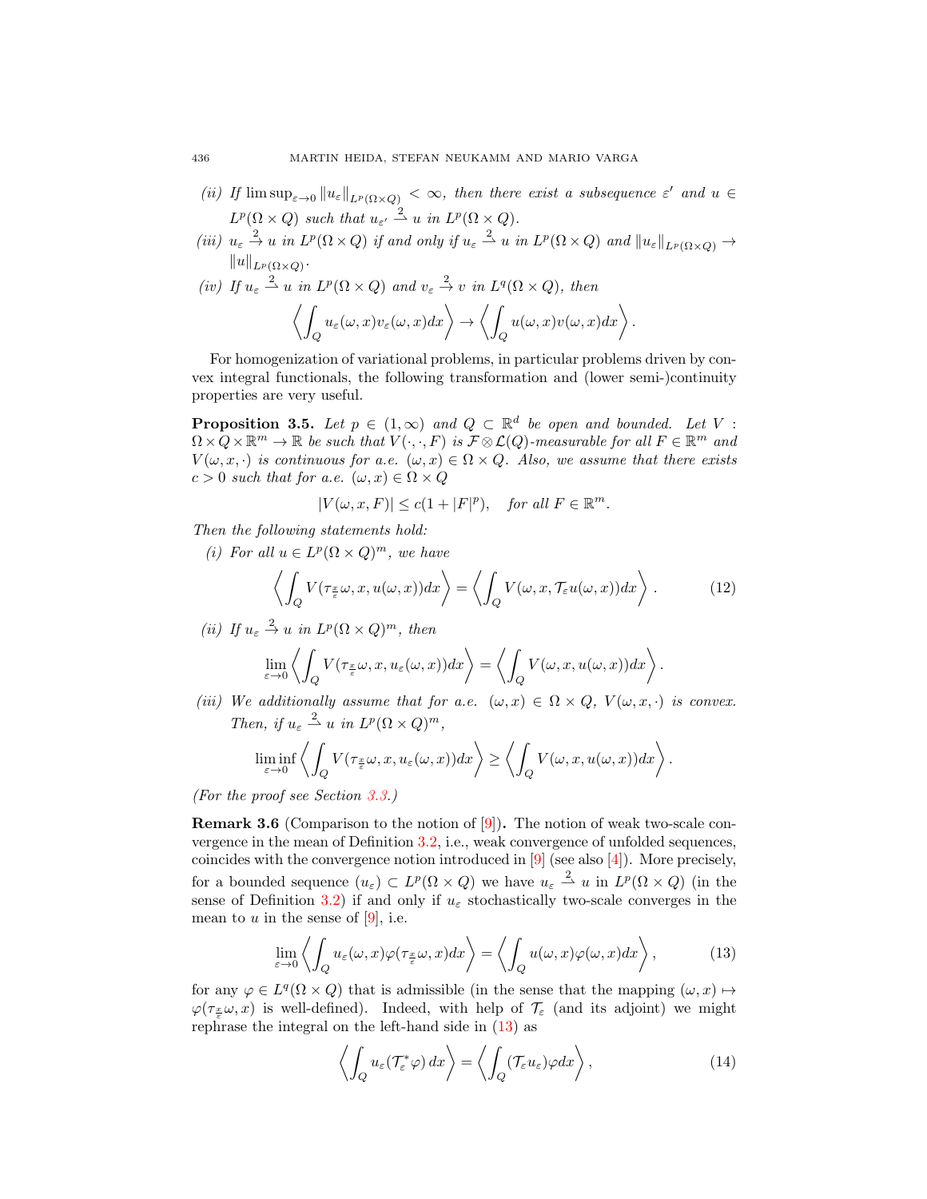*(ii)* If $\limsup_{\varepsilon\to 0}\|u_\varepsilon\|_{L^p(\Omega\times Q)}<\infty$, then there exist a subsequence $\varepsilon'$ and $u\in L^p(\Omega\times Q)$ such that $u_{\varepsilon'}\overset{2}{\rightharpoonup} u$ in $L^p(\Omega\times Q)$.

*(iii)* $u_\varepsilon \overset{2}{\to} u$ in $L^p(\Omega\times Q)$ if and only if $u_\varepsilon\overset{2}{\rightharpoonup} u$ in $L^p(\Omega\times Q)$ and $\|u_\varepsilon\|_{L^p(\Omega\times Q)}\to \|u\|_{L^p(\Omega\times Q)}$.

*(iv)* If $u_\varepsilon\overset{2}{\rightharpoonup} u$ in $L^p(\Omega\times Q)$ and $v_\varepsilon\overset{2}{\to} v$ in $L^q(\Omega\times Q)$, then

$$\left\langle \int_Q u_\varepsilon(\omega,x)v_\varepsilon(\omega,x)dx\right\rangle \to \left\langle \int_Q u(\omega,x)v(\omega,x)dx\right\rangle.$$

For homogenization of variational problems, in particular problems driven by convex integral functionals, the following transformation and (lower semi-)continuity properties are very useful.

**Proposition 3.5.** *Let $p\in(1,\infty)$ and $Q\subset\mathbb{R}^d$ be open and bounded. Let $V:\Omega\times Q\times\mathbb{R}^m\to\mathbb{R}$ be such that $V(\cdot,\cdot,F)$ is $\mathcal{F}\otimes\mathcal{L}(Q)$-measurable for all $F\in\mathbb{R}^m$ and $V(\omega,x,\cdot)$ is continuous for a.e. $(\omega,x)\in\Omega\times Q$. Also, we assume that there exists $c>0$ such that for a.e. $(\omega,x)\in\Omega\times Q$*

$$|V(\omega,x,F)|\le c(1+|F|^p),\quad \textit{for all } F\in\mathbb{R}^m.$$

*Then the following statements hold:*

*(i)* *For all $u\in L^p(\Omega\times Q)^m$, we have*

$$\left\langle \int_Q V(\tau_{\frac{x}{\varepsilon}}\omega,x,u(\omega,x))dx\right\rangle = \left\langle \int_Q V(\omega,x,\mathcal{T}_\varepsilon u(\omega,x))dx\right\rangle. \tag{12}$$

*(ii)* *If $u_\varepsilon\overset{2}{\to} u$ in $L^p(\Omega\times Q)^m$, then*

$$\lim_{\varepsilon\to 0}\left\langle \int_Q V(\tau_{\frac{x}{\varepsilon}}\omega,x,u_\varepsilon(\omega,x))dx\right\rangle = \left\langle \int_Q V(\omega,x,u(\omega,x))dx\right\rangle.$$

*(iii)* *We additionally assume that for a.e. $(\omega,x)\in\Omega\times Q$, $V(\omega,x,\cdot)$ is convex. Then, if $u_\varepsilon\overset{2}{\rightharpoonup} u$ in $L^p(\Omega\times Q)^m$,*

$$\liminf_{\varepsilon\to 0}\left\langle \int_Q V(\tau_{\frac{x}{\varepsilon}}\omega,x,u_\varepsilon(\omega,x))dx\right\rangle \ge \left\langle \int_Q V(\omega,x,u(\omega,x))dx\right\rangle.$$

*(For the proof see Section 3.3.)*

**Remark 3.6** (Comparison to the notion of [9])**.** The notion of weak two-scale convergence in the mean of Definition 3.2, i.e., weak convergence of unfolded sequences, coincides with the convergence notion introduced in [9] (see also [4]). More precisely, for a bounded sequence $(u_\varepsilon)\subset L^p(\Omega\times Q)$ we have $u_\varepsilon\overset{2}{\rightharpoonup} u$ in $L^p(\Omega\times Q)$ (in the sense of Definition 3.2) if and only if $u_\varepsilon$ stochastically two-scale converges in the mean to $u$ in the sense of [9], i.e.

$$\lim_{\varepsilon\to 0}\left\langle \int_Q u_\varepsilon(\omega,x)\varphi(\tau_{\frac{x}{\varepsilon}}\omega,x)dx\right\rangle = \left\langle \int_Q u(\omega,x)\varphi(\omega,x)dx\right\rangle, \tag{13}$$

for any $\varphi\in L^q(\Omega\times Q)$ that is admissible (in the sense that the mapping $(\omega,x)\mapsto \varphi(\tau_{\frac{x}{\varepsilon}}\omega,x)$ is well-defined). Indeed, with help of $\mathcal{T}_\varepsilon$ (and its adjoint) we might rephrase the integral on the left-hand side in (13) as

$$\left\langle \int_Q u_\varepsilon(\mathcal{T}_\varepsilon^*\varphi)\,dx\right\rangle = \left\langle \int_Q (\mathcal{T}_\varepsilon u_\varepsilon)\varphi dx\right\rangle, \tag{14}$$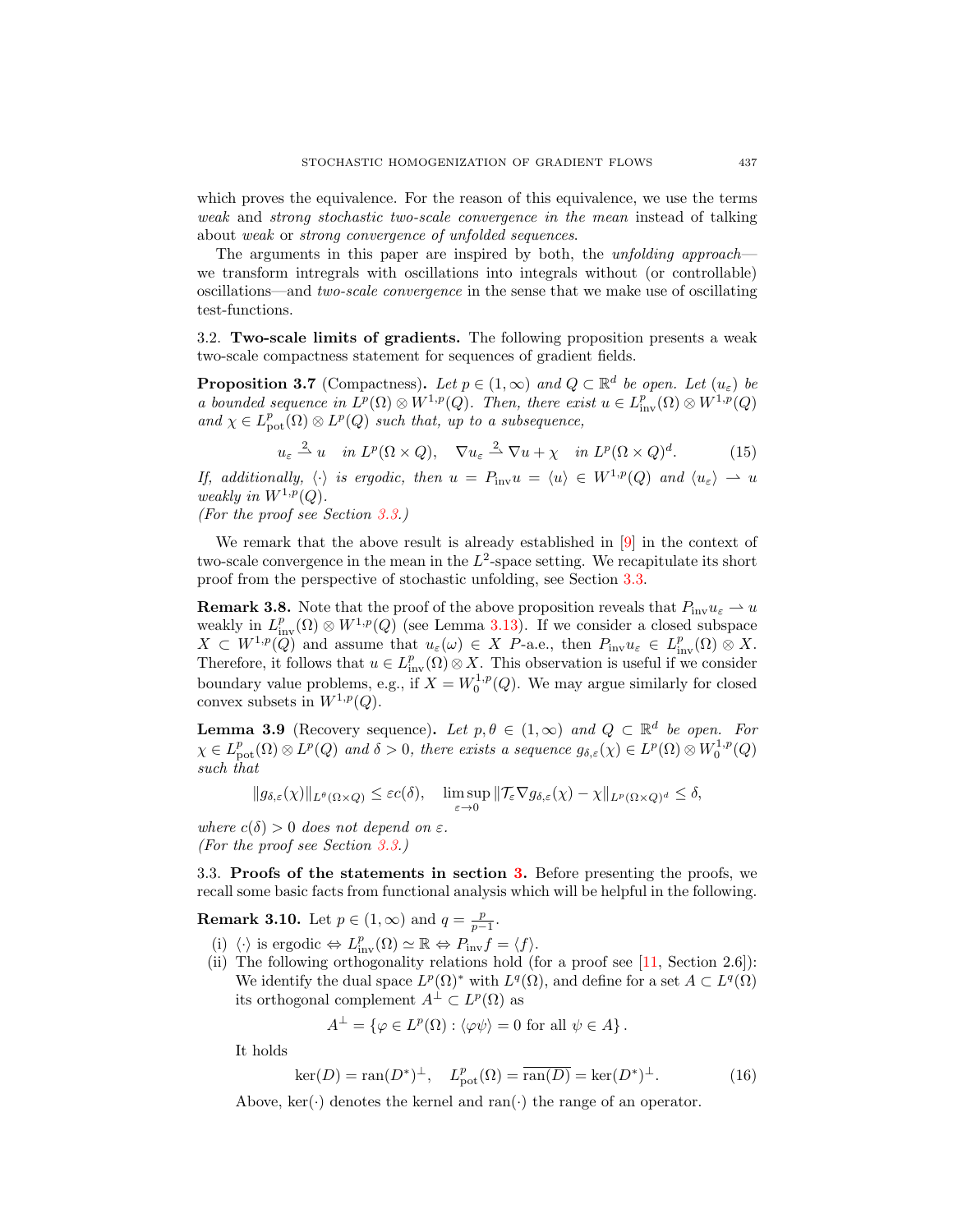which proves the equivalence. For the reason of this equivalence, we use the terms *weak* and *strong stochastic two-scale convergence in the mean* instead of talking about *weak* or *strong convergence of unfolded sequences*.

The arguments in this paper are inspired by both, the *unfolding approach*—we transform intregrals with oscillations into integrals without (or controllable) oscillations—and *two-scale convergence* in the sense that we make use of oscillating test-functions.

### 3.2. Two-scale limits of gradients.

The following proposition presents a weak two-scale compactness statement for sequences of gradient fields.

**Proposition 3.7** (Compactness)**.** *Let $p \in (1,\infty)$ and $Q \subset \mathbb{R}^d$ be open. Let $(u_\varepsilon)$ be a bounded sequence in $L^p(\Omega)\otimes W^{1,p}(Q)$. Then, there exist $u \in L^p_{\mathrm{inv}}(\Omega)\otimes W^{1,p}(Q)$ and $\chi \in L^p_{\mathrm{pot}}(\Omega)\otimes L^p(Q)$ such that, up to a subsequence,*

$$u_\varepsilon \overset{2}{\rightharpoonup} u \quad \text{in } L^p(\Omega\times Q), \quad \nabla u_\varepsilon \overset{2}{\rightharpoonup} \nabla u + \chi \quad \text{in } L^p(\Omega\times Q)^d. \tag{15}$$

*If, additionally, $\langle\cdot\rangle$ is ergodic, then $u = P_{\mathrm{inv}}u = \langle u\rangle \in W^{1,p}(Q)$ and $\langle u_\varepsilon\rangle \rightharpoonup u$ weakly in $W^{1,p}(Q)$.*
*(For the proof see Section 3.3.)*

We remark that the above result is already established in [9] in the context of two-scale convergence in the mean in the $L^2$-space setting. We recapitulate its short proof from the perspective of stochastic unfolding, see Section 3.3.

**Remark 3.8.** Note that the proof of the above proposition reveals that $P_{\mathrm{inv}}u_\varepsilon \rightharpoonup u$ weakly in $L^p_{\mathrm{inv}}(\Omega)\otimes W^{1,p}(Q)$ (see Lemma 3.13). If we consider a closed subspace $X \subset W^{1,p}(Q)$ and assume that $u_\varepsilon(\omega) \in X$ $P$-a.e., then $P_{\mathrm{inv}}u_\varepsilon \in L^p_{\mathrm{inv}}(\Omega)\otimes X$. Therefore, it follows that $u \in L^p_{\mathrm{inv}}(\Omega)\otimes X$. This observation is useful if we consider boundary value problems, e.g., if $X = W^{1,p}_0(Q)$. We may argue similarly for closed convex subsets in $W^{1,p}(Q)$.

**Lemma 3.9** (Recovery sequence)**.** *Let $p,\theta \in (1,\infty)$ and $Q \subset \mathbb{R}^d$ be open. For $\chi \in L^p_{\mathrm{pot}}(\Omega)\otimes L^p(Q)$ and $\delta > 0$, there exists a sequence $g_{\delta,\varepsilon}(\chi) \in L^p(\Omega)\otimes W^{1,p}_0(Q)$ such that*

$$\|g_{\delta,\varepsilon}(\chi)\|_{L^\theta(\Omega\times Q)} \le \varepsilon c(\delta), \quad \limsup_{\varepsilon\to 0}\|\mathcal{T}_\varepsilon \nabla g_{\delta,\varepsilon}(\chi) - \chi\|_{L^p(\Omega\times Q)^d} \le \delta,$$

*where $c(\delta) > 0$ does not depend on $\varepsilon$.*
*(For the proof see Section 3.3.)*

### 3.3. Proofs of the statements in section 3.

Before presenting the proofs, we recall some basic facts from functional analysis which will be helpful in the following.

**Remark 3.10.** Let $p \in (1,\infty)$ and $q = \frac{p}{p-1}$.

(i) $\langle\cdot\rangle$ is ergodic $\Leftrightarrow$ $L^p_{\mathrm{inv}}(\Omega) \simeq \mathbb{R}$ $\Leftrightarrow$ $P_{\mathrm{inv}}f = \langle f\rangle$.

(ii) The following orthogonality relations hold (for a proof see [11, Section 2.6]): We identify the dual space $L^p(\Omega)^*$ with $L^q(\Omega)$, and define for a set $A \subset L^q(\Omega)$ its orthogonal complement $A^\perp \subset L^p(\Omega)$ as

$$A^\perp = \{\varphi \in L^p(\Omega) : \langle \varphi\psi\rangle = 0 \text{ for all } \psi \in A\}.$$

It holds

$$\ker(D) = \operatorname{ran}(D^*)^\perp, \quad L^p_{\mathrm{pot}}(\Omega) = \overline{\operatorname{ran}(D)} = \ker(D^*)^\perp. \tag{16}$$

Above, $\ker(\cdot)$ denotes the kernel and $\operatorname{ran}(\cdot)$ the range of an operator.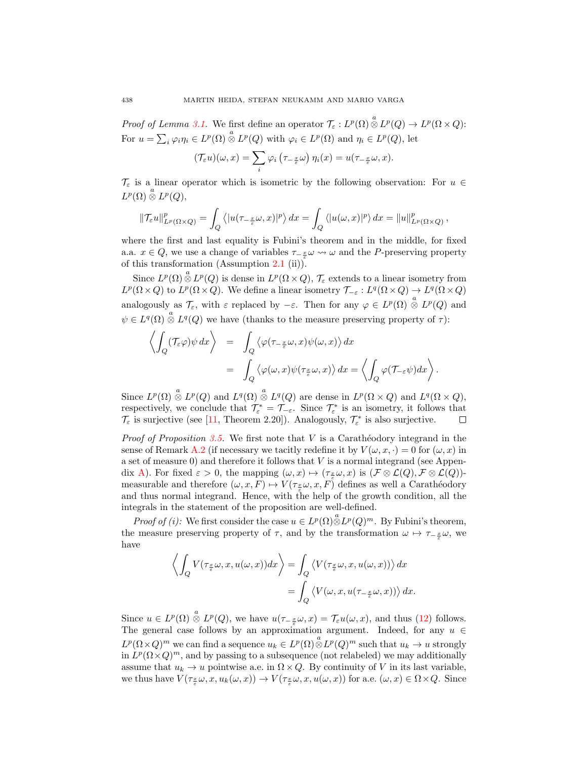*Proof of Lemma 3.1.* We first define an operator $\mathcal{T}_\varepsilon : L^p(\Omega)\overset{a}{\otimes} L^p(Q) \to L^p(\Omega\times Q)$: For $u = \sum_i \varphi_i\eta_i \in L^p(\Omega)\overset{a}{\otimes} L^p(Q)$ with $\varphi_i \in L^p(\Omega)$ and $\eta_i \in L^p(Q)$, let

$$(\mathcal{T}_\varepsilon u)(\omega,x) = \sum_i \varphi_i\left(\tau_{-\frac{x}{\varepsilon}}\omega\right)\eta_i(x) = u(\tau_{-\frac{x}{\varepsilon}}\omega, x).$$

$\mathcal{T}_\varepsilon$ is a linear operator which is isometric by the following observation: For $u \in L^p(\Omega)\overset{a}{\otimes} L^p(Q)$,

$$\|\mathcal{T}_\varepsilon u\|^p_{L^p(\Omega\times Q)} = \int_Q \left\langle |u(\tau_{-\frac{x}{\varepsilon}}\omega,x)|^p\right\rangle dx = \int_Q \left\langle |u(\omega,x)|^p\right\rangle dx = \|u\|^p_{L^p(\Omega\times Q)},$$

where the first and last equality is Fubini's theorem and in the middle, for fixed a.a. $x\in Q$, we use a change of variables $\tau_{-\frac{x}{\varepsilon}}\omega \rightsquigarrow \omega$ and the $P$-preserving property of this transformation (Assumption 2.1 (ii)).

Since $L^p(\Omega)\overset{a}{\otimes} L^p(Q)$ is dense in $L^p(\Omega\times Q)$, $\mathcal{T}_\varepsilon$ extends to a linear isometry from $L^p(\Omega\times Q)$ to $L^p(\Omega\times Q)$. We define a linear isometry $\mathcal{T}_{-\varepsilon} : L^q(\Omega\times Q)\to L^q(\Omega\times Q)$ analogously as $\mathcal{T}_\varepsilon$, with $\varepsilon$ replaced by $-\varepsilon$. Then for any $\varphi \in L^p(\Omega)\overset{a}{\otimes} L^p(Q)$ and $\psi \in L^q(\Omega)\overset{a}{\otimes} L^q(Q)$ we have (thanks to the measure preserving property of $\tau$):

$$\begin{aligned}
\left\langle \int_Q (\mathcal{T}_\varepsilon\varphi)\psi\, dx\right\rangle &= \int_Q \left\langle \varphi(\tau_{-\frac{x}{\varepsilon}}\omega,x)\psi(\omega,x)\right\rangle dx \\
&= \int_Q \left\langle \varphi(\omega,x)\psi(\tau_{\frac{x}{\varepsilon}}\omega,x)\right\rangle dx = \left\langle \int_Q \varphi(\mathcal{T}_{-\varepsilon}\psi) dx\right\rangle.
\end{aligned}$$

Since $L^p(\Omega)\overset{a}{\otimes} L^p(Q)$ and $L^q(\Omega)\overset{a}{\otimes} L^q(Q)$ are dense in $L^p(\Omega\times Q)$ and $L^q(\Omega\times Q)$, respectively, we conclude that $\mathcal{T}_\varepsilon^* = \mathcal{T}_{-\varepsilon}$. Since $\mathcal{T}_\varepsilon^*$ is an isometry, it follows that $\mathcal{T}_\varepsilon$ is surjective (see [11, Theorem 2.20]). Analogously, $\mathcal{T}_\varepsilon^*$ is also surjective. $\square$

*Proof of Proposition 3.5.* We first note that $V$ is a Carathéodory integrand in the sense of Remark A.2 (if necessary we tacitly redefine it by $V(\omega,x,\cdot) = 0$ for $(\omega,x)$ in a set of measure 0) and therefore it follows that $V$ is a normal integrand (see Appendix A). For fixed $\varepsilon>0$, the mapping $(\omega,x)\mapsto(\tau_{\frac{x}{\varepsilon}}\omega,x)$ is $(\mathcal{F}\otimes\mathcal{L}(Q),\mathcal{F}\otimes\mathcal{L}(Q))$-measurable and therefore $(\omega,x,F)\mapsto V(\tau_{\frac{x}{\varepsilon}}\omega,x,F)$ defines as well a Carathéodory and thus normal integrand. Hence, with the help of the growth condition, all the integrals in the statement of the proposition are well-defined.

*Proof of (i):* We first consider the case $u\in L^p(\Omega)\overset{a}{\otimes} L^p(Q)^m$. By Fubini's theorem, the measure preserving property of $\tau$, and by the transformation $\omega\mapsto\tau_{-\frac{x}{\varepsilon}}\omega$, we have

$$\begin{aligned}
\left\langle \int_Q V(\tau_{\frac{x}{\varepsilon}}\omega,x,u(\omega,x))dx\right\rangle &= \int_Q \left\langle V(\tau_{\frac{x}{\varepsilon}}\omega,x,u(\omega,x))\right\rangle dx \\
&= \int_Q \left\langle V(\omega,x,u(\tau_{-\frac{x}{\varepsilon}}\omega,x))\right\rangle dx.
\end{aligned}$$

Since $u\in L^p(\Omega)\overset{a}{\otimes} L^p(Q)$, we have $u(\tau_{-\frac{x}{\varepsilon}}\omega,x) = \mathcal{T}_\varepsilon u(\omega,x)$, and thus (12) follows. The general case follows by an approximation argument. Indeed, for any $u\in L^p(\Omega\times Q)^m$ we can find a sequence $u_k\in L^p(\Omega)\overset{a}{\otimes} L^p(Q)^m$ such that $u_k\to u$ strongly in $L^p(\Omega\times Q)^m$, and by passing to a subsequence (not relabeled) we may additionally assume that $u_k\to u$ pointwise a.e. in $\Omega\times Q$. By continuity of $V$ in its last variable, we thus have $V(\tau_{\frac{x}{\varepsilon}}\omega,x,u_k(\omega,x))\to V(\tau_{\frac{x}{\varepsilon}}\omega,x,u(\omega,x))$ for a.e. $(\omega,x)\in\Omega\times Q$. Since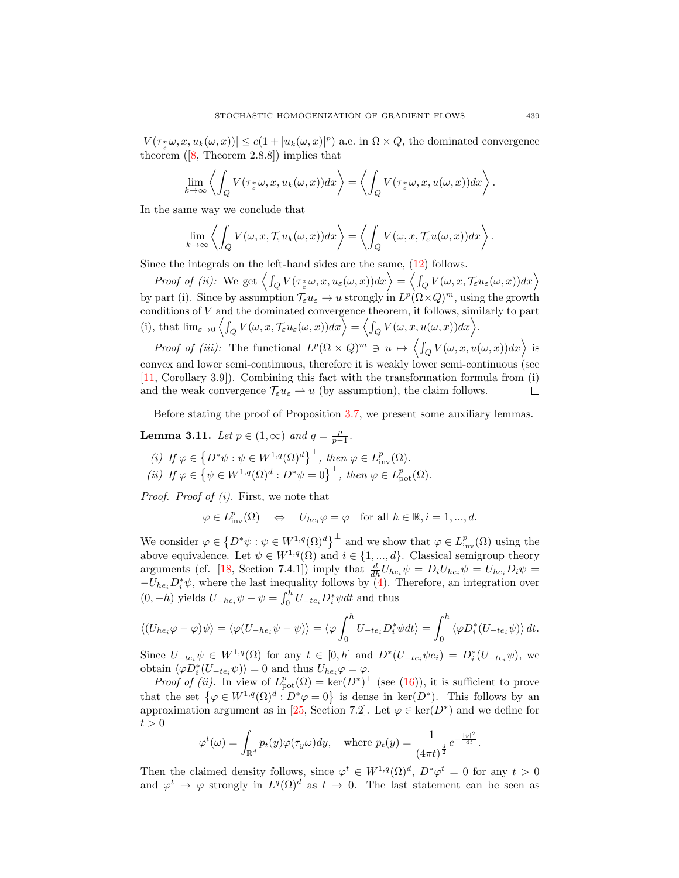$|V(\tau_{\frac{x}{\varepsilon}}\omega, x, u_k(\omega,x))| \leq c(1+|u_k(\omega,x)|^p)$ a.e. in $\Omega \times Q$, the dominated convergence theorem ([8, Theorem 2.8.8]) implies that

$$\lim_{k\to\infty} \left\langle \int_Q V(\tau_{\frac{x}{\varepsilon}}\omega, x, u_k(\omega,x))dx \right\rangle = \left\langle \int_Q V(\tau_{\frac{x}{\varepsilon}}\omega, x, u(\omega,x))dx \right\rangle.$$

In the same way we conclude that

$$\lim_{k\to\infty} \left\langle \int_Q V(\omega, x, \mathcal{T}_\varepsilon u_k(\omega,x))dx \right\rangle = \left\langle \int_Q V(\omega, x, \mathcal{T}_\varepsilon u(\omega,x))dx \right\rangle.$$

Since the integrals on the left-hand sides are the same, (12) follows.

*Proof of (ii):* We get $\left\langle \int_Q V(\tau_{\frac{x}{\varepsilon}}\omega, x, u_\varepsilon(\omega,x))dx \right\rangle = \left\langle \int_Q V(\omega, x, \mathcal{T}_\varepsilon u_\varepsilon(\omega,x))dx \right\rangle$ by part (i). Since by assumption $\mathcal{T}_\varepsilon u_\varepsilon \to u$ strongly in $L^p(\Omega\times Q)^m$, using the growth conditions of $V$ and the dominated convergence theorem, it follows, similarly to part (i), that $\lim_{\varepsilon\to 0}\left\langle \int_Q V(\omega, x, \mathcal{T}_\varepsilon u_\varepsilon(\omega,x))dx \right\rangle = \left\langle \int_Q V(\omega, x, u(\omega,x))dx \right\rangle$.

*Proof of (iii):* The functional $L^p(\Omega\times Q)^m \ni u \mapsto \left\langle \int_Q V(\omega,x,u(\omega,x))dx \right\rangle$ is convex and lower semi-continuous, therefore it is weakly lower semi-continuous (see [11, Corollary 3.9]). Combining this fact with the transformation formula from (i) and the weak convergence $\mathcal{T}_\varepsilon u_\varepsilon \rightharpoonup u$ (by assumption), the claim follows. ∎

Before stating the proof of Proposition 3.7, we present some auxiliary lemmas.

**Lemma 3.11.** *Let $p \in (1,\infty)$ and $q = \frac{p}{p-1}$.*

*(i) If $\varphi \in \left\{ D^*\psi : \psi \in W^{1,q}(\Omega)^d \right\}^\perp$, then $\varphi \in L^p_{\mathrm{inv}}(\Omega)$.*
*(ii) If $\varphi \in \left\{ \psi \in W^{1,q}(\Omega)^d : D^*\psi = 0 \right\}^\perp$, then $\varphi \in L^p_{\mathrm{pot}}(\Omega)$.*

*Proof. Proof of (i).* First, we note that

$$\varphi \in L^p_{\mathrm{inv}}(\Omega) \quad \Leftrightarrow \quad U_{he_i}\varphi = \varphi \quad \text{for all } h \in \mathbb{R}, i = 1,...,d.$$

We consider $\varphi \in \left\{ D^*\psi : \psi \in W^{1,q}(\Omega)^d \right\}^\perp$ and we show that $\varphi \in L^p_{\mathrm{inv}}(\Omega)$ using the above equivalence. Let $\psi \in W^{1,q}(\Omega)$ and $i \in \{1,...,d\}$. Classical semigroup theory arguments (cf. [18, Section 7.4.1]) imply that $\frac{d}{dh}U_{he_i}\psi = D_i U_{he_i}\psi = U_{he_i}D_i\psi = -U_{he_i}D_i^*\psi$, where the last inequality follows by (4). Therefore, an integration over $(0,-h)$ yields $U_{-he_i}\psi - \psi = \int_0^h U_{-te_i}D_i^*\psi dt$ and thus

$$\langle (U_{he_i}\varphi - \varphi)\psi\rangle = \langle \varphi(U_{-he_i}\psi - \psi)\rangle = \langle \varphi \int_0^h U_{-te_i}D_i^*\psi dt\rangle = \int_0^h \langle \varphi D_i^*(U_{-te_i}\psi)\rangle dt.$$

Since $U_{-te_i}\psi \in W^{1,q}(\Omega)$ for any $t \in [0,h]$ and $D^*(U_{-te_i}\psi e_i) = D_i^*(U_{-te_i}\psi)$, we obtain $\langle \varphi D_i^*(U_{-te_i}\psi)\rangle = 0$ and thus $U_{he_i}\varphi = \varphi$.

*Proof of (ii).* In view of $L^p_{\mathrm{pot}}(\Omega) = \ker(D^*)^\perp$ (see (16)), it is sufficient to prove that the set $\left\{ \varphi \in W^{1,q}(\Omega)^d : D^*\varphi = 0 \right\}$ is dense in $\ker(D^*)$. This follows by an approximation argument as in [25, Section 7.2]. Let $\varphi \in \ker(D^*)$ and we define for $t > 0$

$$\varphi^t(\omega) = \int_{\mathbb{R}^d} p_t(y)\varphi(\tau_y\omega)dy, \quad \text{where } p_t(y) = \frac{1}{(4\pi t)^{\frac{d}{2}}}e^{-\frac{|y|^2}{4t}}.$$

Then the claimed density follows, since $\varphi^t \in W^{1,q}(\Omega)^d$, $D^*\varphi^t = 0$ for any $t > 0$ and $\varphi^t \to \varphi$ strongly in $L^q(\Omega)^d$ as $t \to 0$. The last statement can be seen as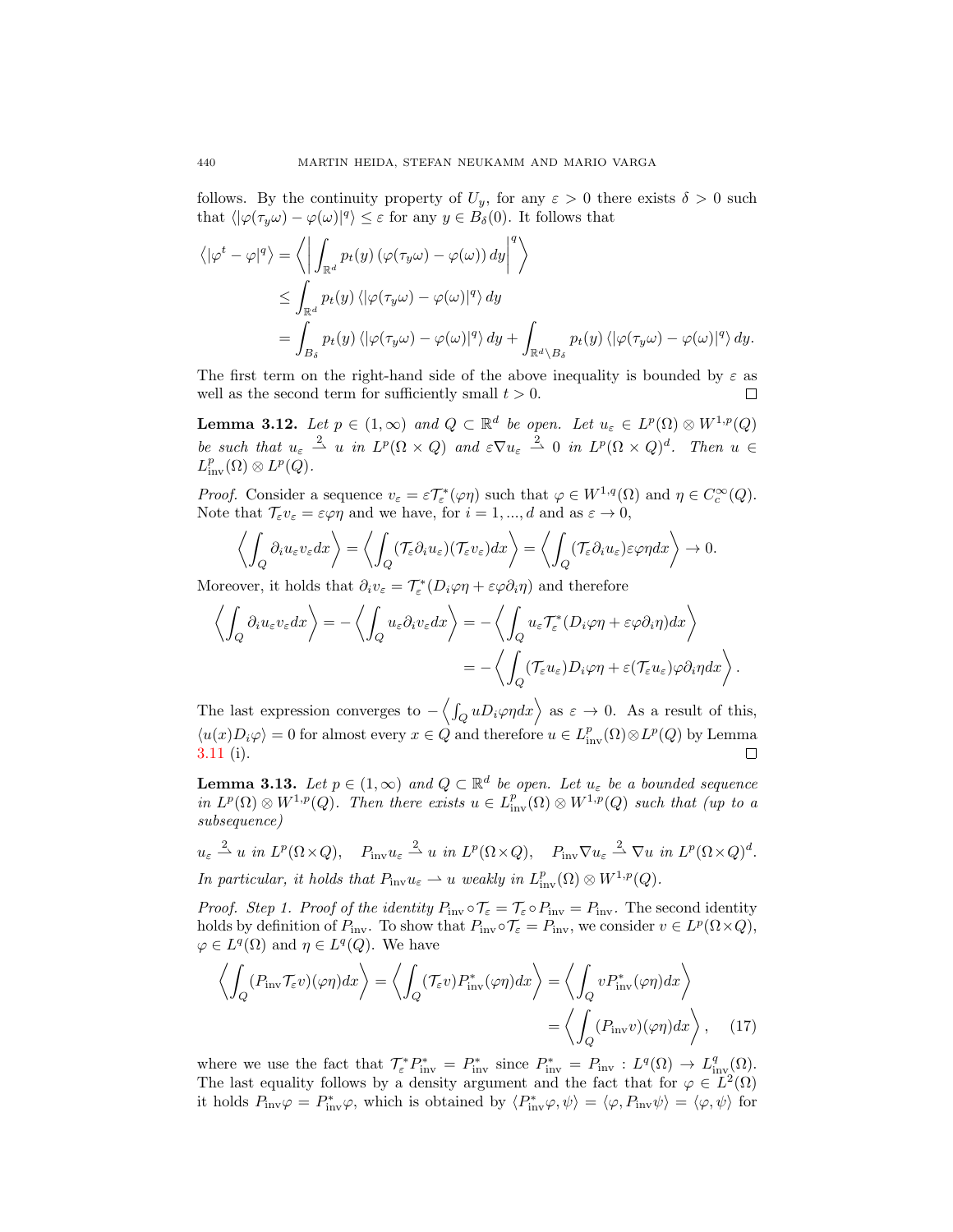follows. By the continuity property of $U_y$, for any $\varepsilon > 0$ there exists $\delta > 0$ such that $\langle |\varphi(\tau_y \omega) - \varphi(\omega)|^q \rangle \leq \varepsilon$ for any $y \in B_\delta(0)$. It follows that

$$
\begin{aligned}
\langle |\varphi^t - \varphi|^q \rangle &= \left\langle \left| \int_{\mathbb{R}^d} p_t(y) \left( \varphi(\tau_y \omega) - \varphi(\omega) \right) dy \right|^q \right\rangle \\
&\leq \int_{\mathbb{R}^d} p_t(y) \left\langle |\varphi(\tau_y \omega) - \varphi(\omega)|^q \right\rangle dy \\
&= \int_{B_\delta} p_t(y) \left\langle |\varphi(\tau_y \omega) - \varphi(\omega)|^q \right\rangle dy + \int_{\mathbb{R}^d \setminus B_\delta} p_t(y) \left\langle |\varphi(\tau_y \omega) - \varphi(\omega)|^q \right\rangle dy.
\end{aligned}
$$

The first term on the right-hand side of the above inequality is bounded by $\varepsilon$ as well as the second term for sufficiently small $t > 0$. □

**Lemma 3.12.** *Let $p \in (1, \infty)$ and $Q \subset \mathbb{R}^d$ be open. Let $u_\varepsilon \in L^p(\Omega) \otimes W^{1,p}(Q)$ be such that $u_\varepsilon \overset{2}{\rightharpoonup} u$ in $L^p(\Omega \times Q)$ and $\varepsilon \nabla u_\varepsilon \overset{2}{\rightharpoonup} 0$ in $L^p(\Omega \times Q)^d$. Then $u \in L^p_{\text{inv}}(\Omega) \otimes L^p(Q)$.*

*Proof.* Consider a sequence $v_\varepsilon = \varepsilon \mathcal{T}_\varepsilon^*(\varphi \eta)$ such that $\varphi \in W^{1,q}(\Omega)$ and $\eta \in C_c^\infty(Q)$. Note that $\mathcal{T}_\varepsilon v_\varepsilon = \varepsilon \varphi \eta$ and we have, for $i = 1, ..., d$ and as $\varepsilon \to 0$,

$$
\left\langle \int_Q \partial_i u_\varepsilon v_\varepsilon dx \right\rangle = \left\langle \int_Q (\mathcal{T}_\varepsilon \partial_i u_\varepsilon)(\mathcal{T}_\varepsilon v_\varepsilon) dx \right\rangle = \left\langle \int_Q (\mathcal{T}_\varepsilon \partial_i u_\varepsilon) \varepsilon \varphi \eta dx \right\rangle \to 0.
$$

Moreover, it holds that $\partial_i v_\varepsilon = \mathcal{T}_\varepsilon^*(D_i \varphi \eta + \varepsilon \varphi \partial_i \eta)$ and therefore

$$
\begin{aligned}
\left\langle \int_Q \partial_i u_\varepsilon v_\varepsilon dx \right\rangle = - \left\langle \int_Q u_\varepsilon \partial_i v_\varepsilon dx \right\rangle &= - \left\langle \int_Q u_\varepsilon \mathcal{T}_\varepsilon^*(D_i \varphi \eta + \varepsilon \varphi \partial_i \eta) dx \right\rangle \\
&= - \left\langle \int_Q (\mathcal{T}_\varepsilon u_\varepsilon) D_i \varphi \eta + \varepsilon (\mathcal{T}_\varepsilon u_\varepsilon) \varphi \partial_i \eta dx \right\rangle.
\end{aligned}
$$

The last expression converges to $-\left\langle \int_Q u D_i \varphi \eta dx \right\rangle$ as $\varepsilon \to 0$. As a result of this, $\langle u(x) D_i \varphi \rangle = 0$ for almost every $x \in Q$ and therefore $u \in L^p_{\text{inv}}(\Omega) \otimes L^p(Q)$ by Lemma 3.11 (i). □

**Lemma 3.13.** *Let $p \in (1, \infty)$ and $Q \subset \mathbb{R}^d$ be open. Let $u_\varepsilon$ be a bounded sequence in $L^p(\Omega) \otimes W^{1,p}(Q)$. Then there exists $u \in L^p_{\text{inv}}(\Omega) \otimes W^{1,p}(Q)$ such that (up to a subsequence)*

$$
u_\varepsilon \overset{2}{\rightharpoonup} u \text{ in } L^p(\Omega \times Q), \quad P_{\text{inv}} u_\varepsilon \overset{2}{\rightharpoonup} u \text{ in } L^p(\Omega \times Q), \quad P_{\text{inv}} \nabla u_\varepsilon \overset{2}{\rightharpoonup} \nabla u \text{ in } L^p(\Omega \times Q)^d.
$$

*In particular, it holds that $P_{\text{inv}} u_\varepsilon \rightharpoonup u$ weakly in $L^p_{\text{inv}}(\Omega) \otimes W^{1,p}(Q)$.*

*Proof. Step 1. Proof of the identity $P_{\text{inv}} \circ \mathcal{T}_\varepsilon = \mathcal{T}_\varepsilon \circ P_{\text{inv}} = P_{\text{inv}}$.* The second identity holds by definition of $P_{\text{inv}}$. To show that $P_{\text{inv}} \circ \mathcal{T}_\varepsilon = P_{\text{inv}}$, we consider $v \in L^p(\Omega \times Q)$, $\varphi \in L^q(\Omega)$ and $\eta \in L^q(Q)$. We have

$$
\begin{aligned}
\left\langle \int_Q (P_{\text{inv}} \mathcal{T}_\varepsilon v)(\varphi \eta) dx \right\rangle = \left\langle \int_Q (\mathcal{T}_\varepsilon v) P_{\text{inv}}^*(\varphi \eta) dx \right\rangle &= \left\langle \int_Q v P_{\text{inv}}^*(\varphi \eta) dx \right\rangle \\
&= \left\langle \int_Q (P_{\text{inv}} v)(\varphi \eta) dx \right\rangle, \qquad (17)
\end{aligned}
$$

where we use the fact that $\mathcal{T}_\varepsilon^* P_{\text{inv}}^* = P_{\text{inv}}^*$ since $P_{\text{inv}}^* = P_{\text{inv}} : L^q(\Omega) \to L^q_{\text{inv}}(\Omega)$. The last equality follows by a density argument and the fact that for $\varphi \in L^2(\Omega)$ it holds $P_{\text{inv}} \varphi = P_{\text{inv}}^* \varphi$, which is obtained by $\langle P_{\text{inv}}^* \varphi, \psi \rangle = \langle \varphi, P_{\text{inv}} \psi \rangle = \langle \varphi, \psi \rangle$ for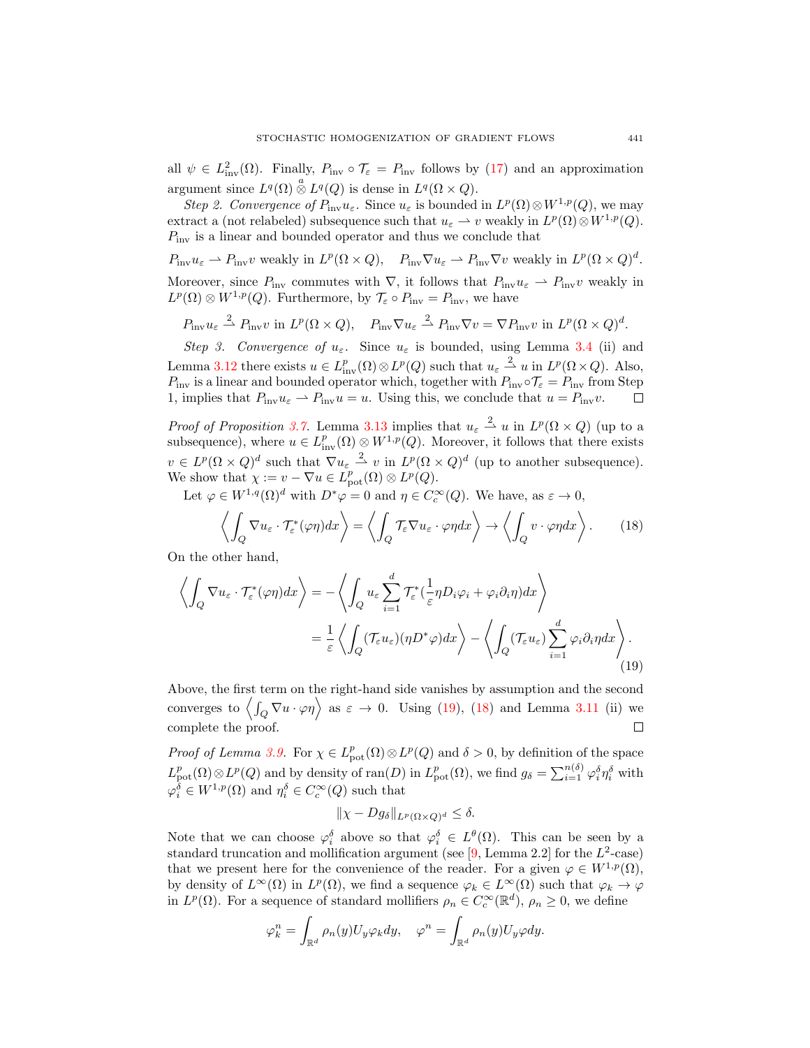all $\psi \in L^2_{\mathrm{inv}}(\Omega)$. Finally, $P_{\mathrm{inv}} \circ \mathcal{T}_\varepsilon = P_{\mathrm{inv}}$ follows by (17) and an approximation argument since $L^q(\Omega) \overset{a}{\otimes} L^q(Q)$ is dense in $L^q(\Omega \times Q)$.

*Step 2. Convergence of $P_{\mathrm{inv}} u_\varepsilon$.* Since $u_\varepsilon$ is bounded in $L^p(\Omega) \otimes W^{1,p}(Q)$, we may extract a (not relabeled) subsequence such that $u_\varepsilon \rightharpoonup v$ weakly in $L^p(\Omega) \otimes W^{1,p}(Q)$. $P_{\mathrm{inv}}$ is a linear and bounded operator and thus we conclude that

$$P_{\mathrm{inv}} u_\varepsilon \rightharpoonup P_{\mathrm{inv}} v \text{ weakly in } L^p(\Omega \times Q), \quad P_{\mathrm{inv}} \nabla u_\varepsilon \rightharpoonup P_{\mathrm{inv}} \nabla v \text{ weakly in } L^p(\Omega \times Q)^d.$$

Moreover, since $P_{\mathrm{inv}}$ commutes with $\nabla$, it follows that $P_{\mathrm{inv}} u_\varepsilon \rightharpoonup P_{\mathrm{inv}} v$ weakly in $L^p(\Omega) \otimes W^{1,p}(Q)$. Furthermore, by $\mathcal{T}_\varepsilon \circ P_{\mathrm{inv}} = P_{\mathrm{inv}}$, we have

$$P_{\mathrm{inv}} u_\varepsilon \overset{2}{\rightharpoonup} P_{\mathrm{inv}} v \text{ in } L^p(\Omega \times Q), \quad P_{\mathrm{inv}} \nabla u_\varepsilon \overset{2}{\rightharpoonup} P_{\mathrm{inv}} \nabla v = \nabla P_{\mathrm{inv}} v \text{ in } L^p(\Omega \times Q)^d.$$

*Step 3. Convergence of $u_\varepsilon$.* Since $u_\varepsilon$ is bounded, using Lemma 3.4 (ii) and Lemma 3.12 there exists $u \in L^p_{\mathrm{inv}}(\Omega) \otimes L^p(Q)$ such that $u_\varepsilon \overset{2}{\rightharpoonup} u$ in $L^p(\Omega \times Q)$. Also, $P_{\mathrm{inv}}$ is a linear and bounded operator which, together with $P_{\mathrm{inv}} \circ \mathcal{T}_\varepsilon = P_{\mathrm{inv}}$ from Step 1, implies that $P_{\mathrm{inv}} u_\varepsilon \rightharpoonup P_{\mathrm{inv}} u = u$. Using this, we conclude that $u = P_{\mathrm{inv}} v$. ☐

*Proof of Proposition 3.7.* Lemma 3.13 implies that $u_\varepsilon \overset{2}{\rightharpoonup} u$ in $L^p(\Omega \times Q)$ (up to a subsequence), where $u \in L^p_{\mathrm{inv}}(\Omega) \otimes W^{1,p}(Q)$. Moreover, it follows that there exists $v \in L^p(\Omega \times Q)^d$ such that $\nabla u_\varepsilon \overset{2}{\rightharpoonup} v$ in $L^p(\Omega \times Q)^d$ (up to another subsequence). We show that $\chi := v - \nabla u \in L^p_{\mathrm{pot}}(\Omega) \otimes L^p(Q)$.

Let $\varphi \in W^{1,q}(\Omega)^d$ with $D^* \varphi = 0$ and $\eta \in C_c^\infty(Q)$. We have, as $\varepsilon \to 0$,

$$\left\langle \int_Q \nabla u_\varepsilon \cdot \mathcal{T}_\varepsilon^*(\varphi \eta) dx \right\rangle = \left\langle \int_Q \mathcal{T}_\varepsilon \nabla u_\varepsilon \cdot \varphi \eta dx \right\rangle \to \left\langle \int_Q v \cdot \varphi \eta dx \right\rangle. \tag{18}$$

On the other hand,

$$\begin{aligned}\left\langle \int_Q \nabla u_\varepsilon \cdot \mathcal{T}_\varepsilon^*(\varphi \eta) dx \right\rangle &= -\left\langle \int_Q u_\varepsilon \sum_{i=1}^d \mathcal{T}_\varepsilon^*\left(\frac{1}{\varepsilon} \eta D_i \varphi_i + \varphi_i \partial_i \eta\right) dx \right\rangle \\ &= \frac{1}{\varepsilon} \left\langle \int_Q (\mathcal{T}_\varepsilon u_\varepsilon)(\eta D^* \varphi) dx \right\rangle - \left\langle \int_Q (\mathcal{T}_\varepsilon u_\varepsilon) \sum_{i=1}^d \varphi_i \partial_i \eta dx \right\rangle.\end{aligned} \tag{19}$$

Above, the first term on the right-hand side vanishes by assumption and the second converges to $\left\langle \int_Q \nabla u \cdot \varphi \eta \right\rangle$ as $\varepsilon \to 0$. Using (19), (18) and Lemma 3.11 (ii) we complete the proof. ☐

*Proof of Lemma 3.9.* For $\chi \in L^p_{\mathrm{pot}}(\Omega) \otimes L^p(Q)$ and $\delta > 0$, by definition of the space $L^p_{\mathrm{pot}}(\Omega) \otimes L^p(Q)$ and by density of $\mathrm{ran}(D)$ in $L^p_{\mathrm{pot}}(\Omega)$, we find $g_\delta = \sum_{i=1}^{n(\delta)} \varphi_i^\delta \eta_i^\delta$ with $\varphi_i^\delta \in W^{1,p}(\Omega)$ and $\eta_i^\delta \in C_c^\infty(Q)$ such that

$$\|\chi - D g_\delta\|_{L^p(\Omega \times Q)^d} \leq \delta.$$

Note that we can choose $\varphi_i^\delta$ above so that $\varphi_i^\delta \in L^\theta(\Omega)$. This can be seen by a standard truncation and mollification argument (see [9, Lemma 2.2] for the $L^2$-case) that we present here for the convenience of the reader. For a given $\varphi \in W^{1,p}(\Omega)$, by density of $L^\infty(\Omega)$ in $L^p(\Omega)$, we find a sequence $\varphi_k \in L^\infty(\Omega)$ such that $\varphi_k \to \varphi$ in $L^p(\Omega)$. For a sequence of standard mollifiers $\rho_n \in C_c^\infty(\mathbb{R}^d)$, $\rho_n \geq 0$, we define

$$\varphi_k^n = \int_{\mathbb{R}^d} \rho_n(y) U_y \varphi_k dy, \quad \varphi^n = \int_{\mathbb{R}^d} \rho_n(y) U_y \varphi dy.$$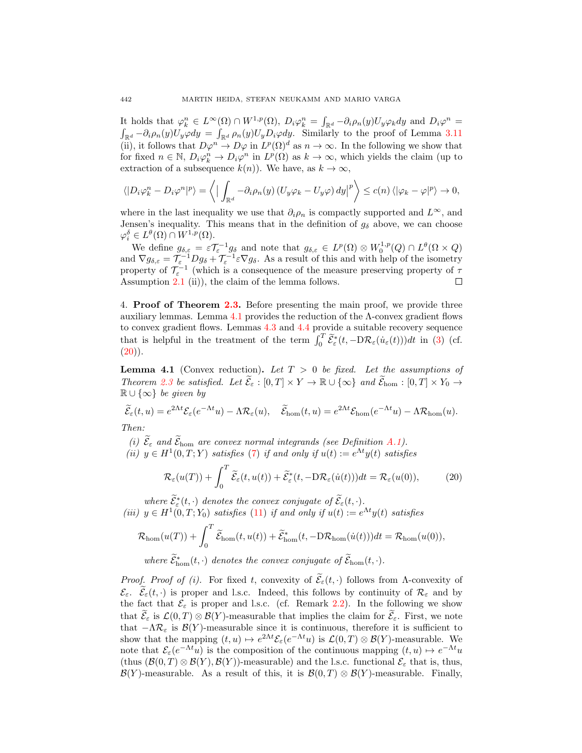It holds that $\varphi_k^n \in L^\infty(\Omega) \cap W^{1,p}(\Omega)$, $D_i\varphi_k^n = \int_{\mathbb{R}^d} -\partial_i\rho_n(y) U_y \varphi_k dy$ and $D_i\varphi^n = \int_{\mathbb{R}^d} -\partial_i \rho_n(y) U_y \varphi dy = \int_{\mathbb{R}^d} \rho_n(y) U_y D_i\varphi dy$. Similarly to the proof of Lemma 3.11 (ii), it follows that $D\varphi^n \to D\varphi$ in $L^p(\Omega)^d$ as $n \to \infty$. In the following we show that for fixed $n \in \mathbb{N}$, $D_i\varphi_k^n \to D_i\varphi^n$ in $L^p(\Omega)$ as $k \to \infty$, which yields the claim (up to extraction of a subsequence $k(n)$). We have, as $k \to \infty$,

$$\langle |D_i\varphi_k^n - D_i\varphi^n|^p \rangle = \left\langle \Big| \int_{\mathbb{R}^d} -\partial_i\rho_n(y) \left(U_y\varphi_k - U_y\varphi\right) dy \Big|^p \right\rangle \leq c(n) \left\langle |\varphi_k - \varphi|^p \right\rangle \to 0,$$

where in the last inequality we use that $\partial_i\rho_n$ is compactly supported and $L^\infty$, and Jensen's inequality. This means that in the definition of $g_\delta$ above, we can choose $\varphi_i^\delta \in L^\theta(\Omega) \cap W^{1,p}(\Omega)$.

We define $g_{\delta,\varepsilon} = \varepsilon \mathcal{T}_\varepsilon^{-1} g_\delta$ and note that $g_{\delta,\varepsilon} \in L^p(\Omega) \otimes W_0^{1,p}(Q) \cap L^\theta(\Omega \times Q)$ and $\nabla g_{\delta,\varepsilon} = \mathcal{T}_\varepsilon^{-1} D g_\delta + \mathcal{T}_\varepsilon^{-1} \varepsilon \nabla g_\delta$. As a result of this and with help of the isometry property of $\mathcal{T}_\varepsilon^{-1}$ (which is a consequence of the measure preserving property of $\tau$ Assumption 2.1 (ii)), the claim of the lemma follows. $\square$

## 4. Proof of Theorem 2.3.

Before presenting the main proof, we provide three auxiliary lemmas. Lemma 4.1 provides the reduction of the $\Lambda$-convex gradient flows to convex gradient flows. Lemmas 4.3 and 4.4 provide a suitable recovery sequence that is helpful in the treatment of the term $\int_0^T \widetilde{\mathcal{E}}_\varepsilon^*(t, -\mathrm{D}\mathcal{R}_\varepsilon(\dot{u}_\varepsilon(t)))dt$ in (3) (cf. (20)).

**Lemma 4.1** (Convex reduction). *Let $T > 0$ be fixed. Let the assumptions of Theorem 2.3 be satisfied. Let $\widetilde{\mathcal{E}}_\varepsilon : [0,T] \times Y \to \mathbb{R} \cup \{\infty\}$ and $\widetilde{\mathcal{E}}_{\mathrm{hom}} : [0,T] \times Y_0 \to \mathbb{R} \cup \{\infty\}$ be given by*

$$\widetilde{\mathcal{E}}_\varepsilon(t,u) = e^{2\Lambda t}\mathcal{E}_\varepsilon(e^{-\Lambda t}u) - \Lambda \mathcal{R}_\varepsilon(u), \quad \widetilde{\mathcal{E}}_{\mathrm{hom}}(t,u) = e^{2\Lambda t}\mathcal{E}_{\mathrm{hom}}(e^{-\Lambda t}u) - \Lambda \mathcal{R}_{\mathrm{hom}}(u).$$

*Then:*

*(i) $\widetilde{\mathcal{E}}_\varepsilon$ and $\widetilde{\mathcal{E}}_{\mathrm{hom}}$ are convex normal integrands (see Definition A.1).*

*(ii) $y \in H^1(0,T;Y)$ satisfies (7) if and only if $u(t) := e^{\Lambda t}y(t)$ satisfies*

$$\mathcal{R}_\varepsilon(u(T)) + \int_0^T \widetilde{\mathcal{E}}_\varepsilon(t,u(t)) + \widetilde{\mathcal{E}}_\varepsilon^*(t, -\mathrm{D}\mathcal{R}_\varepsilon(\dot{u}(t)))dt = \mathcal{R}_\varepsilon(u(0)), \tag{20}$$

*where $\widetilde{\mathcal{E}}_\varepsilon^*(t,\cdot)$ denotes the convex conjugate of $\widetilde{\mathcal{E}}_\varepsilon(t,\cdot)$.*

*(iii) $y \in H^1(0,T;Y_0)$ satisfies (11) if and only if $u(t) := e^{\Lambda t}y(t)$ satisfies*

$$\mathcal{R}_{\mathrm{hom}}(u(T)) + \int_0^T \widetilde{\mathcal{E}}_{\mathrm{hom}}(t,u(t)) + \widetilde{\mathcal{E}}_{\mathrm{hom}}^*(t, -\mathrm{D}\mathcal{R}_{\mathrm{hom}}(\dot{u}(t)))dt = \mathcal{R}_{\mathrm{hom}}(u(0)),$$

*where $\widetilde{\mathcal{E}}_{\mathrm{hom}}^*(t,\cdot)$ denotes the convex conjugate of $\widetilde{\mathcal{E}}_{\mathrm{hom}}(t,\cdot)$.*

*Proof. Proof of (i).* For fixed $t$, convexity of $\widetilde{\mathcal{E}}_\varepsilon(t,\cdot)$ follows from $\Lambda$-convexity of $\mathcal{E}_\varepsilon$. $\widetilde{\mathcal{E}}_\varepsilon(t,\cdot)$ is proper and l.s.c. Indeed, this follows by continuity of $\mathcal{R}_\varepsilon$ and by the fact that $\mathcal{E}_\varepsilon$ is proper and l.s.c. (cf. Remark 2.2). In the following we show that $\widetilde{\mathcal{E}}_\varepsilon$ is $\mathcal{L}(0,T) \otimes \mathcal{B}(Y)$-measurable that implies the claim for $\widetilde{\mathcal{E}}_\varepsilon$. First, we note that $-\Lambda\mathcal{R}_\varepsilon$ is $\mathcal{B}(Y)$-measurable since it is continuous, therefore it is sufficient to show that the mapping $(t,u) \mapsto e^{2\Lambda t}\mathcal{E}_\varepsilon(e^{-\Lambda t}u)$ is $\mathcal{L}(0,T) \otimes \mathcal{B}(Y)$-measurable. We note that $\mathcal{E}_\varepsilon(e^{-\Lambda t}u)$ is the composition of the continuous mapping $(t,u) \mapsto e^{-\Lambda t}u$ (thus $(\mathcal{B}(0,T) \otimes \mathcal{B}(Y), \mathcal{B}(Y))$-measurable) and the l.s.c. functional $\mathcal{E}_\varepsilon$ that is, thus, $\mathcal{B}(Y)$-measurable. As a result of this, it is $\mathcal{B}(0,T) \otimes \mathcal{B}(Y)$-measurable. Finally,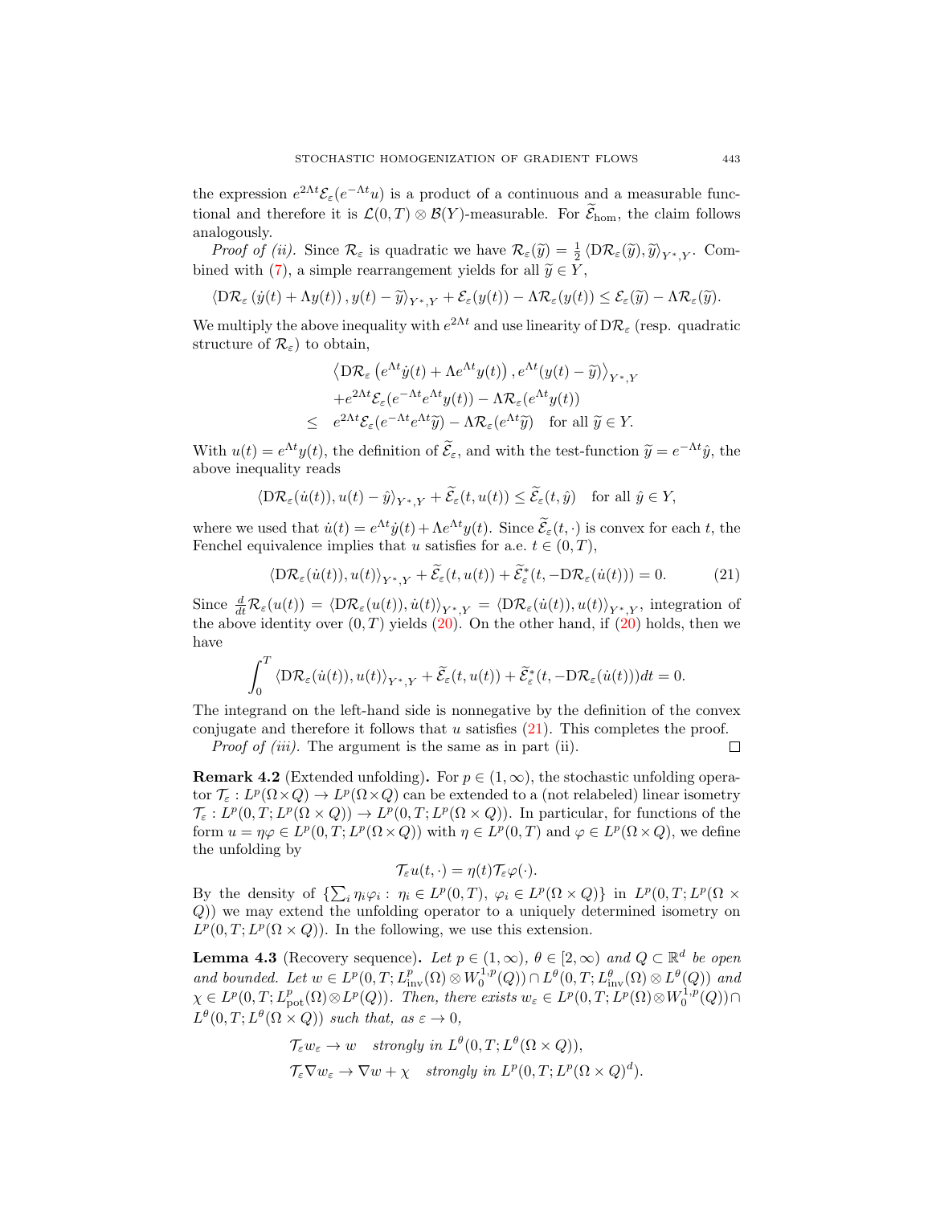the expression $e^{2\Lambda t}\mathcal{E}_\varepsilon(e^{-\Lambda t}u)$ is a product of a continuous and a measurable functional and therefore it is $\mathcal{L}(0,T)\otimes\mathcal{B}(Y)$-measurable. For $\widetilde{\mathcal{E}}_{\mathrm{hom}}$, the claim follows analogously.

*Proof of (ii).* Since $\mathcal{R}_\varepsilon$ is quadratic we have $\mathcal{R}_\varepsilon(\widetilde{y}) = \frac{1}{2}\langle \mathrm{D}\mathcal{R}_\varepsilon(\widetilde{y}),\widetilde{y}\rangle_{Y^*,Y}$. Combined with (7), a simple rearrangement yields for all $\widetilde{y}\in Y$,

$$\langle \mathrm{D}\mathcal{R}_\varepsilon\left(\dot{y}(t)+\Lambda y(t)\right), y(t)-\widetilde{y}\rangle_{Y^*,Y} + \mathcal{E}_\varepsilon(y(t)) - \Lambda\mathcal{R}_\varepsilon(y(t)) \leq \mathcal{E}_\varepsilon(\widetilde{y}) - \Lambda\mathcal{R}_\varepsilon(\widetilde{y}).$$

We multiply the above inequality with $e^{2\Lambda t}$ and use linearity of $\mathrm{D}\mathcal{R}_\varepsilon$ (resp. quadratic structure of $\mathcal{R}_\varepsilon$) to obtain,

$$\begin{aligned}
&\left\langle \mathrm{D}\mathcal{R}_\varepsilon\left(e^{\Lambda t}\dot{y}(t)+\Lambda e^{\Lambda t}y(t)\right), e^{\Lambda t}(y(t)-\widetilde{y})\right\rangle_{Y^*,Y}\\
&+e^{2\Lambda t}\mathcal{E}_\varepsilon(e^{-\Lambda t}e^{\Lambda t}y(t)) - \Lambda\mathcal{R}_\varepsilon(e^{\Lambda t}y(t))\\
\leq\ & e^{2\Lambda t}\mathcal{E}_\varepsilon(e^{-\Lambda t}e^{\Lambda t}\widetilde{y}) - \Lambda\mathcal{R}_\varepsilon(e^{\Lambda t}\widetilde{y}) \quad \text{for all } \widetilde{y}\in Y.
\end{aligned}$$

With $u(t)=e^{\Lambda t}y(t)$, the definition of $\widetilde{\mathcal{E}}_\varepsilon$, and with the test-function $\widetilde{y}=e^{-\Lambda t}\hat{y}$, the above inequality reads

$$\langle \mathrm{D}\mathcal{R}_\varepsilon(\dot{u}(t)), u(t)-\hat{y}\rangle_{Y^*,Y} + \widetilde{\mathcal{E}}_\varepsilon(t,u(t)) \leq \widetilde{\mathcal{E}}_\varepsilon(t,\hat{y}) \quad \text{for all } \hat{y}\in Y,$$

where we used that $\dot{u}(t)=e^{\Lambda t}\dot{y}(t)+\Lambda e^{\Lambda t}y(t)$. Since $\widetilde{\mathcal{E}}_\varepsilon(t,\cdot)$ is convex for each $t$, the Fenchel equivalence implies that $u$ satisfies for a.e. $t\in(0,T)$,

$$\langle \mathrm{D}\mathcal{R}_\varepsilon(\dot{u}(t)), u(t)\rangle_{Y^*,Y} + \widetilde{\mathcal{E}}_\varepsilon(t,u(t)) + \widetilde{\mathcal{E}}^*_\varepsilon(t,-\mathrm{D}\mathcal{R}_\varepsilon(\dot{u}(t))) = 0. \tag{21}$$

Since $\frac{d}{dt}\mathcal{R}_\varepsilon(u(t)) = \langle \mathrm{D}\mathcal{R}_\varepsilon(u(t)),\dot{u}(t)\rangle_{Y^*,Y} = \langle \mathrm{D}\mathcal{R}_\varepsilon(\dot{u}(t)),u(t)\rangle_{Y^*,Y}$, integration of the above identity over $(0,T)$ yields (20). On the other hand, if (20) holds, then we have

$$\int_0^T \langle \mathrm{D}\mathcal{R}_\varepsilon(\dot{u}(t)), u(t)\rangle_{Y^*,Y} + \widetilde{\mathcal{E}}_\varepsilon(t,u(t)) + \widetilde{\mathcal{E}}^*_\varepsilon(t,-\mathrm{D}\mathcal{R}_\varepsilon(\dot{u}(t)))dt = 0.$$

The integrand on the left-hand side is nonnegative by the definition of the convex conjugate and therefore it follows that $u$ satisfies (21). This completes the proof.

*Proof of (iii).* The argument is the same as in part (ii). $\square$

**Remark 4.2** (Extended unfolding)**.** For $p\in(1,\infty)$, the stochastic unfolding operator $\mathcal{T}_\varepsilon : L^p(\Omega\times Q)\to L^p(\Omega\times Q)$ can be extended to a (not relabeled) linear isometry $\mathcal{T}_\varepsilon : L^p(0,T;L^p(\Omega\times Q))\to L^p(0,T;L^p(\Omega\times Q))$. In particular, for functions of the form $u=\eta\varphi\in L^p(0,T;L^p(\Omega\times Q))$ with $\eta\in L^p(0,T)$ and $\varphi\in L^p(\Omega\times Q)$, we define the unfolding by

$$\mathcal{T}_\varepsilon u(t,\cdot) = \eta(t)\mathcal{T}_\varepsilon\varphi(\cdot).$$

By the density of $\{\sum_i \eta_i\varphi_i :\ \eta_i\in L^p(0,T),\ \varphi_i\in L^p(\Omega\times Q)\}$ in $L^p(0,T;L^p(\Omega\times Q))$ we may extend the unfolding operator to a uniquely determined isometry on $L^p(0,T;L^p(\Omega\times Q))$. In the following, we use this extension.

**Lemma 4.3** (Recovery sequence)**.** *Let $p\in(1,\infty)$, $\theta\in[2,\infty)$ and $Q\subset\mathbb{R}^d$ be open and bounded. Let $w\in L^p(0,T;L^p_{\mathrm{inv}}(\Omega)\otimes W^{1,p}_0(Q))\cap L^\theta(0,T;L^\theta_{\mathrm{inv}}(\Omega)\otimes L^\theta(Q))$ and $\chi\in L^p(0,T;L^p_{\mathrm{pot}}(\Omega)\otimes L^p(Q))$. Then, there exists $w_\varepsilon\in L^p(0,T;L^p(\Omega)\otimes W^{1,p}_0(Q))\cap L^\theta(0,T;L^\theta(\Omega\times Q))$ such that, as $\varepsilon\to 0$,*

$$\begin{aligned}
&\mathcal{T}_\varepsilon w_\varepsilon \to w \quad \textit{strongly in } L^\theta(0,T;L^\theta(\Omega\times Q)),\\
&\mathcal{T}_\varepsilon\nabla w_\varepsilon \to \nabla w+\chi \quad \textit{strongly in } L^p(0,T;L^p(\Omega\times Q)^d).
\end{aligned}$$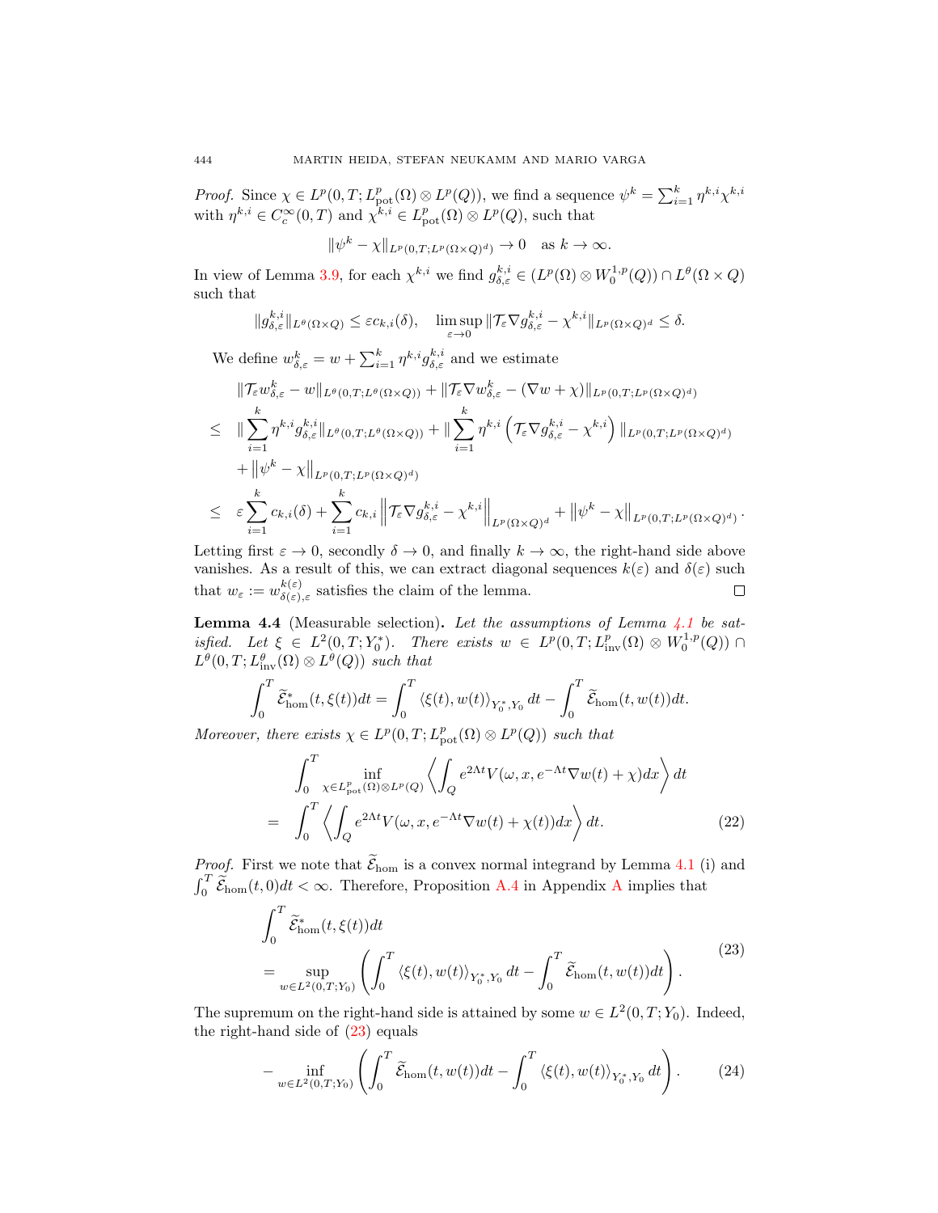*Proof.* Since $\chi \in L^p(0,T;L^p_{\mathrm{pot}}(\Omega)\otimes L^p(Q))$, we find a sequence $\psi^k = \sum_{i=1}^k \eta^{k,i}\chi^{k,i}$ with $\eta^{k,i}\in C_c^\infty(0,T)$ and $\chi^{k,i}\in L^p_{\mathrm{pot}}(\Omega)\otimes L^p(Q)$, such that

$$\|\psi^k - \chi\|_{L^p(0,T;L^p(\Omega\times Q)^d)} \to 0 \quad \text{as } k\to\infty.$$

In view of Lemma 3.9, for each $\chi^{k,i}$ we find $g^{k,i}_{\delta,\varepsilon} \in (L^p(\Omega)\otimes W^{1,p}_0(Q))\cap L^\theta(\Omega\times Q)$ such that

$$\|g^{k,i}_{\delta,\varepsilon}\|_{L^\theta(\Omega\times Q)} \le \varepsilon c_{k,i}(\delta), \quad \limsup_{\varepsilon\to 0}\|\mathcal{T}_\varepsilon \nabla g^{k,i}_{\delta,\varepsilon} - \chi^{k,i}\|_{L^p(\Omega\times Q)^d} \le \delta.$$

We define $w^k_{\delta,\varepsilon} = w + \sum_{i=1}^k \eta^{k,i} g^{k,i}_{\delta,\varepsilon}$ and we estimate

$$\begin{aligned}
&\|\mathcal{T}_\varepsilon w^k_{\delta,\varepsilon} - w\|_{L^\theta(0,T;L^\theta(\Omega\times Q))} + \|\mathcal{T}_\varepsilon \nabla w^k_{\delta,\varepsilon} - (\nabla w + \chi)\|_{L^p(0,T;L^p(\Omega\times Q)^d)}\\
\le\;& \|\sum_{i=1}^k \eta^{k,i} g^{k,i}_{\delta,\varepsilon}\|_{L^\theta(0,T;L^\theta(\Omega\times Q))} + \|\sum_{i=1}^k \eta^{k,i}\left(\mathcal{T}_\varepsilon \nabla g^{k,i}_{\delta,\varepsilon} - \chi^{k,i}\right)\|_{L^p(0,T;L^p(\Omega\times Q)^d)}\\
&+ \left\|\psi^k - \chi\right\|_{L^p(0,T;L^p(\Omega\times Q)^d)}\\
\le\;& \varepsilon\sum_{i=1}^k c_{k,i}(\delta) + \sum_{i=1}^k c_{k,i}\left\|\mathcal{T}_\varepsilon \nabla g^{k,i}_{\delta,\varepsilon} - \chi^{k,i}\right\|_{L^p(\Omega\times Q)^d} + \left\|\psi^k - \chi\right\|_{L^p(0,T;L^p(\Omega\times Q)^d)}.
\end{aligned}$$

Letting first $\varepsilon\to 0$, secondly $\delta\to 0$, and finally $k\to\infty$, the right-hand side above vanishes. As a result of this, we can extract diagonal sequences $k(\varepsilon)$ and $\delta(\varepsilon)$ such that $w_\varepsilon := w^{k(\varepsilon)}_{\delta(\varepsilon),\varepsilon}$ satisfies the claim of the lemma. ◻

**Lemma 4.4** (Measurable selection)**.** *Let the assumptions of Lemma 4.1 be satisfied. Let $\xi \in L^2(0,T;Y_0^*)$. There exists $w \in L^p(0,T;L^p_{\mathrm{inv}}(\Omega)\otimes W^{1,p}_0(Q)) \cap L^\theta(0,T;L^\theta_{\mathrm{inv}}(\Omega)\otimes L^\theta(Q))$ such that*

$$\int_0^T \widetilde{\mathcal{E}}^*_{\mathrm{hom}}(t,\xi(t))dt = \int_0^T \langle \xi(t), w(t)\rangle_{Y_0^*,Y_0}\,dt - \int_0^T \widetilde{\mathcal{E}}_{\mathrm{hom}}(t,w(t))dt.$$

*Moreover, there exists $\chi\in L^p(0,T;L^p_{\mathrm{pot}}(\Omega)\otimes L^p(Q))$ such that*

$$\begin{aligned}
&\int_0^T \inf_{\chi\in L^p_{\mathrm{pot}}(\Omega)\otimes L^p(Q)} \left\langle \int_Q e^{2\Lambda t} V(\omega,x,e^{-\Lambda t}\nabla w(t)+\chi)dx\right\rangle dt\\
=\;& \int_0^T \left\langle \int_Q e^{2\Lambda t} V(\omega,x,e^{-\Lambda t}\nabla w(t)+\chi(t))dx\right\rangle dt. \qquad (22)
\end{aligned}$$

*Proof.* First we note that $\widetilde{\mathcal{E}}_{\mathrm{hom}}$ is a convex normal integrand by Lemma 4.1 (i) and $\int_0^T \widetilde{\mathcal{E}}_{\mathrm{hom}}(t,0)dt<\infty$. Therefore, Proposition A.4 in Appendix A implies that

$$\begin{aligned}
&\int_0^T \widetilde{\mathcal{E}}^*_{\mathrm{hom}}(t,\xi(t))dt\\
=\;& \sup_{w\in L^2(0,T;Y_0)}\left(\int_0^T \langle \xi(t), w(t)\rangle_{Y_0^*,Y_0}\,dt - \int_0^T \widetilde{\mathcal{E}}_{\mathrm{hom}}(t,w(t))dt\right).
\end{aligned} \qquad (23)$$

The supremum on the right-hand side is attained by some $w\in L^2(0,T;Y_0)$. Indeed, the right-hand side of (23) equals

$$-\inf_{w\in L^2(0,T;Y_0)}\left(\int_0^T \widetilde{\mathcal{E}}_{\mathrm{hom}}(t,w(t))dt - \int_0^T \langle \xi(t), w(t)\rangle_{Y_0^*,Y_0}\,dt\right). \qquad (24)$$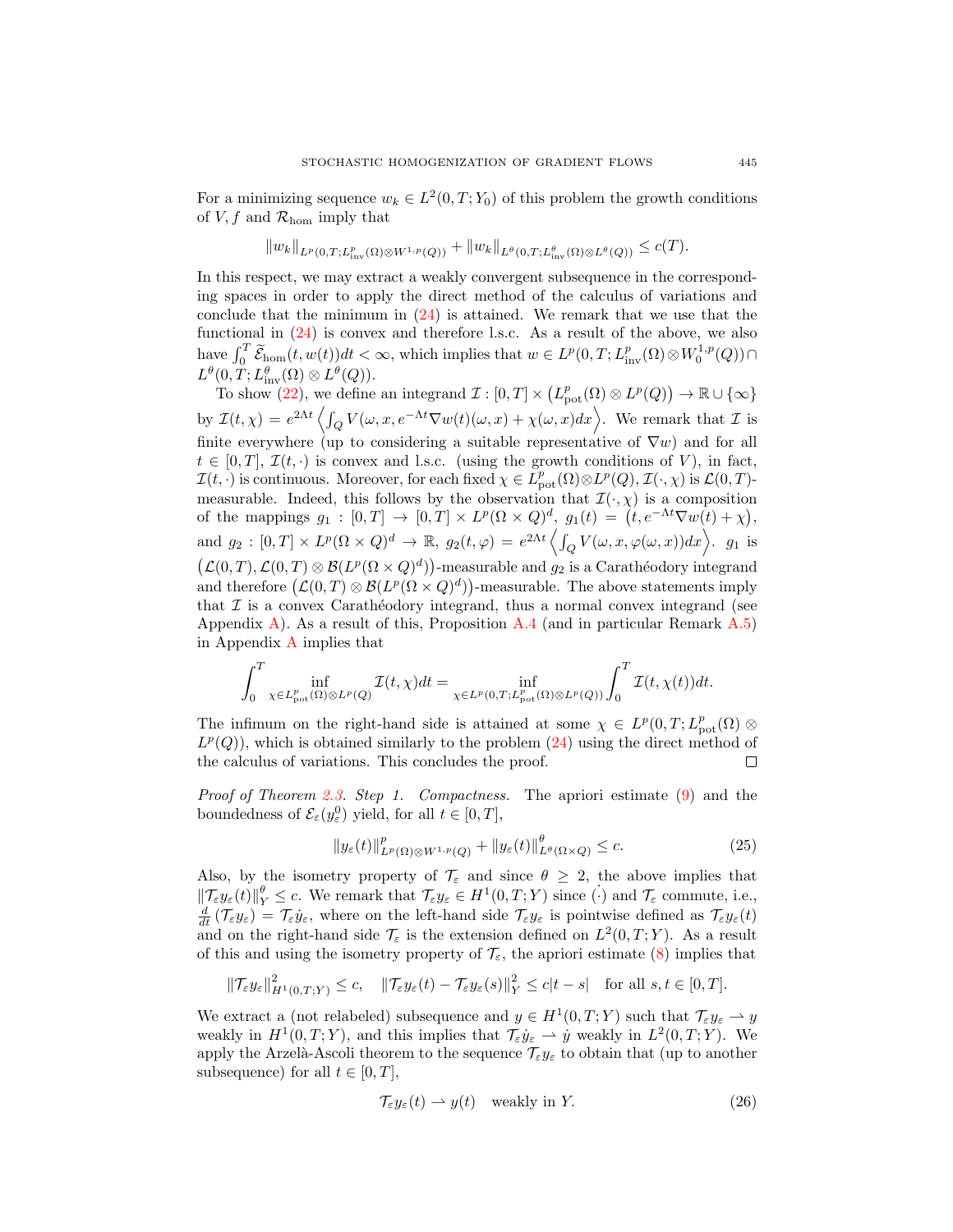For a minimizing sequence $w_k \in L^2(0,T;Y_0)$ of this problem the growth conditions of $V, f$ and $\mathcal{R}_{\rm hom}$ imply that

$$\|w_k\|_{L^p(0,T;L^p_{\rm inv}(\Omega)\otimes W^{1,p}(Q))} + \|w_k\|_{L^\theta(0,T;L^\theta_{\rm inv}(\Omega)\otimes L^\theta(Q))} \leq c(T).$$

In this respect, we may extract a weakly convergent subsequence in the corresponding spaces in order to apply the direct method of the calculus of variations and conclude that the minimum in (24) is attained. We remark that we use that the functional in (24) is convex and therefore l.s.c. As a result of the above, we also have $\int_0^T \widetilde{\mathcal{E}}_{\rm hom}(t,w(t))dt < \infty$, which implies that $w \in L^p(0,T;L^p_{\rm inv}(\Omega)\otimes W^{1,p}_0(Q)) \cap L^\theta(0,T;L^\theta_{\rm inv}(\Omega)\otimes L^\theta(Q))$.

To show (22), we define an integrand $\mathcal{I} : [0,T] \times \left(L^p_{\rm pot}(\Omega)\otimes L^p(Q)\right) \to \mathbb{R}\cup\{\infty\}$ by $\mathcal{I}(t,\chi) = e^{2\Lambda t}\left\langle \int_Q V(\omega,x,e^{-\Lambda t}\nabla w(t)(\omega,x) + \chi(\omega,x)dx\right\rangle$. We remark that $\mathcal{I}$ is finite everywhere (up to considering a suitable representative of $\nabla w$) and for all $t \in [0,T]$, $\mathcal{I}(t,\cdot)$ is convex and l.s.c. (using the growth conditions of $V$), in fact, $\mathcal{I}(t,\cdot)$ is continuous. Moreover, for each fixed $\chi \in L^p_{\rm pot}(\Omega)\otimes L^p(Q)$, $\mathcal{I}(\cdot,\chi)$ is $\mathcal{L}(0,T)$-measurable. Indeed, this follows by the observation that $\mathcal{I}(\cdot,\chi)$ is a composition of the mappings $g_1 : [0,T] \to [0,T]\times L^p(\Omega\times Q)^d$, $g_1(t) = \left(t, e^{-\Lambda t}\nabla w(t) + \chi\right)$, and $g_2 : [0,T]\times L^p(\Omega\times Q)^d \to \mathbb{R}$, $g_2(t,\varphi) = e^{2\Lambda t}\left\langle \int_Q V(\omega,x,\varphi(\omega,x))dx\right\rangle$. $g_1$ is $\left(\mathcal{L}(0,T), \mathcal{L}(0,T)\otimes\mathcal{B}(L^p(\Omega\times Q)^d)\right)$-measurable and $g_2$ is a Carathéodory integrand and therefore $\left(\mathcal{L}(0,T)\otimes\mathcal{B}(L^p(\Omega\times Q)^d)\right)$-measurable. The above statements imply that $\mathcal{I}$ is a convex Carathéodory integrand, thus a normal convex integrand (see Appendix A). As a result of this, Proposition A.4 (and in particular Remark A.5) in Appendix A implies that

$$\int_0^T \inf_{\chi\in L^p_{\rm pot}(\Omega)\otimes L^p(Q)} \mathcal{I}(t,\chi)dt = \inf_{\chi\in L^p(0,T;L^p_{\rm pot}(\Omega)\otimes L^p(Q))} \int_0^T \mathcal{I}(t,\chi(t))dt.$$

The infimum on the right-hand side is attained at some $\chi \in L^p(0,T;L^p_{\rm pot}(\Omega)\otimes L^p(Q))$, which is obtained similarly to the problem (24) using the direct method of the calculus of variations. This concludes the proof. ∎

*Proof of Theorem 2.3. Step 1. Compactness.* The apriori estimate (9) and the boundedness of $\mathcal{E}_\varepsilon(y^0_\varepsilon)$ yield, for all $t \in [0,T]$,

$$\|y_\varepsilon(t)\|^p_{L^p(\Omega)\otimes W^{1,p}(Q)} + \|y_\varepsilon(t)\|^\theta_{L^\theta(\Omega\times Q)} \leq c. \tag{25}$$

Also, by the isometry property of $\mathcal{T}_\varepsilon$ and since $\theta \geq 2$, the above implies that $\|\mathcal{T}_\varepsilon y_\varepsilon(t)\|^\theta_Y \leq c$. We remark that $\mathcal{T}_\varepsilon y_\varepsilon \in H^1(0,T;Y)$ since $\dot{(\cdot)}$ and $\mathcal{T}_\varepsilon$ commute, i.e., $\frac{d}{dt}\left(\mathcal{T}_\varepsilon y_\varepsilon\right) = \mathcal{T}_\varepsilon \dot{y}_\varepsilon$, where on the left-hand side $\mathcal{T}_\varepsilon y_\varepsilon$ is pointwise defined as $\mathcal{T}_\varepsilon y_\varepsilon(t)$ and on the right-hand side $\mathcal{T}_\varepsilon$ is the extension defined on $L^2(0,T;Y)$. As a result of this and using the isometry property of $\mathcal{T}_\varepsilon$, the apriori estimate (8) implies that

$$\|\mathcal{T}_\varepsilon y_\varepsilon\|^2_{H^1(0,T;Y)} \leq c, \quad \|\mathcal{T}_\varepsilon y_\varepsilon(t) - \mathcal{T}_\varepsilon y_\varepsilon(s)\|^2_Y \leq c|t-s| \quad \text{for all } s,t \in [0,T].$$

We extract a (not relabeled) subsequence and $y \in H^1(0,T;Y)$ such that $\mathcal{T}_\varepsilon y_\varepsilon \rightharpoonup y$ weakly in $H^1(0,T;Y)$, and this implies that $\mathcal{T}_\varepsilon \dot{y}_\varepsilon \rightharpoonup \dot{y}$ weakly in $L^2(0,T;Y)$. We apply the Arzelà-Ascoli theorem to the sequence $\mathcal{T}_\varepsilon y_\varepsilon$ to obtain that (up to another subsequence) for all $t \in [0,T]$,

$$\mathcal{T}_\varepsilon y_\varepsilon(t) \rightharpoonup y(t) \quad \text{weakly in } Y. \tag{26}$$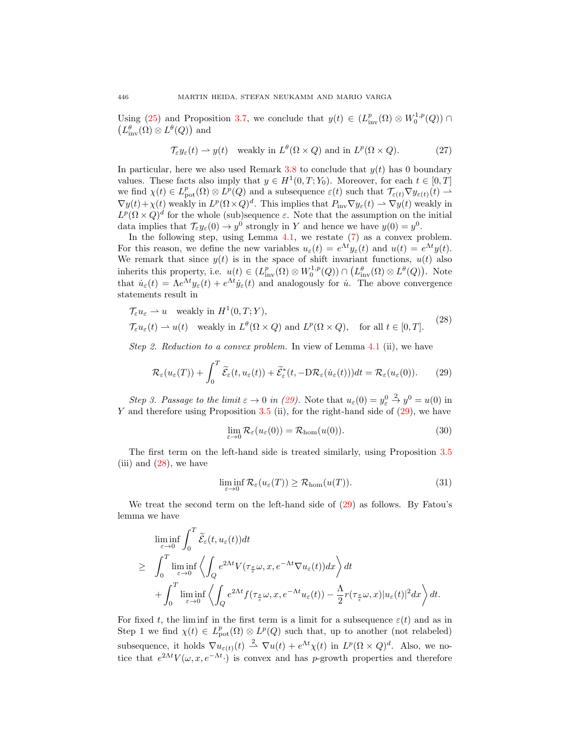Using (25) and Proposition 3.7, we conclude that $y(t) \in (L^p_{\mathrm{inv}}(\Omega) \otimes W^{1,p}_0(Q)) \cap \big(L^\theta_{\mathrm{inv}}(\Omega) \otimes L^\theta(Q)\big)$ and

$$
\mathcal{T}_\varepsilon y_\varepsilon(t) \rightharpoonup y(t) \quad \text{weakly in } L^\theta(\Omega \times Q) \text{ and in } L^p(\Omega \times Q). \tag{27}
$$

In particular, here we also used Remark 3.8 to conclude that $y(t)$ has 0 boundary values. These facts also imply that $y \in H^1(0,T;Y_0)$. Moreover, for each $t \in [0,T]$ we find $\chi(t) \in L^p_{\mathrm{pot}}(\Omega) \otimes L^p(Q)$ and a subsequence $\varepsilon(t)$ such that $\mathcal{T}_{\varepsilon(t)} \nabla y_{\varepsilon(t)}(t) \rightharpoonup \nabla y(t) + \chi(t)$ weakly in $L^p(\Omega \times Q)^d$. This implies that $P_{\mathrm{inv}} \nabla y_\varepsilon(t) \rightharpoonup \nabla y(t)$ weakly in $L^p(\Omega \times Q)^d$ for the whole (sub)sequence $\varepsilon$. Note that the assumption on the initial data implies that $\mathcal{T}_\varepsilon y_\varepsilon(0) \to y^0$ strongly in $Y$ and hence we have $y(0) = y^0$.

In the following step, using Lemma 4.1, we restate (7) as a convex problem. For this reason, we define the new variables $u_\varepsilon(t) = e^{\Lambda t} y_\varepsilon(t)$ and $u(t) = e^{\Lambda t} y(t)$. We remark that since $y(t)$ is in the space of shift invariant functions, $u(t)$ also inherits this property, i.e. $u(t) \in (L^p_{\mathrm{inv}}(\Omega) \otimes W^{1,p}_0(Q)) \cap \big(L^\theta_{\mathrm{inv}}(\Omega) \otimes L^\theta(Q)\big)$. Note that $\dot{u}_\varepsilon(t) = \Lambda e^{\Lambda t} y_\varepsilon(t) + e^{\Lambda t} \dot{y}_\varepsilon(t)$ and analogously for $\dot{u}$. The above convergence statements result in

$$
\begin{aligned}
&\mathcal{T}_\varepsilon u_\varepsilon \rightharpoonup u \quad \text{weakly in } H^1(0,T;Y), \\
&\mathcal{T}_\varepsilon u_\varepsilon(t) \rightharpoonup u(t) \quad \text{weakly in } L^\theta(\Omega \times Q) \text{ and } L^p(\Omega \times Q), \quad \text{for all } t \in [0,T].
\end{aligned} \tag{28}
$$

*Step 2. Reduction to a convex problem.* In view of Lemma 4.1 (ii), we have

$$
\mathcal{R}_\varepsilon(u_\varepsilon(T)) + \int_0^T \widetilde{\mathcal{E}}_\varepsilon(t, u_\varepsilon(t)) + \widetilde{\mathcal{E}}^*_\varepsilon(t, -\mathrm{D}\mathcal{R}_\varepsilon(\dot{u}_\varepsilon(t)))dt = \mathcal{R}_\varepsilon(u_\varepsilon(0)). \tag{29}
$$

*Step 3. Passage to the limit $\varepsilon \to 0$ in (29).* Note that $u_\varepsilon(0) = y^0_\varepsilon \overset{2}{\to} y^0 = u(0)$ in $Y$ and therefore using Proposition 3.5 (ii), for the right-hand side of (29), we have

$$
\lim_{\varepsilon \to 0} \mathcal{R}_\varepsilon(u_\varepsilon(0)) = \mathcal{R}_{\mathrm{hom}}(u(0)). \tag{30}
$$

The first term on the left-hand side is treated similarly, using Proposition 3.5 (iii) and (28), we have

$$
\liminf_{\varepsilon \to 0} \mathcal{R}_\varepsilon(u_\varepsilon(T)) \geq \mathcal{R}_{\mathrm{hom}}(u(T)). \tag{31}
$$

We treat the second term on the left-hand side of (29) as follows. By Fatou's lemma we have

$$
\begin{aligned}
&\liminf_{\varepsilon \to 0} \int_0^T \widetilde{\mathcal{E}}_\varepsilon(t, u_\varepsilon(t))dt \\
\geq\ & \int_0^T \liminf_{\varepsilon \to 0} \left\langle \int_Q e^{2\Lambda t} V(\tau_{\frac{x}{\varepsilon}}\omega, x, e^{-\Lambda t} \nabla u_\varepsilon(t)) dx \right\rangle dt \\
&+ \int_0^T \liminf_{\varepsilon \to 0} \left\langle \int_Q e^{2\Lambda t} f(\tau_{\frac{x}{\varepsilon}}\omega, x, e^{-\Lambda t} u_\varepsilon(t)) - \frac{\Lambda}{2} r(\tau_{\frac{x}{\varepsilon}}\omega, x) |u_\varepsilon(t)|^2 dx \right\rangle dt.
\end{aligned}
$$

For fixed $t$, the lim inf in the first term is a limit for a subsequence $\varepsilon(t)$ and as in Step 1 we find $\chi(t) \in L^p_{\mathrm{pot}}(\Omega) \otimes L^p(Q)$ such that, up to another (not relabeled) subsequence, it holds $\nabla u_{\varepsilon(t)}(t) \overset{2}{\rightharpoonup} \nabla u(t) + e^{\Lambda t} \chi(t)$ in $L^p(\Omega \times Q)^d$. Also, we notice that $e^{2\Lambda t} V(\omega, x, e^{-\Lambda t} \cdot)$ is convex and has $p$-growth properties and therefore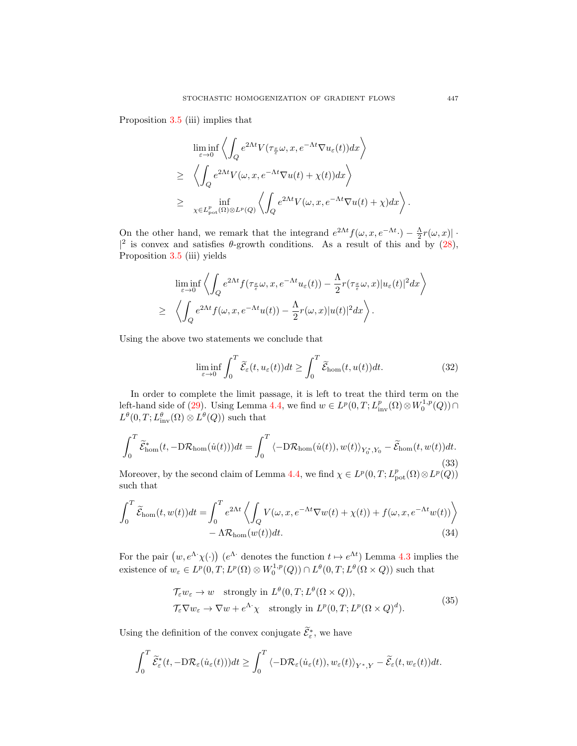Proposition 3.5 (iii) implies that

$$
\begin{aligned}
& \liminf_{\varepsilon\to 0} \left\langle \int_Q e^{2\Lambda t} V(\tau_{\frac{x}{\varepsilon}}\omega, x, e^{-\Lambda t}\nabla u_\varepsilon(t))dx \right\rangle \\
\geq \ & \left\langle \int_Q e^{2\Lambda t} V(\omega, x, e^{-\Lambda t}\nabla u(t) + \chi(t))dx \right\rangle \\
\geq \ & \inf_{\chi\in L^p_{\mathrm{pot}}(\Omega)\otimes L^p(Q)} \left\langle \int_Q e^{2\Lambda t} V(\omega, x, e^{-\Lambda t}\nabla u(t) + \chi)dx \right\rangle .
\end{aligned}
$$

On the other hand, we remark that the integrand $e^{2\Lambda t} f(\omega, x, e^{-\Lambda t}\cdot) - \frac{\Lambda}{2} r(\omega, x)|\cdot|^2$ is convex and satisfies $\theta$-growth conditions. As a result of this and by (28), Proposition 3.5 (iii) yields

$$
\begin{aligned}
& \liminf_{\varepsilon\to 0} \left\langle \int_Q e^{2\Lambda t} f(\tau_{\frac{x}{\varepsilon}}\omega, x, e^{-\Lambda t} u_\varepsilon(t)) - \frac{\Lambda}{2} r(\tau_{\frac{x}{\varepsilon}}\omega, x)|u_\varepsilon(t)|^2 dx \right\rangle \\
\geq \ & \left\langle \int_Q e^{2\Lambda t} f(\omega, x, e^{-\Lambda t} u(t)) - \frac{\Lambda}{2} r(\omega, x)|u(t)|^2 dx \right\rangle .
\end{aligned}
$$

Using the above two statements we conclude that

$$
\liminf_{\varepsilon\to 0} \int_0^T \widetilde{\mathcal{E}}_\varepsilon(t, u_\varepsilon(t))dt \geq \int_0^T \widetilde{\mathcal{E}}_{\mathrm{hom}}(t, u(t))dt. \tag{32}
$$

In order to complete the limit passage, it is left to treat the third term on the left-hand side of (29). Using Lemma 4.4, we find $w \in L^p(0,T; L^p_{\mathrm{inv}}(\Omega)\otimes W^{1,p}_0(Q)) \cap L^\theta(0,T; L^\theta_{\mathrm{inv}}(\Omega)\otimes L^\theta(Q))$ such that

$$
\int_0^T \widetilde{\mathcal{E}}^*_{\mathrm{hom}}(t, -\mathrm{D}\mathcal{R}_{\mathrm{hom}}(\dot{u}(t)))dt = \int_0^T \langle -\mathrm{D}\mathcal{R}_{\mathrm{hom}}(\dot{u}(t)), w(t)\rangle_{Y_0^*, Y_0} - \widetilde{\mathcal{E}}_{\mathrm{hom}}(t, w(t))dt. \tag{33}
$$

Moreover, by the second claim of Lemma 4.4, we find $\chi \in L^p(0,T; L^p_{\mathrm{pot}}(\Omega)\otimes L^p(Q))$ such that

$$
\begin{aligned}
\int_0^T \widetilde{\mathcal{E}}_{\mathrm{hom}}(t, w(t))dt = \int_0^T & e^{2\Lambda t} \left\langle \int_Q V(\omega, x, e^{-\Lambda t}\nabla w(t) + \chi(t)) + f(\omega, x, e^{-\Lambda t} w(t)) \right\rangle \\
& - \Lambda \mathcal{R}_{\mathrm{hom}}(w(t))dt.
\end{aligned} \tag{34}
$$

For the pair $\left(w, e^{\Lambda \cdot}\chi(\cdot)\right)$ ($e^{\Lambda \cdot}$ denotes the function $t \mapsto e^{\Lambda t}$) Lemma 4.3 implies the existence of $w_\varepsilon \in L^p(0,T; L^p(\Omega)\otimes W^{1,p}_0(Q)) \cap L^\theta(0,T; L^\theta(\Omega\times Q))$ such that

$$
\begin{aligned}
& \mathcal{T}_\varepsilon w_\varepsilon \to w \quad \text{strongly in } L^\theta(0,T; L^\theta(\Omega\times Q)), \\
& \mathcal{T}_\varepsilon \nabla w_\varepsilon \to \nabla w + e^{\Lambda \cdot}\chi \quad \text{strongly in } L^p(0,T; L^p(\Omega\times Q)^d).
\end{aligned} \tag{35}
$$

Using the definition of the convex conjugate $\widetilde{\mathcal{E}}^*_\varepsilon$, we have

$$
\int_0^T \widetilde{\mathcal{E}}^*_\varepsilon(t, -\mathrm{D}\mathcal{R}_\varepsilon(\dot{u}_\varepsilon(t)))dt \geq \int_0^T \langle -\mathrm{D}\mathcal{R}_\varepsilon(\dot{u}_\varepsilon(t)), w_\varepsilon(t)\rangle_{Y^*, Y} - \widetilde{\mathcal{E}}_\varepsilon(t, w_\varepsilon(t))dt.
$$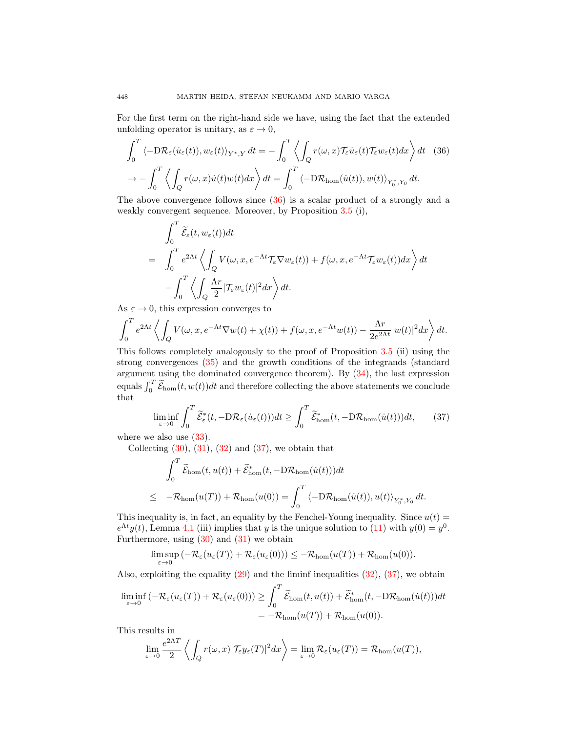For the first term on the right-hand side we have, using the fact that the extended unfolding operator is unitary, as $\varepsilon \to 0$,

$$\int_0^T \langle -\mathrm{D}\mathcal{R}_\varepsilon(\dot{u}_\varepsilon(t)), w_\varepsilon(t)\rangle_{Y^*,Y}\, dt = -\int_0^T \left\langle \int_Q r(\omega,x)\mathcal{T}_\varepsilon \dot{u}_\varepsilon(t)\mathcal{T}_\varepsilon w_\varepsilon(t)dx \right\rangle dt \tag{36}$$

$$\to -\int_0^T \left\langle \int_Q r(\omega,x)\dot{u}(t)w(t)dx \right\rangle dt = \int_0^T \langle -\mathrm{D}\mathcal{R}_{\mathrm{hom}}(\dot{u}(t)), w(t)\rangle_{Y_0^*,Y_0}\, dt.$$

The above convergence follows since (36) is a scalar product of a strongly and a weakly convergent sequence. Moreover, by Proposition 3.5 (i),

$$\begin{aligned}
&\int_0^T \widetilde{\mathcal{E}}_\varepsilon(t, w_\varepsilon(t))dt \\
= \quad &\int_0^T e^{2\Lambda t}\left\langle \int_Q V(\omega, x, e^{-\Lambda t}\mathcal{T}_\varepsilon \nabla w_\varepsilon(t)) + f(\omega, x, e^{-\Lambda t}\mathcal{T}_\varepsilon w_\varepsilon(t))dx \right\rangle dt \\
&-\int_0^T \left\langle \int_Q \frac{\Lambda r}{2}|\mathcal{T}_\varepsilon w_\varepsilon(t)|^2 dx \right\rangle dt.
\end{aligned}$$

As $\varepsilon \to 0$, this expression converges to

$$\int_0^T e^{2\Lambda t}\left\langle \int_Q V(\omega, x, e^{-\Lambda t}\nabla w(t) + \chi(t)) + f(\omega, x, e^{-\Lambda t}w(t)) - \frac{\Lambda r}{2e^{2\Lambda t}}|w(t)|^2 dx \right\rangle dt.$$

This follows completely analogously to the proof of Proposition 3.5 (ii) using the strong convergences (35) and the growth conditions of the integrands (standard argument using the dominated convergence theorem). By (34), the last expression equals $\int_0^T \widetilde{\mathcal{E}}_{\mathrm{hom}}(t, w(t))dt$ and therefore collecting the above statements we conclude that

$$\liminf_{\varepsilon\to 0} \int_0^T \widetilde{\mathcal{E}}^*_\varepsilon(t, -\mathrm{D}\mathcal{R}_\varepsilon(\dot{u}_\varepsilon(t)))dt \geq \int_0^T \widetilde{\mathcal{E}}^*_{\mathrm{hom}}(t, -\mathrm{D}\mathcal{R}_{\mathrm{hom}}(\dot{u}(t)))dt, \tag{37}$$

where we also use (33).

Collecting (30), (31), (32) and (37), we obtain that

$$\begin{aligned}
&\int_0^T \widetilde{\mathcal{E}}_{\mathrm{hom}}(t, u(t)) + \widetilde{\mathcal{E}}^*_{\mathrm{hom}}(t, -\mathrm{D}\mathcal{R}_{\mathrm{hom}}(\dot{u}(t)))dt \\
\leq \quad & -\mathcal{R}_{\mathrm{hom}}(u(T)) + \mathcal{R}_{\mathrm{hom}}(u(0)) = \int_0^T \langle -\mathrm{D}\mathcal{R}_{\mathrm{hom}}(\dot{u}(t)), u(t)\rangle_{Y_0^*,Y_0}\, dt.
\end{aligned}$$

This inequality is, in fact, an equality by the Fenchel-Young inequality. Since $u(t) = e^{\Lambda t}y(t)$, Lemma 4.1 (iii) implies that $y$ is the unique solution to (11) with $y(0) = y^0$. Furthermore, using (30) and (31) we obtain

$$\limsup_{\varepsilon\to 0} \left(-\mathcal{R}_\varepsilon(u_\varepsilon(T)) + \mathcal{R}_\varepsilon(u_\varepsilon(0))\right) \leq -\mathcal{R}_{\mathrm{hom}}(u(T)) + \mathcal{R}_{\mathrm{hom}}(u(0)).$$

Also, exploiting the equality (29) and the liminf inequalities (32), (37), we obtain

$$\begin{aligned}
\liminf_{\varepsilon\to 0} \left(-\mathcal{R}_\varepsilon(u_\varepsilon(T)) + \mathcal{R}_\varepsilon(u_\varepsilon(0))\right) &\geq \int_0^T \widetilde{\mathcal{E}}_{\mathrm{hom}}(t, u(t)) + \widetilde{\mathcal{E}}^*_{\mathrm{hom}}(t, -\mathrm{D}\mathcal{R}_{\mathrm{hom}}(\dot{u}(t)))dt \\
&= -\mathcal{R}_{\mathrm{hom}}(u(T)) + \mathcal{R}_{\mathrm{hom}}(u(0)).
\end{aligned}$$

This results in

$$\lim_{\varepsilon\to 0} \frac{e^{2\Lambda T}}{2}\left\langle \int_Q r(\omega,x)|\mathcal{T}_\varepsilon y_\varepsilon(T)|^2 dx \right\rangle = \lim_{\varepsilon\to 0} \mathcal{R}_\varepsilon(u_\varepsilon(T)) = \mathcal{R}_{\mathrm{hom}}(u(T)),$$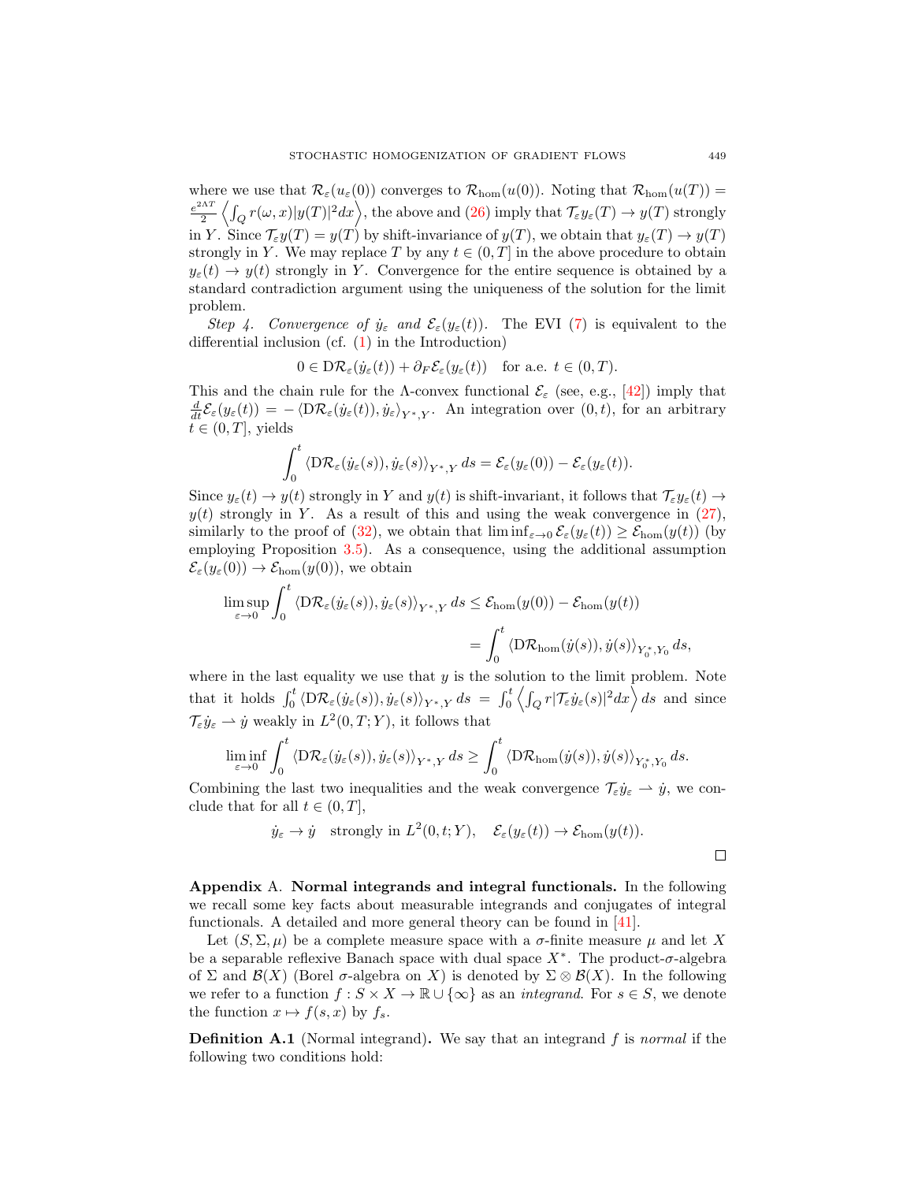where we use that $\mathcal{R}_\varepsilon(u_\varepsilon(0))$ converges to $\mathcal{R}_{\hom}(u(0))$. Noting that $\mathcal{R}_{\hom}(u(T)) = \frac{e^{2\Lambda T}}{2}\left\langle \int_Q r(\omega,x)|y(T)|^2 dx \right\rangle$, the above and (26) imply that $\mathcal{T}_\varepsilon y_\varepsilon(T) \to y(T)$ strongly in $Y$. Since $\mathcal{T}_\varepsilon y(T) = y(T)$ by shift-invariance of $y(T)$, we obtain that $y_\varepsilon(T) \to y(T)$ strongly in $Y$. We may replace $T$ by any $t \in (0,T]$ in the above procedure to obtain $y_\varepsilon(t) \to y(t)$ strongly in $Y$. Convergence for the entire sequence is obtained by a standard contradiction argument using the uniqueness of the solution for the limit problem.

*Step 4. Convergence of $\dot{y}_\varepsilon$ and $\mathcal{E}_\varepsilon(y_\varepsilon(t))$.* The EVI (7) is equivalent to the differential inclusion (cf. (1) in the Introduction)

$$0 \in \mathrm{D}\mathcal{R}_\varepsilon(\dot{y}_\varepsilon(t)) + \partial_F \mathcal{E}_\varepsilon(y_\varepsilon(t)) \quad \text{for a.e. } t \in (0,T).$$

This and the chain rule for the $\Lambda$-convex functional $\mathcal{E}_\varepsilon$ (see, e.g., [42]) imply that $\frac{d}{dt}\mathcal{E}_\varepsilon(y_\varepsilon(t)) = -\langle \mathrm{D}\mathcal{R}_\varepsilon(\dot{y}_\varepsilon(t)), \dot{y}_\varepsilon \rangle_{Y^*,Y}$. An integration over $(0,t)$, for an arbitrary $t \in (0,T]$, yields

$$\int_0^t \langle \mathrm{D}\mathcal{R}_\varepsilon(\dot{y}_\varepsilon(s)), \dot{y}_\varepsilon(s)\rangle_{Y^*,Y}\, ds = \mathcal{E}_\varepsilon(y_\varepsilon(0)) - \mathcal{E}_\varepsilon(y_\varepsilon(t)).$$

Since $y_\varepsilon(t) \to y(t)$ strongly in $Y$ and $y(t)$ is shift-invariant, it follows that $\mathcal{T}_\varepsilon y_\varepsilon(t) \to y(t)$ strongly in $Y$. As a result of this and using the weak convergence in (27), similarly to the proof of (32), we obtain that $\liminf_{\varepsilon\to 0} \mathcal{E}_\varepsilon(y_\varepsilon(t)) \geq \mathcal{E}_{\hom}(y(t))$ (by employing Proposition 3.5). As a consequence, using the additional assumption $\mathcal{E}_\varepsilon(y_\varepsilon(0)) \to \mathcal{E}_{\hom}(y(0))$, we obtain

$$\begin{aligned}\limsup_{\varepsilon\to 0} \int_0^t \langle \mathrm{D}\mathcal{R}_\varepsilon(\dot{y}_\varepsilon(s)), \dot{y}_\varepsilon(s)\rangle_{Y^*,Y}\, ds &\leq \mathcal{E}_{\hom}(y(0)) - \mathcal{E}_{\hom}(y(t)) \\ &= \int_0^t \langle \mathrm{D}\mathcal{R}_{\hom}(\dot{y}(s)), \dot{y}(s)\rangle_{Y_0^*,Y_0}\, ds,\end{aligned}$$

where in the last equality we use that $y$ is the solution to the limit problem. Note that it holds $\int_0^t \langle \mathrm{D}\mathcal{R}_\varepsilon(\dot{y}_\varepsilon(s)), \dot{y}_\varepsilon(s)\rangle_{Y^*,Y}\, ds = \int_0^t \left\langle \int_Q r|\mathcal{T}_\varepsilon \dot{y}_\varepsilon(s)|^2 dx\right\rangle ds$ and since $\mathcal{T}_\varepsilon \dot{y}_\varepsilon \rightharpoonup \dot{y}$ weakly in $L^2(0,T;Y)$, it follows that

$$\liminf_{\varepsilon\to 0} \int_0^t \langle \mathrm{D}\mathcal{R}_\varepsilon(\dot{y}_\varepsilon(s)), \dot{y}_\varepsilon(s)\rangle_{Y^*,Y}\, ds \geq \int_0^t \langle \mathrm{D}\mathcal{R}_{\hom}(\dot{y}(s)), \dot{y}(s)\rangle_{Y_0^*,Y_0}\, ds.$$

Combining the last two inequalities and the weak convergence $\mathcal{T}_\varepsilon \dot{y}_\varepsilon \rightharpoonup \dot{y}$, we conclude that for all $t \in (0,T]$,

$$\dot{y}_\varepsilon \to \dot{y} \quad \text{strongly in } L^2(0,t;Y), \quad \mathcal{E}_\varepsilon(y_\varepsilon(t)) \to \mathcal{E}_{\hom}(y(t)).$$

□

**Appendix A. Normal integrands and integral functionals.** In the following we recall some key facts about measurable integrands and conjugates of integral functionals. A detailed and more general theory can be found in [41].

Let $(S, \Sigma, \mu)$ be a complete measure space with a $\sigma$-finite measure $\mu$ and let $X$ be a separable reflexive Banach space with dual space $X^*$. The product-$\sigma$-algebra of $\Sigma$ and $\mathcal{B}(X)$ (Borel $\sigma$-algebra on $X$) is denoted by $\Sigma \otimes \mathcal{B}(X)$. In the following we refer to a function $f : S \times X \to \mathbb{R} \cup \{\infty\}$ as an *integrand*. For $s \in S$, we denote the function $x \mapsto f(s,x)$ by $f_s$.

**Definition A.1** (Normal integrand)**.** We say that an integrand $f$ is *normal* if the following two conditions hold: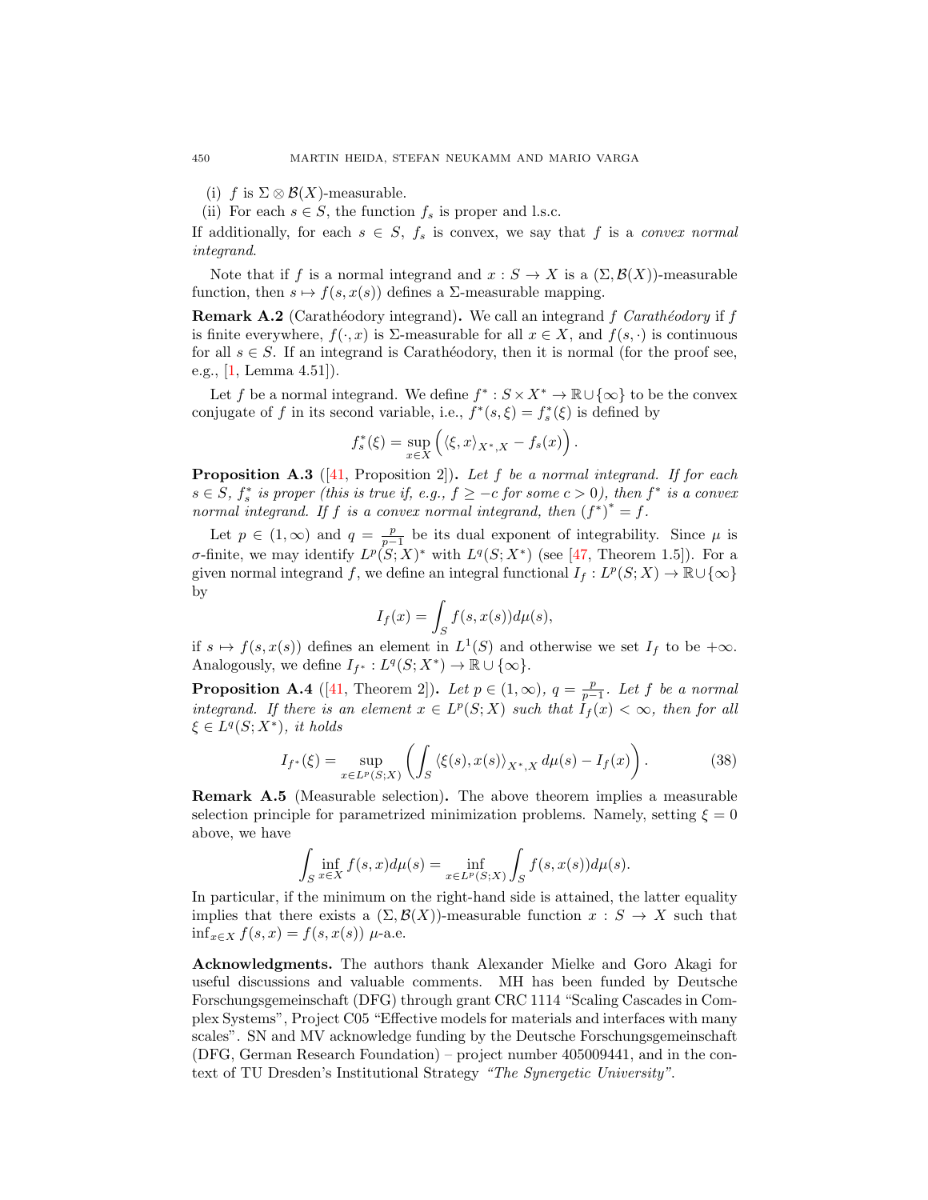(i) $f$ is $\Sigma \otimes \mathcal{B}(X)$-measurable.

(ii) For each $s \in S$, the function $f_s$ is proper and l.s.c.

If additionally, for each $s \in S$, $f_s$ is convex, we say that $f$ is a *convex normal integrand*.

Note that if $f$ is a normal integrand and $x : S \to X$ is a $(\Sigma, \mathcal{B}(X))$-measurable function, then $s \mapsto f(s, x(s))$ defines a $\Sigma$-measurable mapping.

**Remark A.2** (Carathéodory integrand)**.** We call an integrand $f$ *Carathéodory* if $f$ is finite everywhere, $f(\cdot, x)$ is $\Sigma$-measurable for all $x \in X$, and $f(s, \cdot)$ is continuous for all $s \in S$. If an integrand is Carathéodory, then it is normal (for the proof see, e.g., [1, Lemma 4.51]).

Let $f$ be a normal integrand. We define $f^* : S \times X^* \to \mathbb{R} \cup \{\infty\}$ to be the convex conjugate of $f$ in its second variable, i.e., $f^*(s, \xi) = f_s^*(\xi)$ is defined by

$$f_s^*(\xi) = \sup_{x \in X} \left( \langle \xi, x \rangle_{X^*, X} - f_s(x) \right).$$

**Proposition A.3** ([41, Proposition 2])**.** *Let $f$ be a normal integrand. If for each $s \in S$, $f_s^*$ is proper (this is true if, e.g., $f \geq -c$ for some $c > 0$), then $f^*$ is a convex normal integrand. If $f$ is a convex normal integrand, then $(f^*)^* = f$.*

Let $p \in (1, \infty)$ and $q = \frac{p}{p-1}$ be its dual exponent of integrability. Since $\mu$ is $\sigma$-finite, we may identify $L^p(S; X)^*$ with $L^q(S; X^*)$ (see [47, Theorem 1.5]). For a given normal integrand $f$, we define an integral functional $I_f : L^p(S; X) \to \mathbb{R} \cup \{\infty\}$ by

$$I_f(x) = \int_S f(s, x(s)) d\mu(s),$$

if $s \mapsto f(s, x(s))$ defines an element in $L^1(S)$ and otherwise we set $I_f$ to be $+\infty$. Analogously, we define $I_{f^*} : L^q(S; X^*) \to \mathbb{R} \cup \{\infty\}$.

**Proposition A.4** ([41, Theorem 2])**.** *Let $p \in (1, \infty)$, $q = \frac{p}{p-1}$. Let $f$ be a normal integrand. If there is an element $x \in L^p(S; X)$ such that $I_f(x) < \infty$, then for all $\xi \in L^q(S; X^*)$, it holds*

$$I_{f^*}(\xi) = \sup_{x \in L^p(S;X)} \left( \int_S \langle \xi(s), x(s) \rangle_{X^*, X} \, d\mu(s) - I_f(x) \right). \tag{38}$$

**Remark A.5** (Measurable selection)**.** The above theorem implies a measurable selection principle for parametrized minimization problems. Namely, setting $\xi = 0$ above, we have

$$\int_S \inf_{x \in X} f(s, x) d\mu(s) = \inf_{x \in L^p(S;X)} \int_S f(s, x(s)) d\mu(s).$$

In particular, if the minimum on the right-hand side is attained, the latter equality implies that there exists a $(\Sigma, \mathcal{B}(X))$-measurable function $x : S \to X$ such that $\inf_{x \in X} f(s, x) = f(s, x(s))$ $\mu$-a.e.

**Acknowledgments.** The authors thank Alexander Mielke and Goro Akagi for useful discussions and valuable comments. MH has been funded by Deutsche Forschungsgemeinschaft (DFG) through grant CRC 1114 "Scaling Cascades in Complex Systems", Project C05 "Effective models for materials and interfaces with many scales". SN and MV acknowledge funding by the Deutsche Forschungsgemeinschaft (DFG, German Research Foundation) – project number 405009441, and in the context of TU Dresden's Institutional Strategy *"The Synergetic University"*.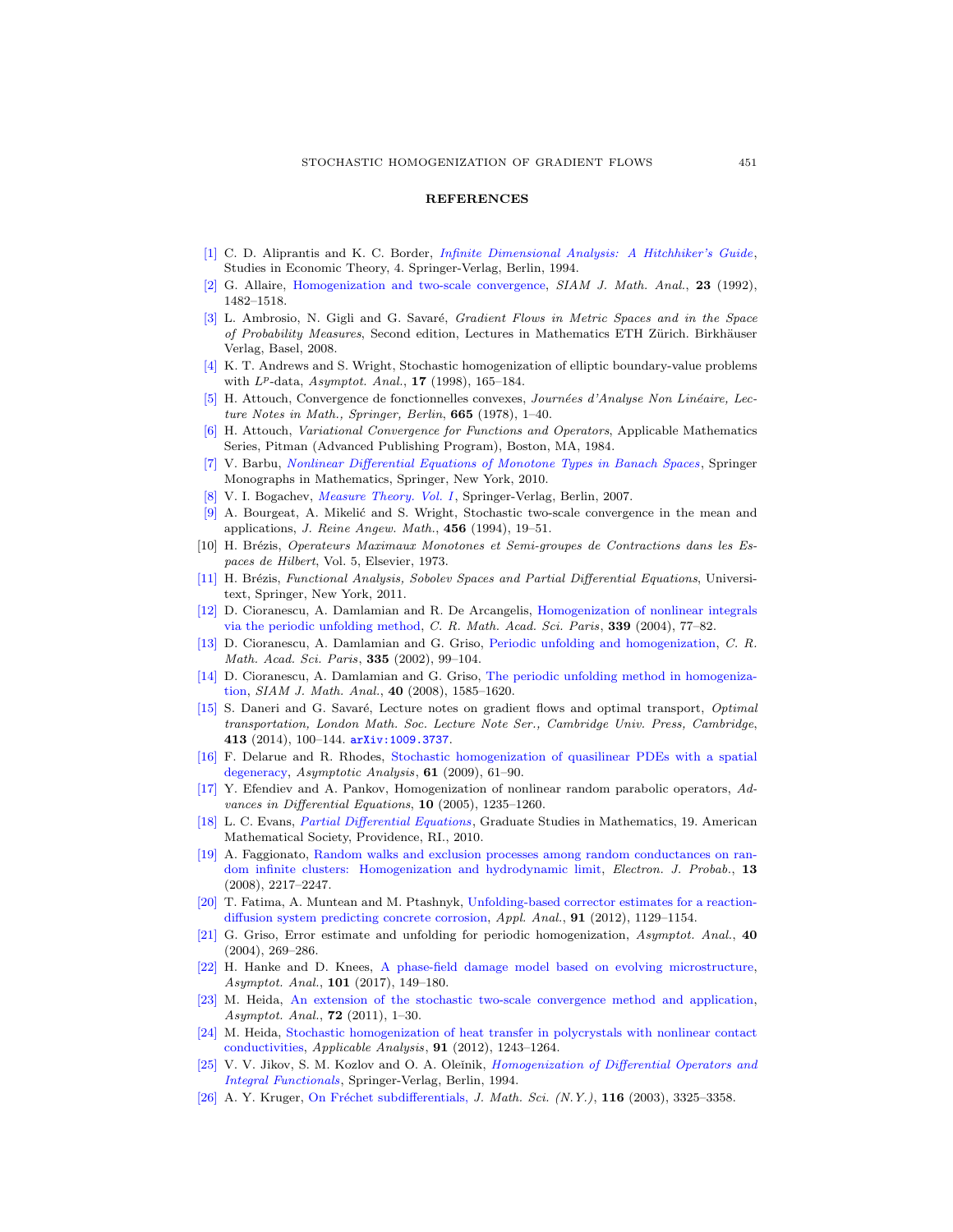## REFERENCES

[1] C. D. Aliprantis and K. C. Border, *Infinite Dimensional Analysis: A Hitchhiker's Guide*, Studies in Economic Theory, 4. Springer-Verlag, Berlin, 1994.

[2] G. Allaire, Homogenization and two-scale convergence, *SIAM J. Math. Anal.*, **23** (1992), 1482–1518.

[3] L. Ambrosio, N. Gigli and G. Savaré, *Gradient Flows in Metric Spaces and in the Space of Probability Measures*, Second edition, Lectures in Mathematics ETH Zürich. Birkhäuser Verlag, Basel, 2008.

[4] K. T. Andrews and S. Wright, Stochastic homogenization of elliptic boundary-value problems with $L^p$-data, *Asymptot. Anal.*, **17** (1998), 165–184.

[5] H. Attouch, Convergence de fonctionnelles convexes, *Journées d'Analyse Non Linéaire, Lecture Notes in Math., Springer, Berlin*, **665** (1978), 1–40.

[6] H. Attouch, *Variational Convergence for Functions and Operators*, Applicable Mathematics Series, Pitman (Advanced Publishing Program), Boston, MA, 1984.

[7] V. Barbu, *Nonlinear Differential Equations of Monotone Types in Banach Spaces*, Springer Monographs in Mathematics, Springer, New York, 2010.

[8] V. I. Bogachev, *Measure Theory. Vol. I*, Springer-Verlag, Berlin, 2007.

[9] A. Bourgeat, A. Mikelić and S. Wright, Stochastic two-scale convergence in the mean and applications, *J. Reine Angew. Math.*, **456** (1994), 19–51.

[10] H. Brézis, *Operateurs Maximaux Monotones et Semi-groupes de Contractions dans les Espaces de Hilbert*, Vol. 5, Elsevier, 1973.

[11] H. Brézis, *Functional Analysis, Sobolev Spaces and Partial Differential Equations*, Universitext, Springer, New York, 2011.

[12] D. Cioranescu, A. Damlamian and R. De Arcangelis, Homogenization of nonlinear integrals via the periodic unfolding method, *C. R. Math. Acad. Sci. Paris*, **339** (2004), 77–82.

[13] D. Cioranescu, A. Damlamian and G. Griso, Periodic unfolding and homogenization, *C. R. Math. Acad. Sci. Paris*, **335** (2002), 99–104.

[14] D. Cioranescu, A. Damlamian and G. Griso, The periodic unfolding method in homogenization, *SIAM J. Math. Anal.*, **40** (2008), 1585–1620.

[15] S. Daneri and G. Savaré, Lecture notes on gradient flows and optimal transport, *Optimal transportation, London Math. Soc. Lecture Note Ser., Cambridge Univ. Press, Cambridge*, **413** (2014), 100–144. arXiv:1009.3737.

[16] F. Delarue and R. Rhodes, Stochastic homogenization of quasilinear PDEs with a spatial degeneracy, *Asymptotic Analysis*, **61** (2009), 61–90.

[17] Y. Efendiev and A. Pankov, Homogenization of nonlinear random parabolic operators, *Advances in Differential Equations*, **10** (2005), 1235–1260.

[18] L. C. Evans, *Partial Differential Equations*, Graduate Studies in Mathematics, 19. American Mathematical Society, Providence, RI., 2010.

[19] A. Faggionato, Random walks and exclusion processes among random conductances on random infinite clusters: Homogenization and hydrodynamic limit, *Electron. J. Probab.*, **13** (2008), 2217–2247.

[20] T. Fatima, A. Muntean and M. Ptashnyk, Unfolding-based corrector estimates for a reaction-diffusion system predicting concrete corrosion, *Appl. Anal.*, **91** (2012), 1129–1154.

[21] G. Griso, Error estimate and unfolding for periodic homogenization, *Asymptot. Anal.*, **40** (2004), 269–286.

[22] H. Hanke and D. Knees, A phase-field damage model based on evolving microstructure, *Asymptot. Anal.*, **101** (2017), 149–180.

[23] M. Heida, An extension of the stochastic two-scale convergence method and application, *Asymptot. Anal.*, **72** (2011), 1–30.

[24] M. Heida, Stochastic homogenization of heat transfer in polycrystals with nonlinear contact conductivities, *Applicable Analysis*, **91** (2012), 1243–1264.

[25] V. V. Jikov, S. M. Kozlov and O. A. Oleĭnik, *Homogenization of Differential Operators and Integral Functionals*, Springer-Verlag, Berlin, 1994.

[26] A. Y. Kruger, On Fréchet subdifferentials, *J. Math. Sci. (N.Y.)*, **116** (2003), 3325–3358.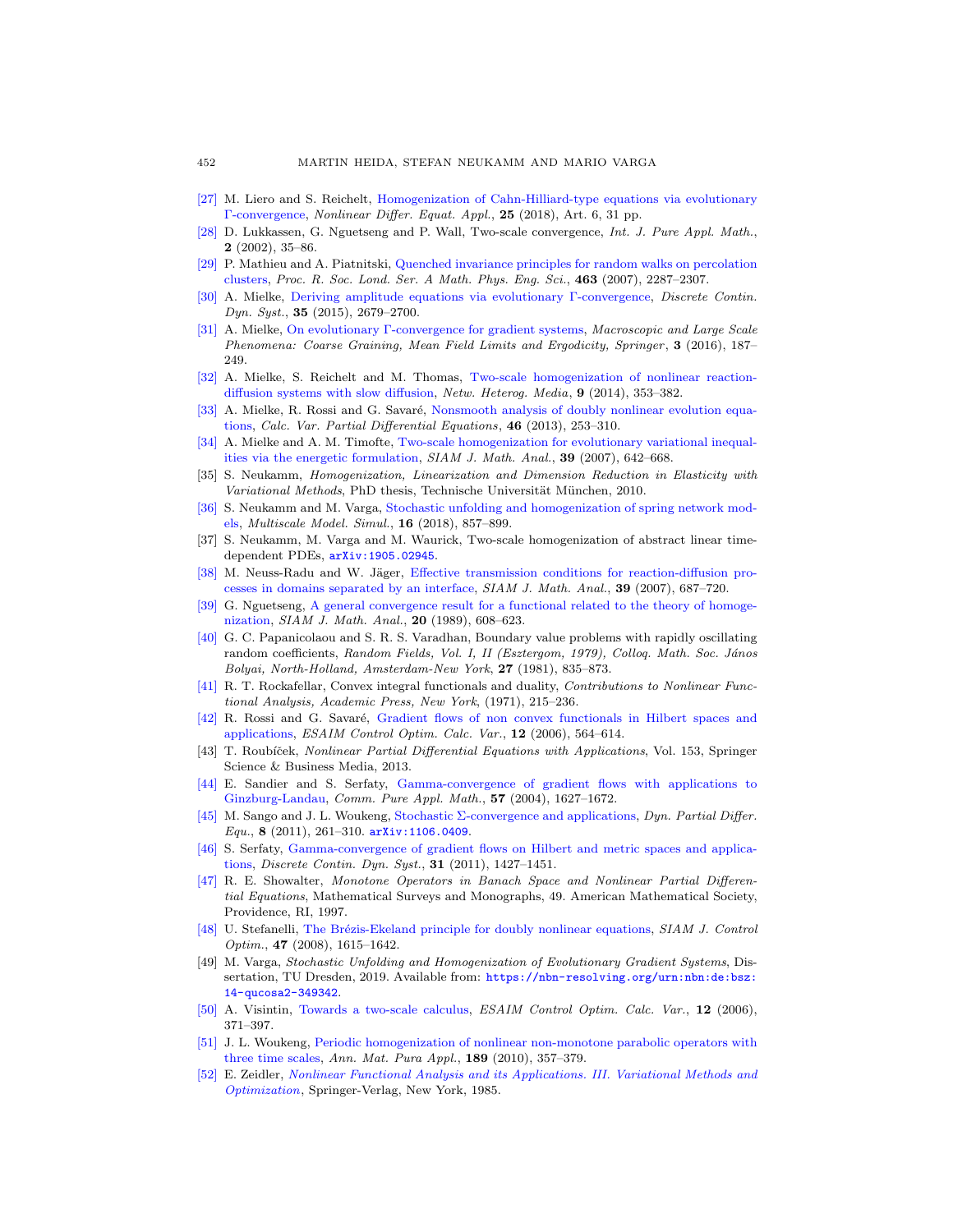[27] M. Liero and S. Reichelt, Homogenization of Cahn-Hilliard-type equations via evolutionary Γ-convergence, *Nonlinear Differ. Equat. Appl.*, **25** (2018), Art. 6, 31 pp.

[28] D. Lukkassen, G. Nguetseng and P. Wall, Two-scale convergence, *Int. J. Pure Appl. Math.*, **2** (2002), 35–86.

[29] P. Mathieu and A. Piatnitski, Quenched invariance principles for random walks on percolation clusters, *Proc. R. Soc. Lond. Ser. A Math. Phys. Eng. Sci.*, **463** (2007), 2287–2307.

[30] A. Mielke, Deriving amplitude equations via evolutionary Γ-convergence, *Discrete Contin. Dyn. Syst.*, **35** (2015), 2679–2700.

[31] A. Mielke, On evolutionary Γ-convergence for gradient systems, *Macroscopic and Large Scale Phenomena: Coarse Graining, Mean Field Limits and Ergodicity, Springer*, **3** (2016), 187–249.

[32] A. Mielke, S. Reichelt and M. Thomas, Two-scale homogenization of nonlinear reaction-diffusion systems with slow diffusion, *Netw. Heterog. Media*, **9** (2014), 353–382.

[33] A. Mielke, R. Rossi and G. Savaré, Nonsmooth analysis of doubly nonlinear evolution equations, *Calc. Var. Partial Differential Equations*, **46** (2013), 253–310.

[34] A. Mielke and A. M. Timofte, Two-scale homogenization for evolutionary variational inequalities via the energetic formulation, *SIAM J. Math. Anal.*, **39** (2007), 642–668.

[35] S. Neukamm, *Homogenization, Linearization and Dimension Reduction in Elasticity with Variational Methods*, PhD thesis, Technische Universität München, 2010.

[36] S. Neukamm and M. Varga, Stochastic unfolding and homogenization of spring network models, *Multiscale Model. Simul.*, **16** (2018), 857–899.

[37] S. Neukamm, M. Varga and M. Waurick, Two-scale homogenization of abstract linear time-dependent PDEs, arXiv:1905.02945.

[38] M. Neuss-Radu and W. Jäger, Effective transmission conditions for reaction-diffusion processes in domains separated by an interface, *SIAM J. Math. Anal.*, **39** (2007), 687–720.

[39] G. Nguetseng, A general convergence result for a functional related to the theory of homogenization, *SIAM J. Math. Anal.*, **20** (1989), 608–623.

[40] G. C. Papanicolaou and S. R. S. Varadhan, Boundary value problems with rapidly oscillating random coefficients, *Random Fields, Vol. I, II (Esztergom, 1979), Colloq. Math. Soc. János Bolyai, North-Holland, Amsterdam-New York*, **27** (1981), 835–873.

[41] R. T. Rockafellar, Convex integral functionals and duality, *Contributions to Nonlinear Functional Analysis, Academic Press, New York*, (1971), 215–236.

[42] R. Rossi and G. Savaré, Gradient flows of non convex functionals in Hilbert spaces and applications, *ESAIM Control Optim. Calc. Var.*, **12** (2006), 564–614.

[43] T. Roubíček, *Nonlinear Partial Differential Equations with Applications*, Vol. 153, Springer Science & Business Media, 2013.

[44] E. Sandier and S. Serfaty, Gamma-convergence of gradient flows with applications to Ginzburg-Landau, *Comm. Pure Appl. Math.*, **57** (2004), 1627–1672.

[45] M. Sango and J. L. Woukeng, Stochastic Σ-convergence and applications, *Dyn. Partial Differ. Equ.*, **8** (2011), 261–310. arXiv:1106.0409.

[46] S. Serfaty, Gamma-convergence of gradient flows on Hilbert and metric spaces and applications, *Discrete Contin. Dyn. Syst.*, **31** (2011), 1427–1451.

[47] R. E. Showalter, *Monotone Operators in Banach Space and Nonlinear Partial Differential Equations*, Mathematical Surveys and Monographs, 49. American Mathematical Society, Providence, RI, 1997.

[48] U. Stefanelli, The Brézis-Ekeland principle for doubly nonlinear equations, *SIAM J. Control Optim.*, **47** (2008), 1615–1642.

[49] M. Varga, *Stochastic Unfolding and Homogenization of Evolutionary Gradient Systems*, Dissertation, TU Dresden, 2019. Available from: https://nbn-resolving.org/urn:nbn:de:bsz:14-qucosa2-349342.

[50] A. Visintin, Towards a two-scale calculus, *ESAIM Control Optim. Calc. Var.*, **12** (2006), 371–397.

[51] J. L. Woukeng, Periodic homogenization of nonlinear non-monotone parabolic operators with three time scales, *Ann. Mat. Pura Appl.*, **189** (2010), 357–379.

[52] E. Zeidler, *Nonlinear Functional Analysis and its Applications. III. Variational Methods and Optimization*, Springer-Verlag, New York, 1985.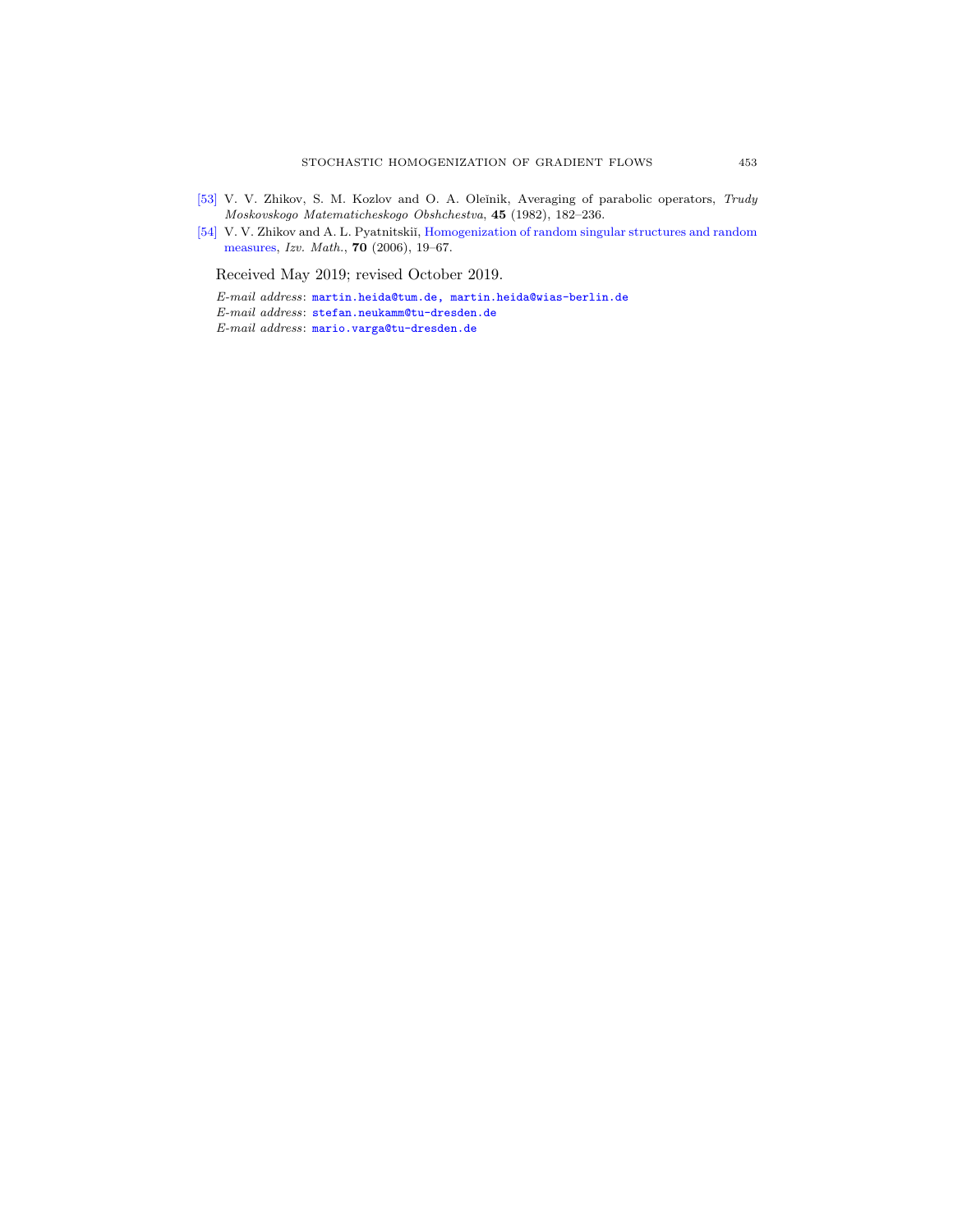[53] V. V. Zhikov, S. M. Kozlov and O. A. Oleĭnik, Averaging of parabolic operators, *Trudy Moskovskogo Matematicheskogo Obshchestva*, **45** (1982), 182–236.

[54] V. V. Zhikov and A. L. Pyatnitskiĭ, Homogenization of random singular structures and random measures, *Izv. Math.*, **70** (2006), 19–67.

Received May 2019; revised October 2019.

*E-mail address*: martin.heida@tum.de, martin.heida@wias-berlin.de
*E-mail address*: stefan.neukamm@tu-dresden.de
*E-mail address*: mario.varga@tu-dresden.de